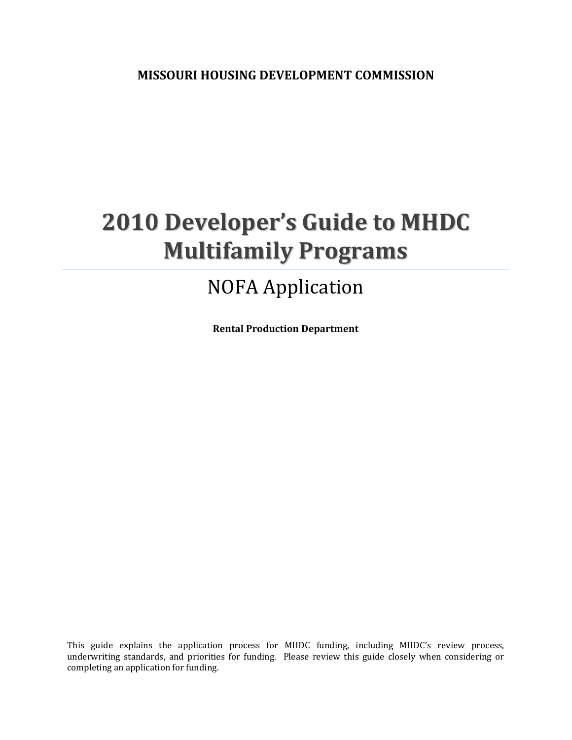**MISSOURI HOUSING DEVELOPMENT COMMISSION**

# 2010 Developer's Guide to MHDC Multifamily Programs

## NOFA Application

**Rental Production Department**

This guide explains the application process for MHDC funding, including MHDC's review process, underwriting standards, and priorities for funding. Please review this guide closely when considering or completing an application for funding.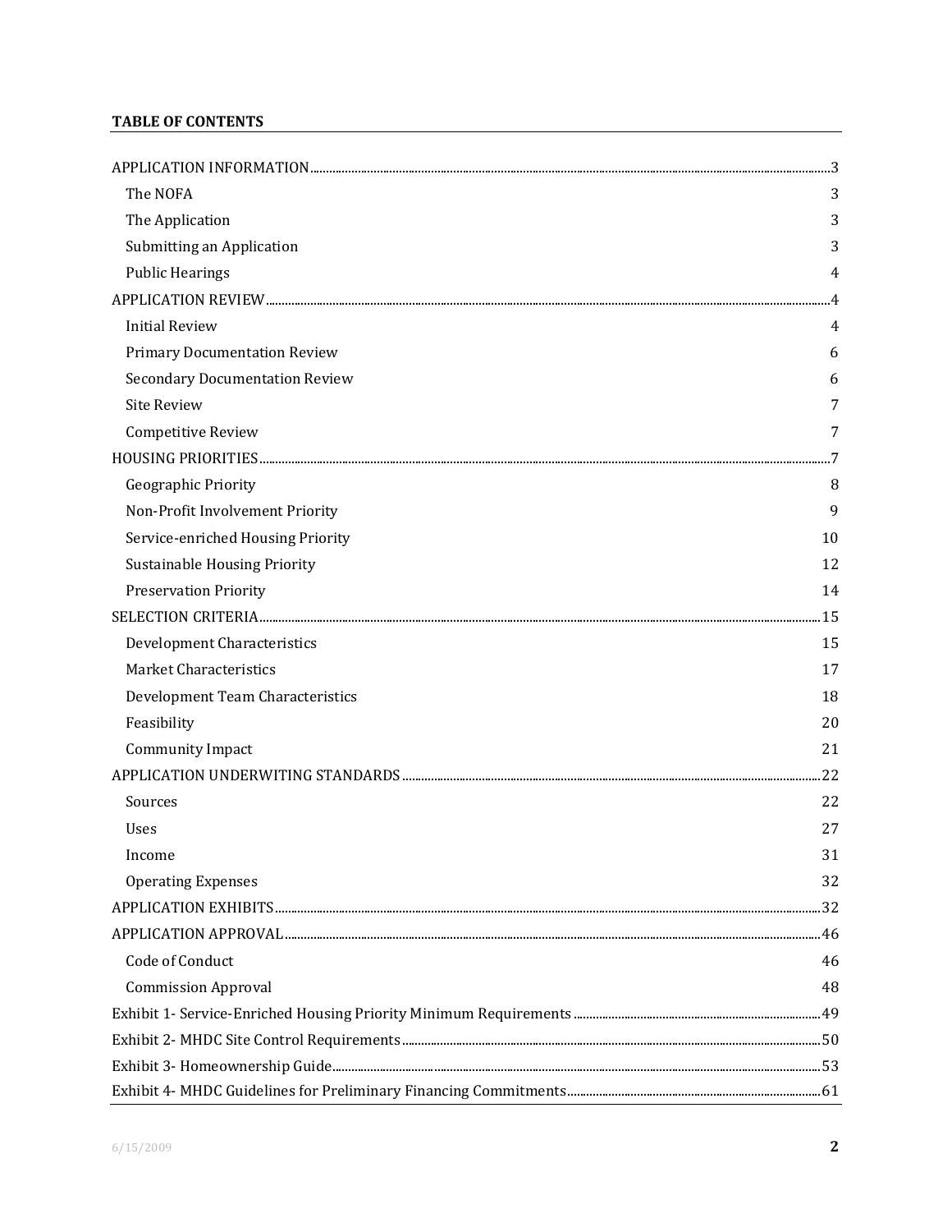**TABLE OF CONTENTS**

APPLICATION INFORMATION....3
- The NOFA 3
- The Application 3
- Submitting an Application 3
- Public Hearings 4

APPLICATION REVIEW....4
- Initial Review 4
- Primary Documentation Review 6
- Secondary Documentation Review 6
- Site Review 7
- Competitive Review 7

HOUSING PRIORITIES....7
- Geographic Priority 8
- Non-Profit Involvement Priority 9
- Service-enriched Housing Priority 10
- Sustainable Housing Priority 12
- Preservation Priority 14

SELECTION CRITERIA....15
- Development Characteristics 15
- Market Characteristics 17
- Development Team Characteristics 18
- Feasibility 20
- Community Impact 21

APPLICATION UNDERWITING STANDARDS....22
- Sources 22
- Uses 27
- Income 31
- Operating Expenses 32

APPLICATION EXHIBITS....32

APPLICATION APPROVAL....46
- Code of Conduct 46
- Commission Approval 48

Exhibit 1- Service-Enriched Housing Priority Minimum Requirements....49

Exhibit 2- MHDC Site Control Requirements....50

Exhibit 3- Homeownership Guide....53

Exhibit 4- MHDC Guidelines for Preliminary Financing Commitments....61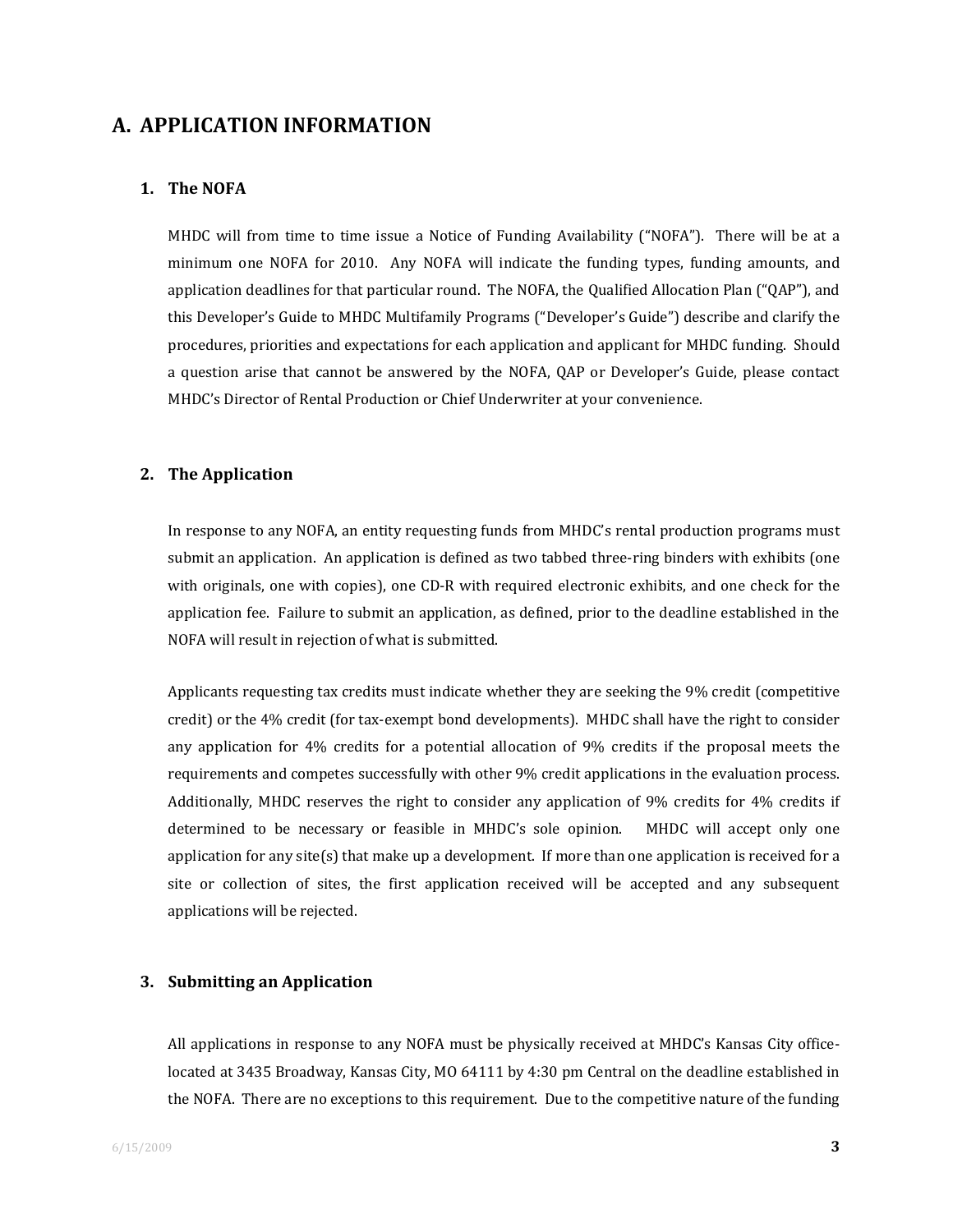## A. APPLICATION INFORMATION

### 1. The NOFA

MHDC will from time to time issue a Notice of Funding Availability ("NOFA"). There will be at a minimum one NOFA for 2010. Any NOFA will indicate the funding types, funding amounts, and application deadlines for that particular round. The NOFA, the Qualified Allocation Plan ("QAP"), and this Developer's Guide to MHDC Multifamily Programs ("Developer's Guide") describe and clarify the procedures, priorities and expectations for each application and applicant for MHDC funding. Should a question arise that cannot be answered by the NOFA, QAP or Developer's Guide, please contact MHDC's Director of Rental Production or Chief Underwriter at your convenience.

### 2. The Application

In response to any NOFA, an entity requesting funds from MHDC's rental production programs must submit an application. An application is defined as two tabbed three-ring binders with exhibits (one with originals, one with copies), one CD-R with required electronic exhibits, and one check for the application fee. Failure to submit an application, as defined, prior to the deadline established in the NOFA will result in rejection of what is submitted.

Applicants requesting tax credits must indicate whether they are seeking the 9% credit (competitive credit) or the 4% credit (for tax-exempt bond developments). MHDC shall have the right to consider any application for 4% credits for a potential allocation of 9% credits if the proposal meets the requirements and competes successfully with other 9% credit applications in the evaluation process. Additionally, MHDC reserves the right to consider any application of 9% credits for 4% credits if determined to be necessary or feasible in MHDC's sole opinion. MHDC will accept only one application for any site(s) that make up a development. If more than one application is received for a site or collection of sites, the first application received will be accepted and any subsequent applications will be rejected.

### 3. Submitting an Application

All applications in response to any NOFA must be physically received at MHDC's Kansas City office-located at 3435 Broadway, Kansas City, MO 64111 by 4:30 pm Central on the deadline established in the NOFA. There are no exceptions to this requirement. Due to the competitive nature of the funding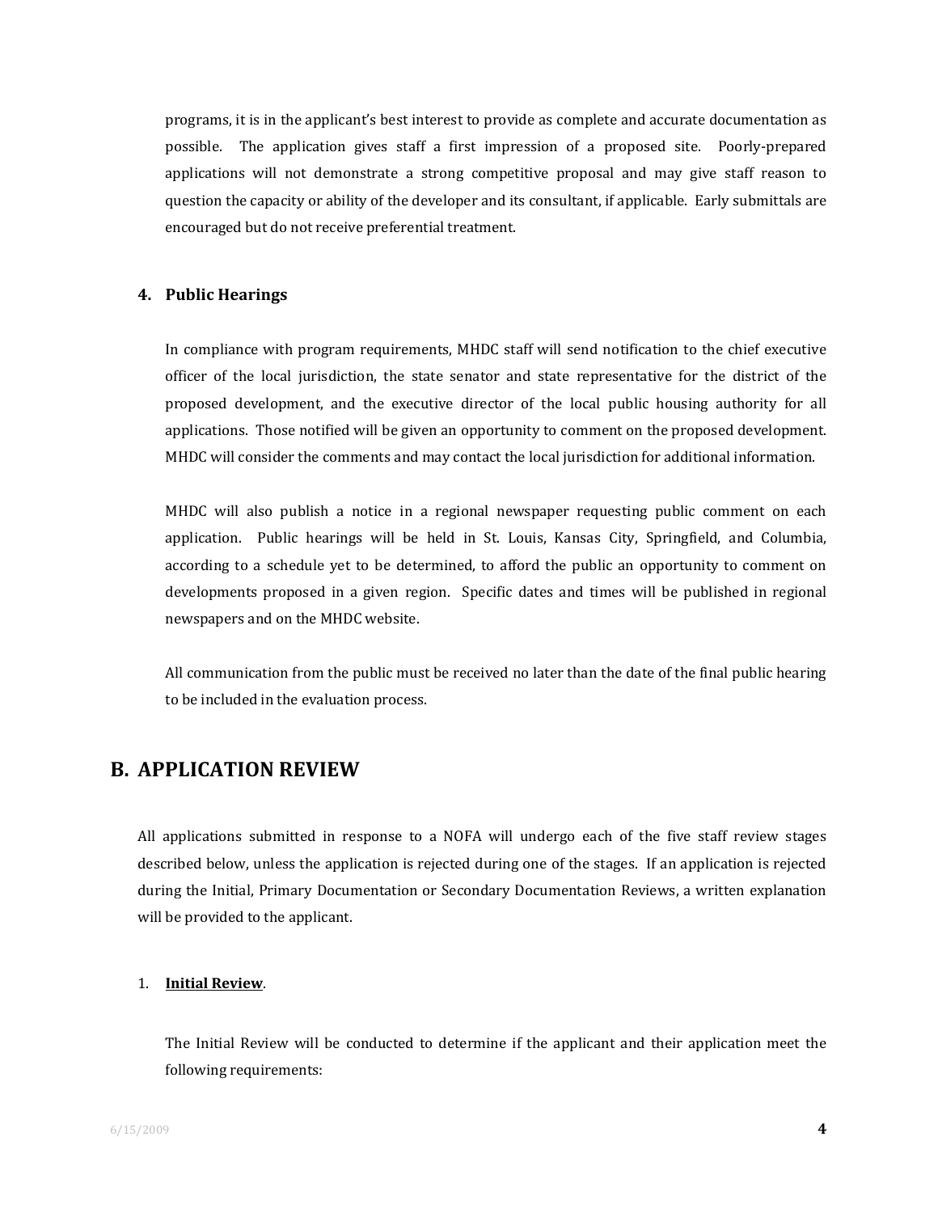programs, it is in the applicant's best interest to provide as complete and accurate documentation as possible. The application gives staff a first impression of a proposed site. Poorly-prepared applications will not demonstrate a strong competitive proposal and may give staff reason to question the capacity or ability of the developer and its consultant, if applicable. Early submittals are encouraged but do not receive preferential treatment.

### 4. Public Hearings

In compliance with program requirements, MHDC staff will send notification to the chief executive officer of the local jurisdiction, the state senator and state representative for the district of the proposed development, and the executive director of the local public housing authority for all applications. Those notified will be given an opportunity to comment on the proposed development. MHDC will consider the comments and may contact the local jurisdiction for additional information.

MHDC will also publish a notice in a regional newspaper requesting public comment on each application. Public hearings will be held in St. Louis, Kansas City, Springfield, and Columbia, according to a schedule yet to be determined, to afford the public an opportunity to comment on developments proposed in a given region. Specific dates and times will be published in regional newspapers and on the MHDC website.

All communication from the public must be received no later than the date of the final public hearing to be included in the evaluation process.

## B. APPLICATION REVIEW

All applications submitted in response to a NOFA will undergo each of the five staff review stages described below, unless the application is rejected during one of the stages. If an application is rejected during the Initial, Primary Documentation or Secondary Documentation Reviews, a written explanation will be provided to the applicant.

1. **<u>Initial Review</u>**.

   The Initial Review will be conducted to determine if the applicant and their application meet the following requirements: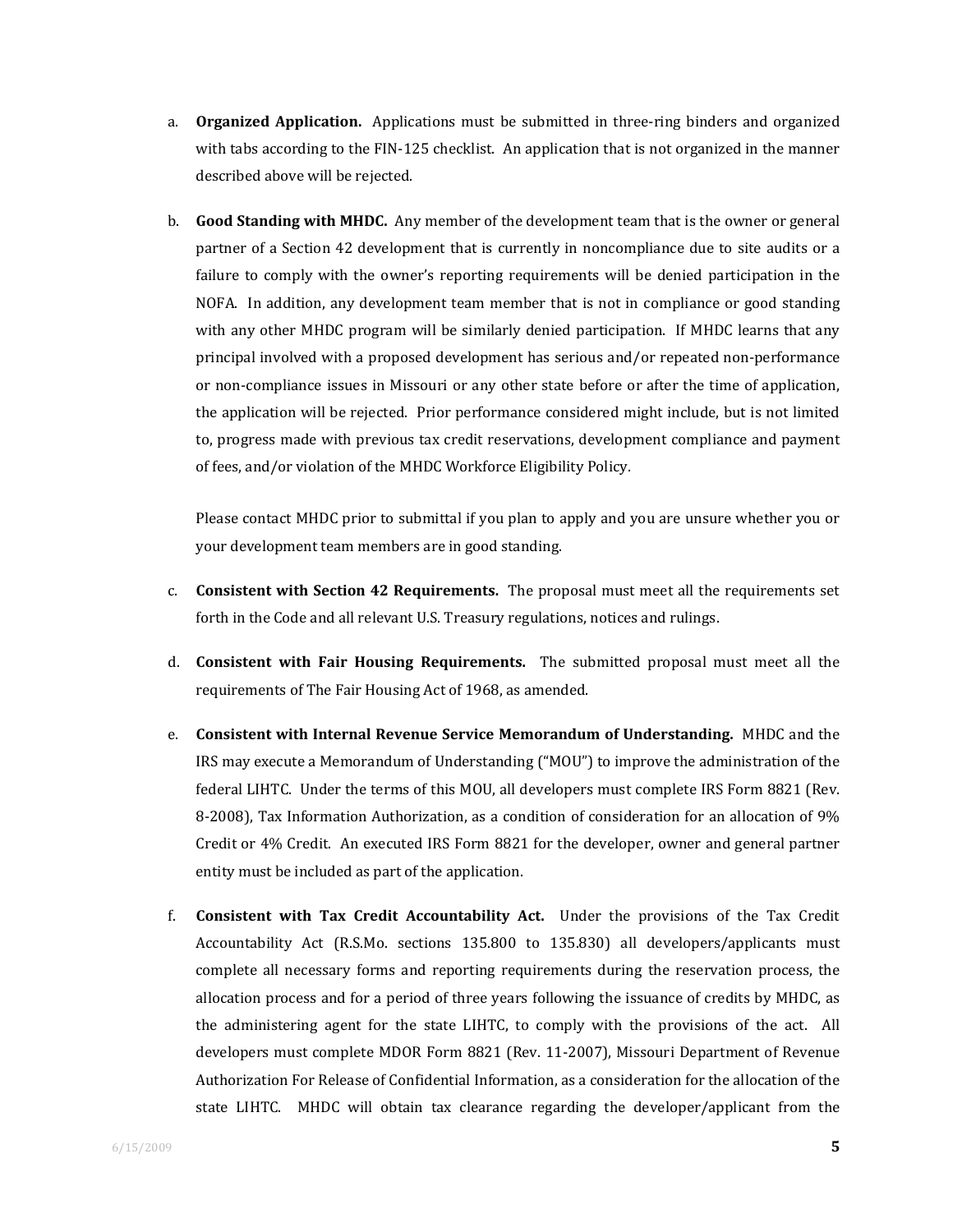a. **Organized Application.** Applications must be submitted in three-ring binders and organized with tabs according to the FIN-125 checklist. An application that is not organized in the manner described above will be rejected.

b. **Good Standing with MHDC.** Any member of the development team that is the owner or general partner of a Section 42 development that is currently in noncompliance due to site audits or a failure to comply with the owner's reporting requirements will be denied participation in the NOFA. In addition, any development team member that is not in compliance or good standing with any other MHDC program will be similarly denied participation. If MHDC learns that any principal involved with a proposed development has serious and/or repeated non-performance or non-compliance issues in Missouri or any other state before or after the time of application, the application will be rejected. Prior performance considered might include, but is not limited to, progress made with previous tax credit reservations, development compliance and payment of fees, and/or violation of the MHDC Workforce Eligibility Policy.

   Please contact MHDC prior to submittal if you plan to apply and you are unsure whether you or your development team members are in good standing.

c. **Consistent with Section 42 Requirements.** The proposal must meet all the requirements set forth in the Code and all relevant U.S. Treasury regulations, notices and rulings.

d. **Consistent with Fair Housing Requirements.** The submitted proposal must meet all the requirements of The Fair Housing Act of 1968, as amended.

e. **Consistent with Internal Revenue Service Memorandum of Understanding.** MHDC and the IRS may execute a Memorandum of Understanding ("MOU") to improve the administration of the federal LIHTC. Under the terms of this MOU, all developers must complete IRS Form 8821 (Rev. 8-2008), Tax Information Authorization, as a condition of consideration for an allocation of 9% Credit or 4% Credit. An executed IRS Form 8821 for the developer, owner and general partner entity must be included as part of the application.

f. **Consistent with Tax Credit Accountability Act.** Under the provisions of the Tax Credit Accountability Act (R.S.Mo. sections 135.800 to 135.830) all developers/applicants must complete all necessary forms and reporting requirements during the reservation process, the allocation process and for a period of three years following the issuance of credits by MHDC, as the administering agent for the state LIHTC, to comply with the provisions of the act. All developers must complete MDOR Form 8821 (Rev. 11-2007), Missouri Department of Revenue Authorization For Release of Confidential Information, as a consideration for the allocation of the state LIHTC. MHDC will obtain tax clearance regarding the developer/applicant from the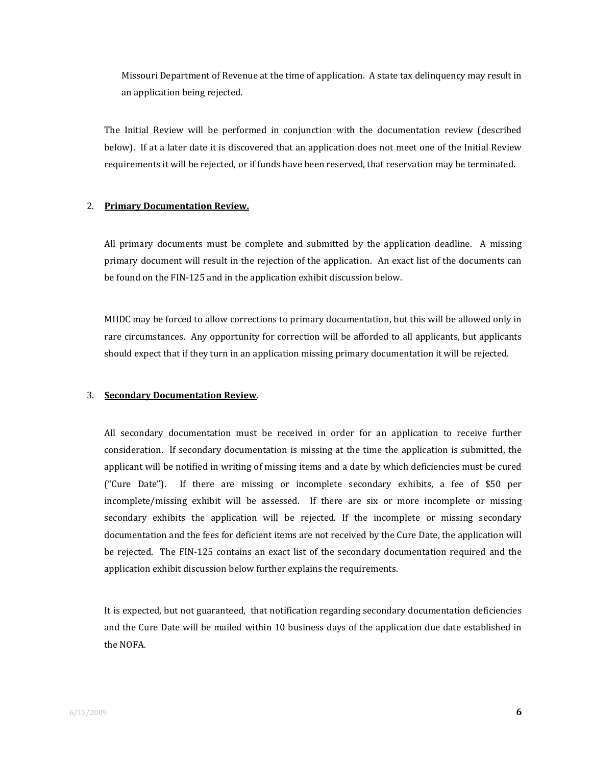Missouri Department of Revenue at the time of application. A state tax delinquency may result in an application being rejected.

The Initial Review will be performed in conjunction with the documentation review (described below). If at a later date it is discovered that an application does not meet one of the Initial Review requirements it will be rejected, or if funds have been reserved, that reservation may be terminated.

2. **Primary Documentation Review.**

All primary documents must be complete and submitted by the application deadline. A missing primary document will result in the rejection of the application. An exact list of the documents can be found on the FIN-125 and in the application exhibit discussion below.

MHDC may be forced to allow corrections to primary documentation, but this will be allowed only in rare circumstances. Any opportunity for correction will be afforded to all applicants, but applicants should expect that if they turn in an application missing primary documentation it will be rejected.

3. **Secondary Documentation Review**.

All secondary documentation must be received in order for an application to receive further consideration. If secondary documentation is missing at the time the application is submitted, the applicant will be notified in writing of missing items and a date by which deficiencies must be cured ("Cure Date"). If there are missing or incomplete secondary exhibits, a fee of $50 per incomplete/missing exhibit will be assessed. If there are six or more incomplete or missing secondary exhibits the application will be rejected. If the incomplete or missing secondary documentation and the fees for deficient items are not received by the Cure Date, the application will be rejected. The FIN-125 contains an exact list of the secondary documentation required and the application exhibit discussion below further explains the requirements.

It is expected, but not guaranteed, that notification regarding secondary documentation deficiencies and the Cure Date will be mailed within 10 business days of the application due date established in the NOFA.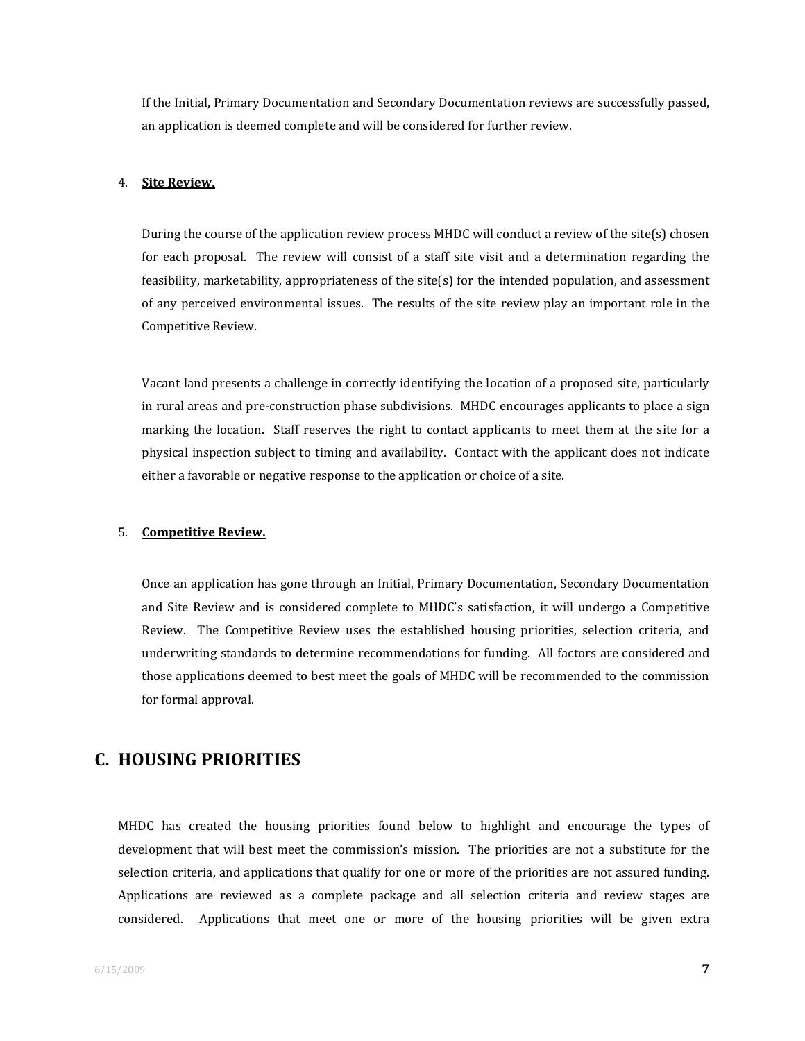If the Initial, Primary Documentation and Secondary Documentation reviews are successfully passed, an application is deemed complete and will be considered for further review.

4. **Site Review.**

   During the course of the application review process MHDC will conduct a review of the site(s) chosen for each proposal. The review will consist of a staff site visit and a determination regarding the feasibility, marketability, appropriateness of the site(s) for the intended population, and assessment of any perceived environmental issues. The results of the site review play an important role in the Competitive Review.

   Vacant land presents a challenge in correctly identifying the location of a proposed site, particularly in rural areas and pre-construction phase subdivisions. MHDC encourages applicants to place a sign marking the location. Staff reserves the right to contact applicants to meet them at the site for a physical inspection subject to timing and availability. Contact with the applicant does not indicate either a favorable or negative response to the application or choice of a site.

5. **Competitive Review.**

   Once an application has gone through an Initial, Primary Documentation, Secondary Documentation and Site Review and is considered complete to MHDC's satisfaction, it will undergo a Competitive Review. The Competitive Review uses the established housing priorities, selection criteria, and underwriting standards to determine recommendations for funding. All factors are considered and those applications deemed to best meet the goals of MHDC will be recommended to the commission for formal approval.

## C. HOUSING PRIORITIES

MHDC has created the housing priorities found below to highlight and encourage the types of development that will best meet the commission's mission. The priorities are not a substitute for the selection criteria, and applications that qualify for one or more of the priorities are not assured funding. Applications are reviewed as a complete package and all selection criteria and review stages are considered. Applications that meet one or more of the housing priorities will be given extra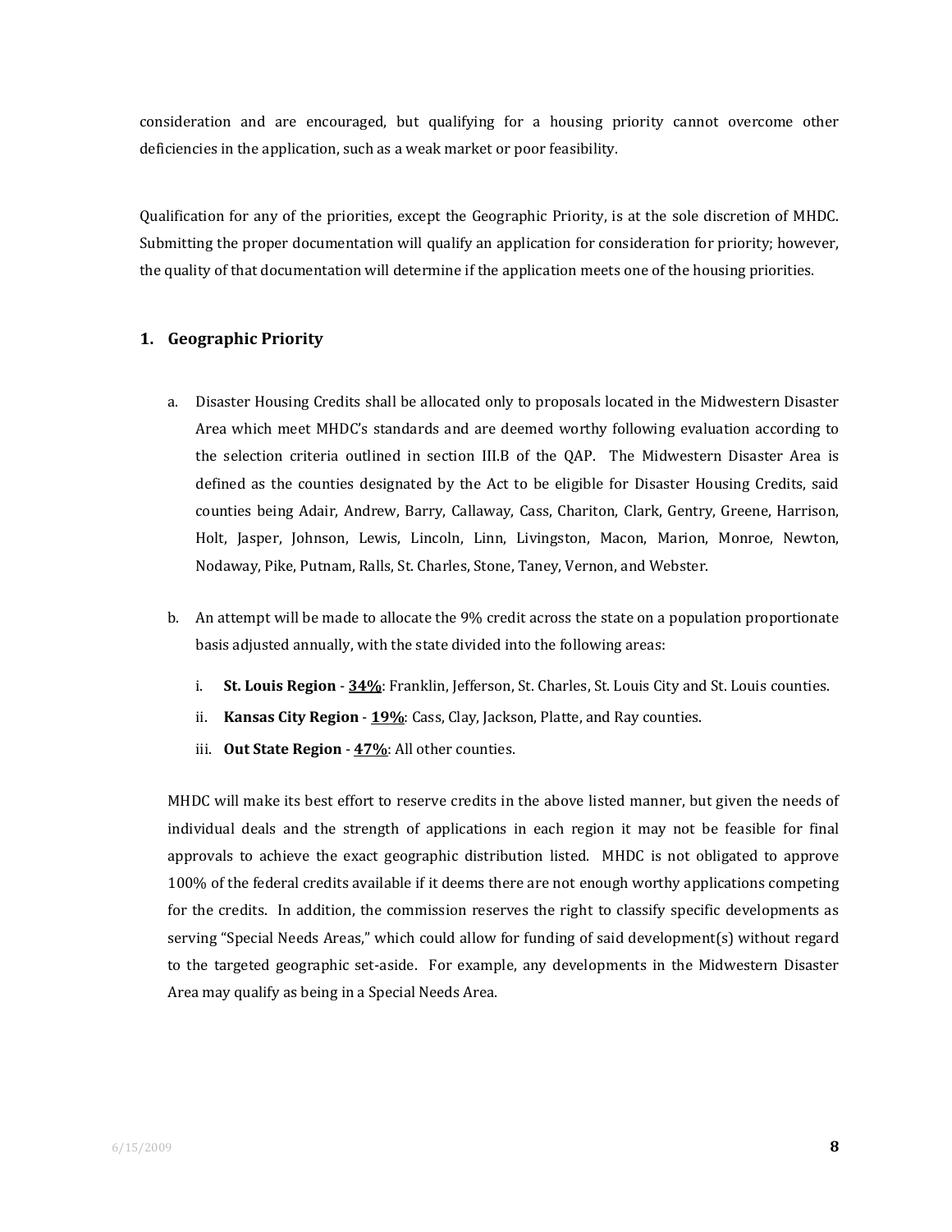consideration and are encouraged, but qualifying for a housing priority cannot overcome other deficiencies in the application, such as a weak market or poor feasibility.

Qualification for any of the priorities, except the Geographic Priority, is at the sole discretion of MHDC. Submitting the proper documentation will qualify an application for consideration for priority; however, the quality of that documentation will determine if the application meets one of the housing priorities.

### 1. Geographic Priority

a. Disaster Housing Credits shall be allocated only to proposals located in the Midwestern Disaster Area which meet MHDC's standards and are deemed worthy following evaluation according to the selection criteria outlined in section III.B of the QAP. The Midwestern Disaster Area is defined as the counties designated by the Act to be eligible for Disaster Housing Credits, said counties being Adair, Andrew, Barry, Callaway, Cass, Chariton, Clark, Gentry, Greene, Harrison, Holt, Jasper, Johnson, Lewis, Lincoln, Linn, Livingston, Macon, Marion, Monroe, Newton, Nodaway, Pike, Putnam, Ralls, St. Charles, Stone, Taney, Vernon, and Webster.

b. An attempt will be made to allocate the 9% credit across the state on a population proportionate basis adjusted annually, with the state divided into the following areas:

   i. **St. Louis Region** - **<u>34%</u>**: Franklin, Jefferson, St. Charles, St. Louis City and St. Louis counties.

   ii. **Kansas City Region** - **<u>19%</u>**: Cass, Clay, Jackson, Platte, and Ray counties.

   iii. **Out State Region** - **<u>47%</u>**: All other counties.

MHDC will make its best effort to reserve credits in the above listed manner, but given the needs of individual deals and the strength of applications in each region it may not be feasible for final approvals to achieve the exact geographic distribution listed. MHDC is not obligated to approve 100% of the federal credits available if it deems there are not enough worthy applications competing for the credits. In addition, the commission reserves the right to classify specific developments as serving "Special Needs Areas," which could allow for funding of said development(s) without regard to the targeted geographic set-aside. For example, any developments in the Midwestern Disaster Area may qualify as being in a Special Needs Area.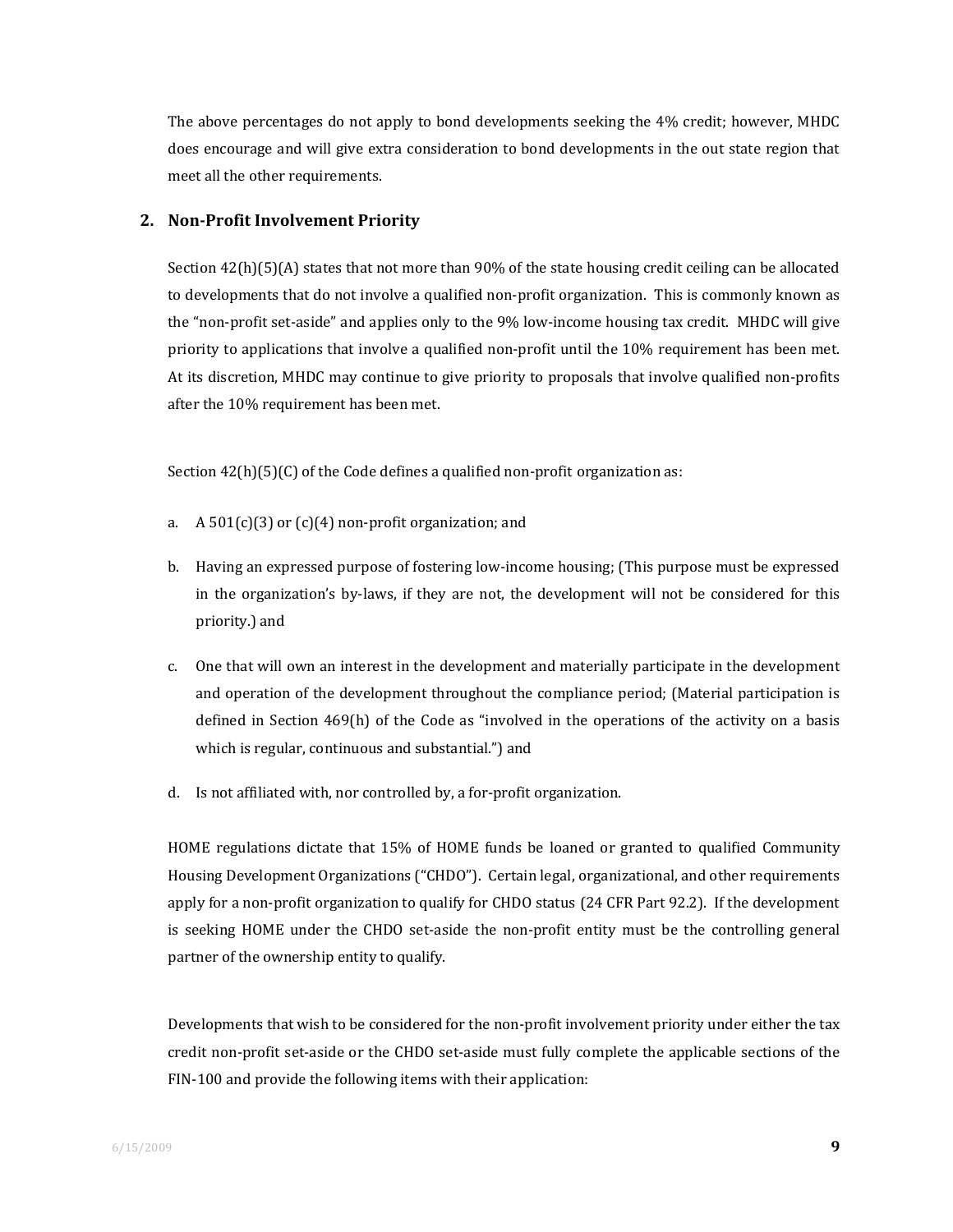The above percentages do not apply to bond developments seeking the 4% credit; however, MHDC does encourage and will give extra consideration to bond developments in the out state region that meet all the other requirements.

## 2. Non-Profit Involvement Priority

Section 42(h)(5)(A) states that not more than 90% of the state housing credit ceiling can be allocated to developments that do not involve a qualified non-profit organization. This is commonly known as the "non-profit set-aside" and applies only to the 9% low-income housing tax credit. MHDC will give priority to applications that involve a qualified non-profit until the 10% requirement has been met. At its discretion, MHDC may continue to give priority to proposals that involve qualified non-profits after the 10% requirement has been met.

Section 42(h)(5)(C) of the Code defines a qualified non-profit organization as:

a. A 501(c)(3) or (c)(4) non-profit organization; and

b. Having an expressed purpose of fostering low-income housing; (This purpose must be expressed in the organization's by-laws, if they are not, the development will not be considered for this priority.) and

c. One that will own an interest in the development and materially participate in the development and operation of the development throughout the compliance period; (Material participation is defined in Section 469(h) of the Code as "involved in the operations of the activity on a basis which is regular, continuous and substantial.") and

d. Is not affiliated with, nor controlled by, a for-profit organization.

HOME regulations dictate that 15% of HOME funds be loaned or granted to qualified Community Housing Development Organizations ("CHDO"). Certain legal, organizational, and other requirements apply for a non-profit organization to qualify for CHDO status (24 CFR Part 92.2). If the development is seeking HOME under the CHDO set-aside the non-profit entity must be the controlling general partner of the ownership entity to qualify.

Developments that wish to be considered for the non-profit involvement priority under either the tax credit non-profit set-aside or the CHDO set-aside must fully complete the applicable sections of the FIN-100 and provide the following items with their application: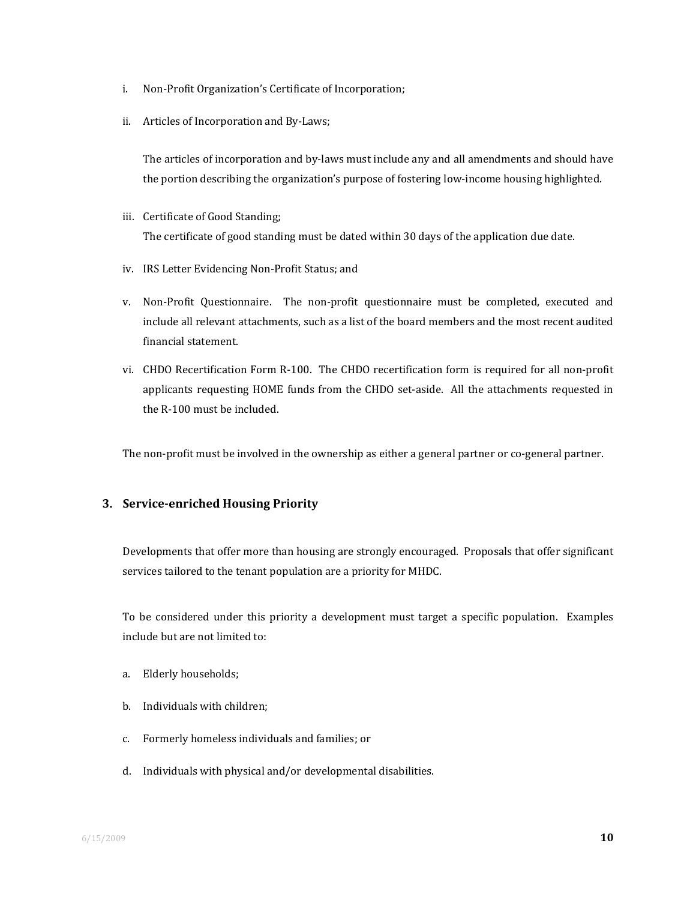i. Non-Profit Organization's Certificate of Incorporation;

ii. Articles of Incorporation and By-Laws;

 The articles of incorporation and by-laws must include any and all amendments and should have the portion describing the organization's purpose of fostering low-income housing highlighted.

iii. Certificate of Good Standing;
 The certificate of good standing must be dated within 30 days of the application due date.

iv. IRS Letter Evidencing Non-Profit Status; and

v. Non-Profit Questionnaire. The non-profit questionnaire must be completed, executed and include all relevant attachments, such as a list of the board members and the most recent audited financial statement.

vi. CHDO Recertification Form R-100. The CHDO recertification form is required for all non-profit applicants requesting HOME funds from the CHDO set-aside. All the attachments requested in the R-100 must be included.

The non-profit must be involved in the ownership as either a general partner or co-general partner.

### 3. Service-enriched Housing Priority

Developments that offer more than housing are strongly encouraged. Proposals that offer significant services tailored to the tenant population are a priority for MHDC.

To be considered under this priority a development must target a specific population. Examples include but are not limited to:

a. Elderly households;

b. Individuals with children;

c. Formerly homeless individuals and families; or

d. Individuals with physical and/or developmental disabilities.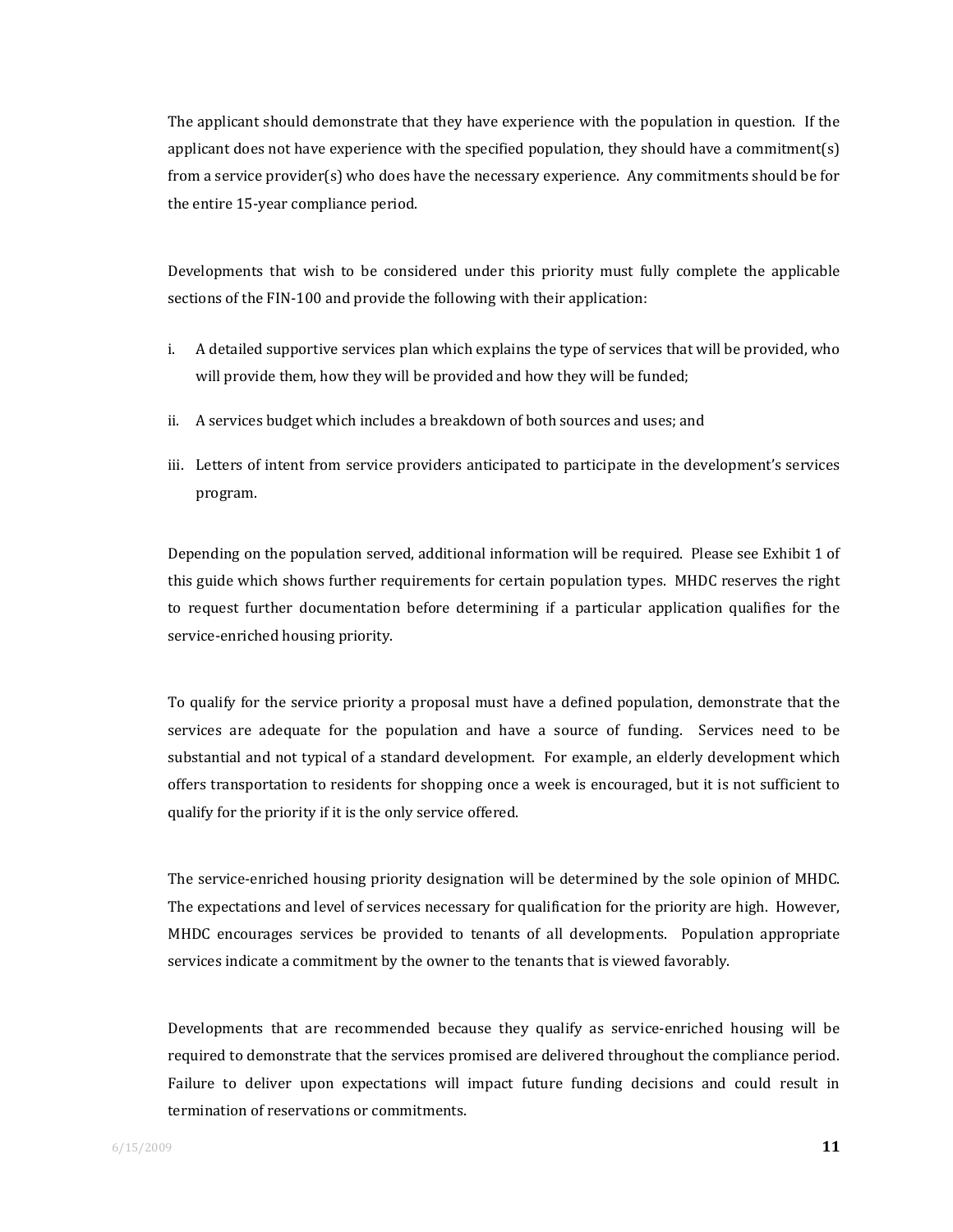The applicant should demonstrate that they have experience with the population in question. If the applicant does not have experience with the specified population, they should have a commitment(s) from a service provider(s) who does have the necessary experience. Any commitments should be for the entire 15-year compliance period.

Developments that wish to be considered under this priority must fully complete the applicable sections of the FIN-100 and provide the following with their application:

i. A detailed supportive services plan which explains the type of services that will be provided, who will provide them, how they will be provided and how they will be funded;

ii. A services budget which includes a breakdown of both sources and uses; and

iii. Letters of intent from service providers anticipated to participate in the development's services program.

Depending on the population served, additional information will be required. Please see Exhibit 1 of this guide which shows further requirements for certain population types. MHDC reserves the right to request further documentation before determining if a particular application qualifies for the service-enriched housing priority.

To qualify for the service priority a proposal must have a defined population, demonstrate that the services are adequate for the population and have a source of funding. Services need to be substantial and not typical of a standard development. For example, an elderly development which offers transportation to residents for shopping once a week is encouraged, but it is not sufficient to qualify for the priority if it is the only service offered.

The service-enriched housing priority designation will be determined by the sole opinion of MHDC. The expectations and level of services necessary for qualification for the priority are high. However, MHDC encourages services be provided to tenants of all developments. Population appropriate services indicate a commitment by the owner to the tenants that is viewed favorably.

Developments that are recommended because they qualify as service-enriched housing will be required to demonstrate that the services promised are delivered throughout the compliance period. Failure to deliver upon expectations will impact future funding decisions and could result in termination of reservations or commitments.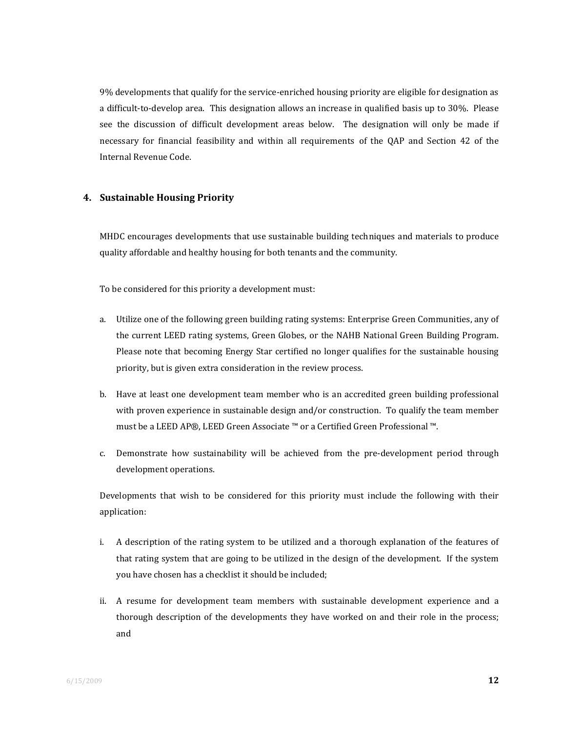9% developments that qualify for the service-enriched housing priority are eligible for designation as a difficult-to-develop area. This designation allows an increase in qualified basis up to 30%. Please see the discussion of difficult development areas below. The designation will only be made if necessary for financial feasibility and within all requirements of the QAP and Section 42 of the Internal Revenue Code.

### 4. Sustainable Housing Priority

MHDC encourages developments that use sustainable building techniques and materials to produce quality affordable and healthy housing for both tenants and the community.

To be considered for this priority a development must:

a. Utilize one of the following green building rating systems: Enterprise Green Communities, any of the current LEED rating systems, Green Globes, or the NAHB National Green Building Program. Please note that becoming Energy Star certified no longer qualifies for the sustainable housing priority, but is given extra consideration in the review process.

b. Have at least one development team member who is an accredited green building professional with proven experience in sustainable design and/or construction. To qualify the team member must be a LEED AP®, LEED Green Associate ™ or a Certified Green Professional ™.

c. Demonstrate how sustainability will be achieved from the pre-development period through development operations.

Developments that wish to be considered for this priority must include the following with their application:

i. A description of the rating system to be utilized and a thorough explanation of the features of that rating system that are going to be utilized in the design of the development. If the system you have chosen has a checklist it should be included;

ii. A resume for development team members with sustainable development experience and a thorough description of the developments they have worked on and their role in the process; and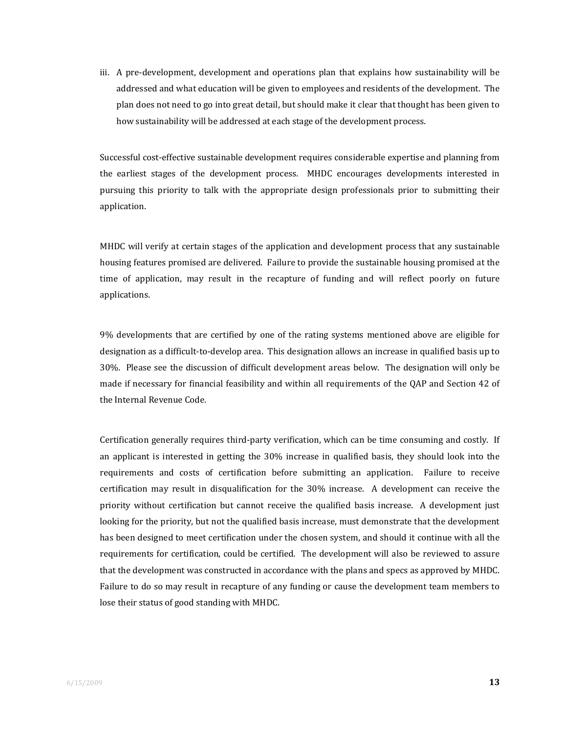iii. A pre-development, development and operations plan that explains how sustainability will be addressed and what education will be given to employees and residents of the development. The plan does not need to go into great detail, but should make it clear that thought has been given to how sustainability will be addressed at each stage of the development process.

Successful cost-effective sustainable development requires considerable expertise and planning from the earliest stages of the development process. MHDC encourages developments interested in pursuing this priority to talk with the appropriate design professionals prior to submitting their application.

MHDC will verify at certain stages of the application and development process that any sustainable housing features promised are delivered. Failure to provide the sustainable housing promised at the time of application, may result in the recapture of funding and will reflect poorly on future applications.

9% developments that are certified by one of the rating systems mentioned above are eligible for designation as a difficult-to-develop area. This designation allows an increase in qualified basis up to 30%. Please see the discussion of difficult development areas below. The designation will only be made if necessary for financial feasibility and within all requirements of the QAP and Section 42 of the Internal Revenue Code.

Certification generally requires third-party verification, which can be time consuming and costly. If an applicant is interested in getting the 30% increase in qualified basis, they should look into the requirements and costs of certification before submitting an application. Failure to receive certification may result in disqualification for the 30% increase. A development can receive the priority without certification but cannot receive the qualified basis increase. A development just looking for the priority, but not the qualified basis increase, must demonstrate that the development has been designed to meet certification under the chosen system, and should it continue with all the requirements for certification, could be certified. The development will also be reviewed to assure that the development was constructed in accordance with the plans and specs as approved by MHDC. Failure to do so may result in recapture of any funding or cause the development team members to lose their status of good standing with MHDC.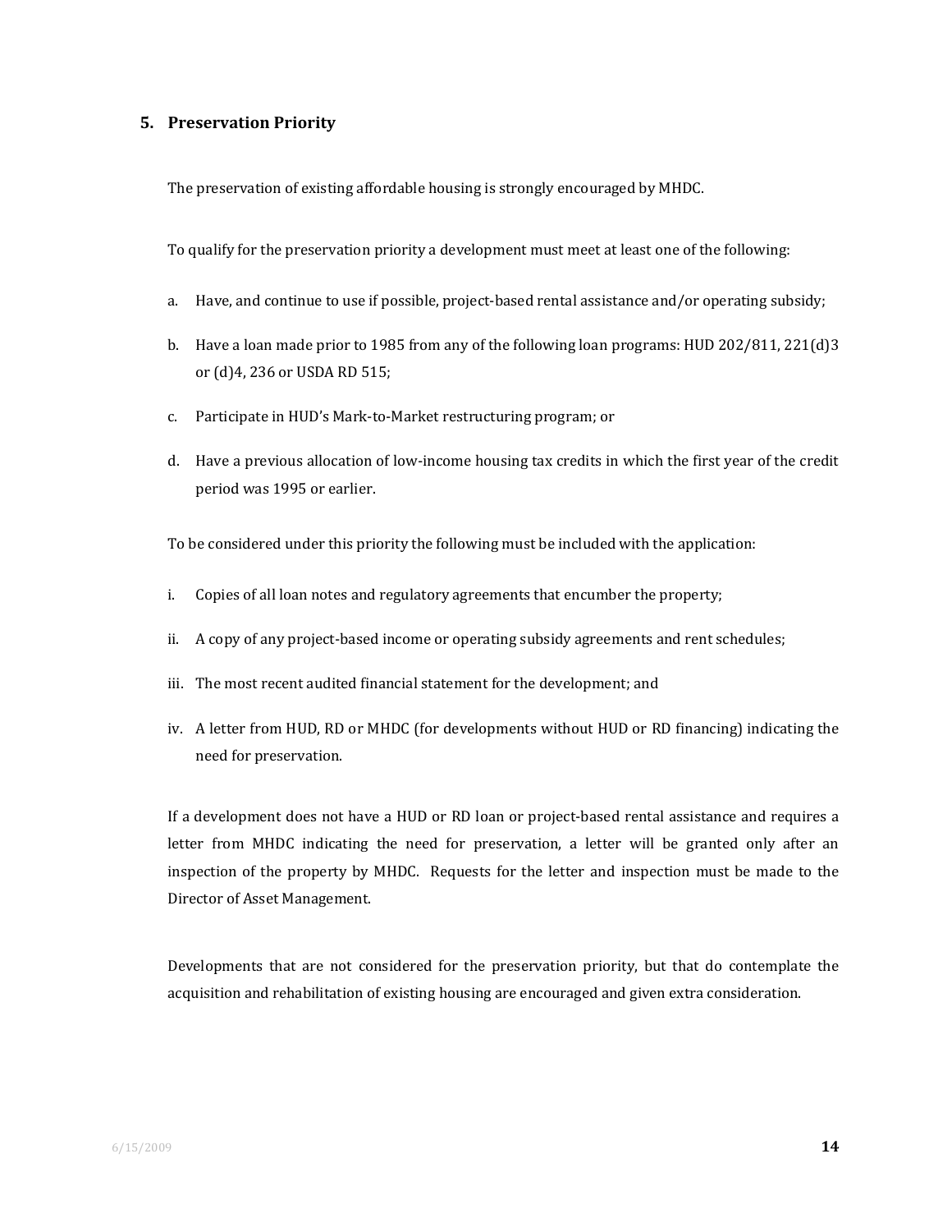## 5. Preservation Priority

The preservation of existing affordable housing is strongly encouraged by MHDC.

To qualify for the preservation priority a development must meet at least one of the following:

a. Have, and continue to use if possible, project-based rental assistance and/or operating subsidy;

b. Have a loan made prior to 1985 from any of the following loan programs: HUD 202/811, 221(d)3 or (d)4, 236 or USDA RD 515;

c. Participate in HUD's Mark-to-Market restructuring program; or

d. Have a previous allocation of low-income housing tax credits in which the first year of the credit period was 1995 or earlier.

To be considered under this priority the following must be included with the application:

i. Copies of all loan notes and regulatory agreements that encumber the property;

ii. A copy of any project-based income or operating subsidy agreements and rent schedules;

iii. The most recent audited financial statement for the development; and

iv. A letter from HUD, RD or MHDC (for developments without HUD or RD financing) indicating the need for preservation.

If a development does not have a HUD or RD loan or project-based rental assistance and requires a letter from MHDC indicating the need for preservation, a letter will be granted only after an inspection of the property by MHDC. Requests for the letter and inspection must be made to the Director of Asset Management.

Developments that are not considered for the preservation priority, but that do contemplate the acquisition and rehabilitation of existing housing are encouraged and given extra consideration.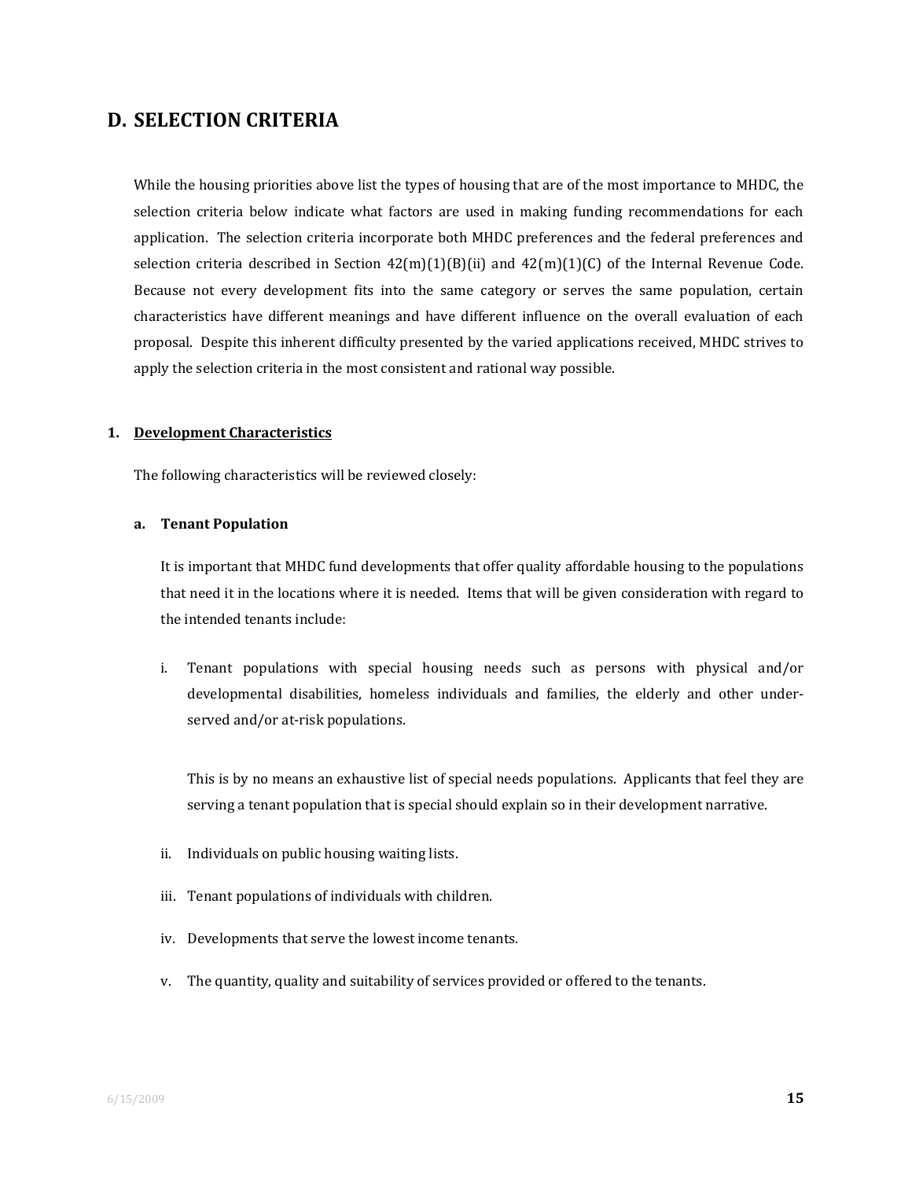## D. SELECTION CRITERIA

While the housing priorities above list the types of housing that are of the most importance to MHDC, the selection criteria below indicate what factors are used in making funding recommendations for each application. The selection criteria incorporate both MHDC preferences and the federal preferences and selection criteria described in Section 42(m)(1)(B)(ii) and 42(m)(1)(C) of the Internal Revenue Code. Because not every development fits into the same category or serves the same population, certain characteristics have different meanings and have different influence on the overall evaluation of each proposal. Despite this inherent difficulty presented by the varied applications received, MHDC strives to apply the selection criteria in the most consistent and rational way possible.

### 1. Development Characteristics

The following characteristics will be reviewed closely:

#### a. Tenant Population

It is important that MHDC fund developments that offer quality affordable housing to the populations that need it in the locations where it is needed. Items that will be given consideration with regard to the intended tenants include:

i. Tenant populations with special housing needs such as persons with physical and/or developmental disabilities, homeless individuals and families, the elderly and other under-served and/or at-risk populations.

   This is by no means an exhaustive list of special needs populations. Applicants that feel they are serving a tenant population that is special should explain so in their development narrative.

ii. Individuals on public housing waiting lists.

iii. Tenant populations of individuals with children.

iv. Developments that serve the lowest income tenants.

v. The quantity, quality and suitability of services provided or offered to the tenants.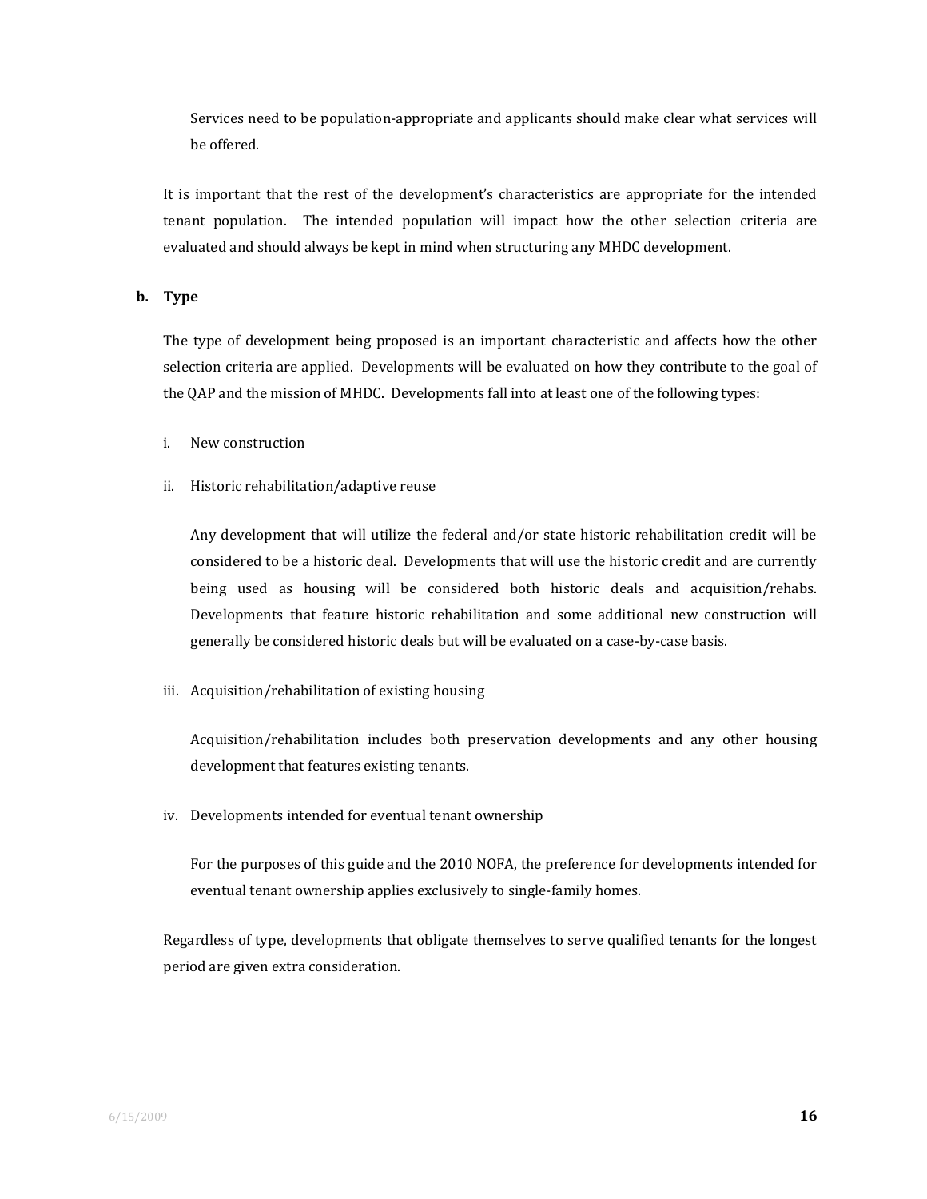Services need to be population-appropriate and applicants should make clear what services will be offered.

It is important that the rest of the development's characteristics are appropriate for the intended tenant population. The intended population will impact how the other selection criteria are evaluated and should always be kept in mind when structuring any MHDC development.

**b. Type**

The type of development being proposed is an important characteristic and affects how the other selection criteria are applied. Developments will be evaluated on how they contribute to the goal of the QAP and the mission of MHDC. Developments fall into at least one of the following types:

i. New construction

ii. Historic rehabilitation/adaptive reuse

Any development that will utilize the federal and/or state historic rehabilitation credit will be considered to be a historic deal. Developments that will use the historic credit and are currently being used as housing will be considered both historic deals and acquisition/rehabs. Developments that feature historic rehabilitation and some additional new construction will generally be considered historic deals but will be evaluated on a case-by-case basis.

iii. Acquisition/rehabilitation of existing housing

Acquisition/rehabilitation includes both preservation developments and any other housing development that features existing tenants.

iv. Developments intended for eventual tenant ownership

For the purposes of this guide and the 2010 NOFA, the preference for developments intended for eventual tenant ownership applies exclusively to single-family homes.

Regardless of type, developments that obligate themselves to serve qualified tenants for the longest period are given extra consideration.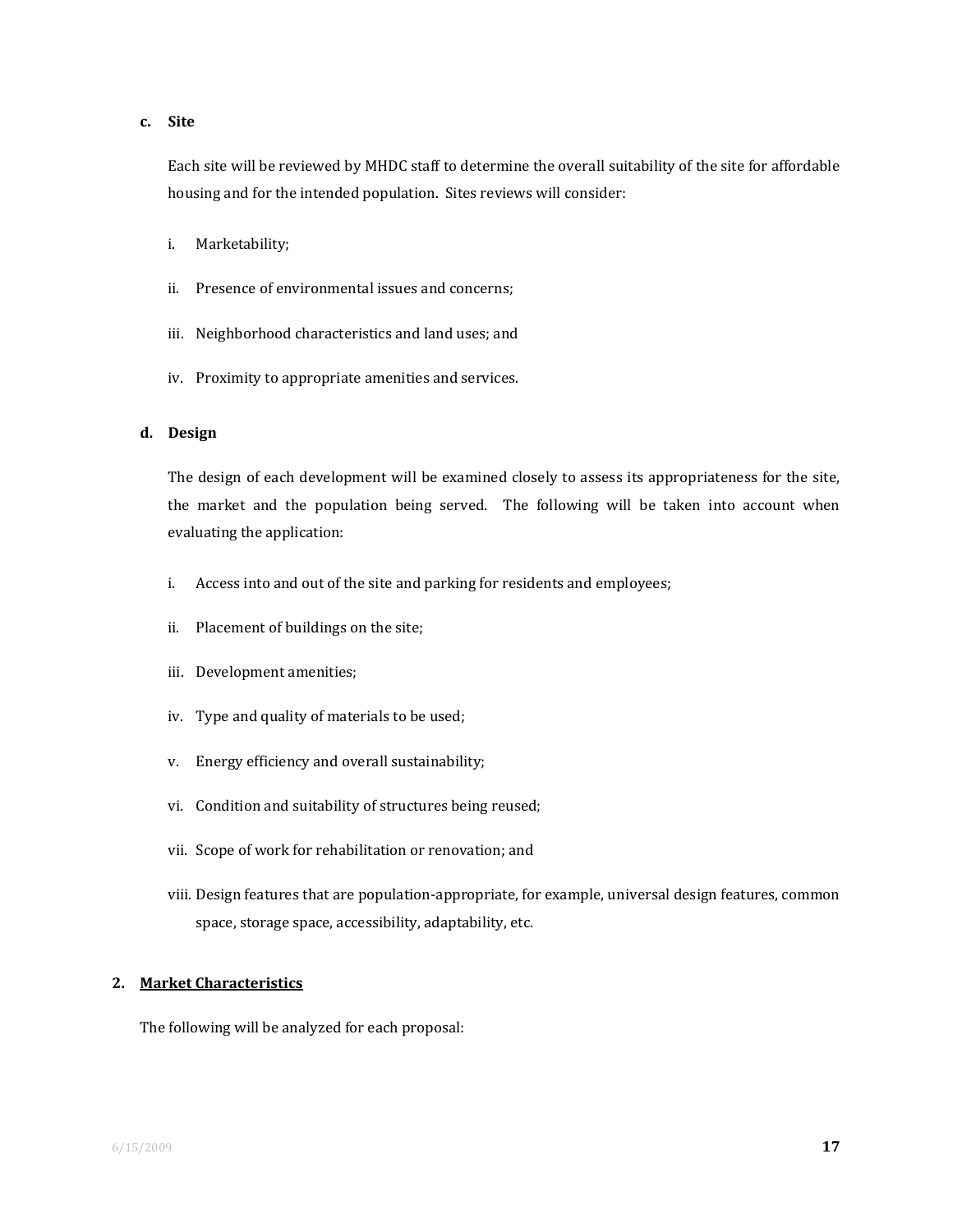**c. Site**

Each site will be reviewed by MHDC staff to determine the overall suitability of the site for affordable housing and for the intended population. Sites reviews will consider:

i. Marketability;

ii. Presence of environmental issues and concerns;

iii. Neighborhood characteristics and land uses; and

iv. Proximity to appropriate amenities and services.

**d. Design**

The design of each development will be examined closely to assess its appropriateness for the site, the market and the population being served. The following will be taken into account when evaluating the application:

i. Access into and out of the site and parking for residents and employees;

ii. Placement of buildings on the site;

iii. Development amenities;

iv. Type and quality of materials to be used;

v. Energy efficiency and overall sustainability;

vi. Condition and suitability of structures being reused;

vii. Scope of work for rehabilitation or renovation; and

viii. Design features that are population-appropriate, for example, universal design features, common space, storage space, accessibility, adaptability, etc.

**2. Market Characteristics**

The following will be analyzed for each proposal: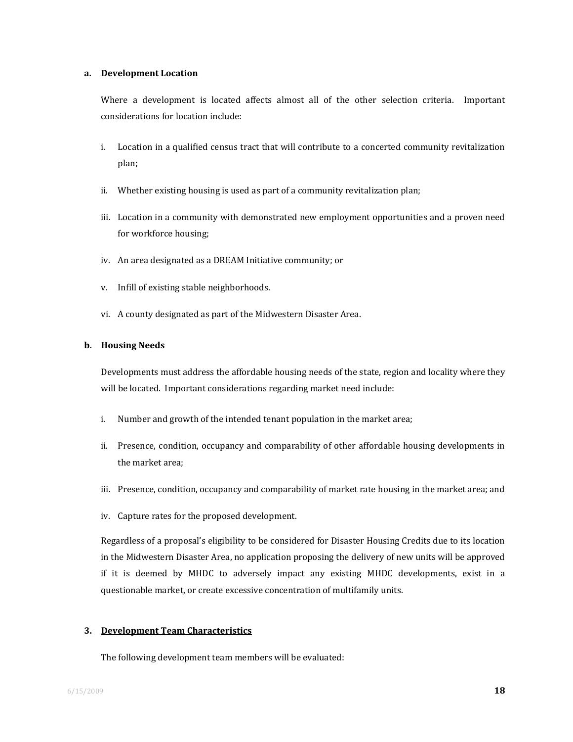**a. Development Location**

Where a development is located affects almost all of the other selection criteria. Important considerations for location include:

i. Location in a qualified census tract that will contribute to a concerted community revitalization plan;

ii. Whether existing housing is used as part of a community revitalization plan;

iii. Location in a community with demonstrated new employment opportunities and a proven need for workforce housing;

iv. An area designated as a DREAM Initiative community; or

v. Infill of existing stable neighborhoods.

vi. A county designated as part of the Midwestern Disaster Area.

**b. Housing Needs**

Developments must address the affordable housing needs of the state, region and locality where they will be located. Important considerations regarding market need include:

i. Number and growth of the intended tenant population in the market area;

ii. Presence, condition, occupancy and comparability of other affordable housing developments in the market area;

iii. Presence, condition, occupancy and comparability of market rate housing in the market area; and

iv. Capture rates for the proposed development.

Regardless of a proposal's eligibility to be considered for Disaster Housing Credits due to its location in the Midwestern Disaster Area, no application proposing the delivery of new units will be approved if it is deemed by MHDC to adversely impact any existing MHDC developments, exist in a questionable market, or create excessive concentration of multifamily units.

**3. <u>Development Team Characteristics</u>**

The following development team members will be evaluated: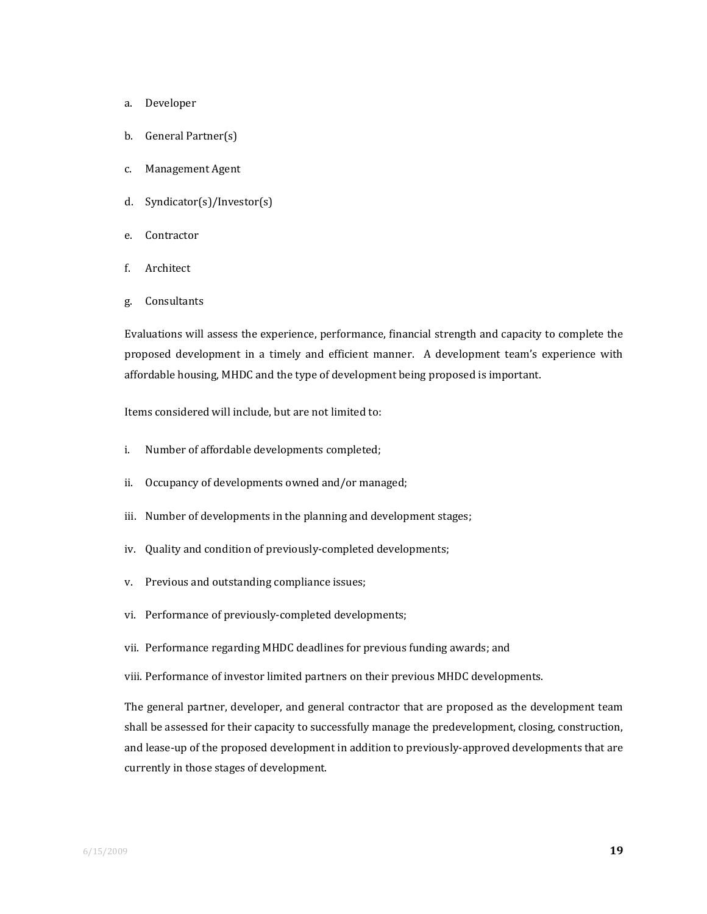a. Developer

b. General Partner(s)

c. Management Agent

d. Syndicator(s)/Investor(s)

e. Contractor

f. Architect

g. Consultants

Evaluations will assess the experience, performance, financial strength and capacity to complete the proposed development in a timely and efficient manner. A development team's experience with affordable housing, MHDC and the type of development being proposed is important.

Items considered will include, but are not limited to:

i. Number of affordable developments completed;

ii. Occupancy of developments owned and/or managed;

iii. Number of developments in the planning and development stages;

iv. Quality and condition of previously-completed developments;

v. Previous and outstanding compliance issues;

vi. Performance of previously-completed developments;

vii. Performance regarding MHDC deadlines for previous funding awards; and

viii. Performance of investor limited partners on their previous MHDC developments.

The general partner, developer, and general contractor that are proposed as the development team shall be assessed for their capacity to successfully manage the predevelopment, closing, construction, and lease-up of the proposed development in addition to previously-approved developments that are currently in those stages of development.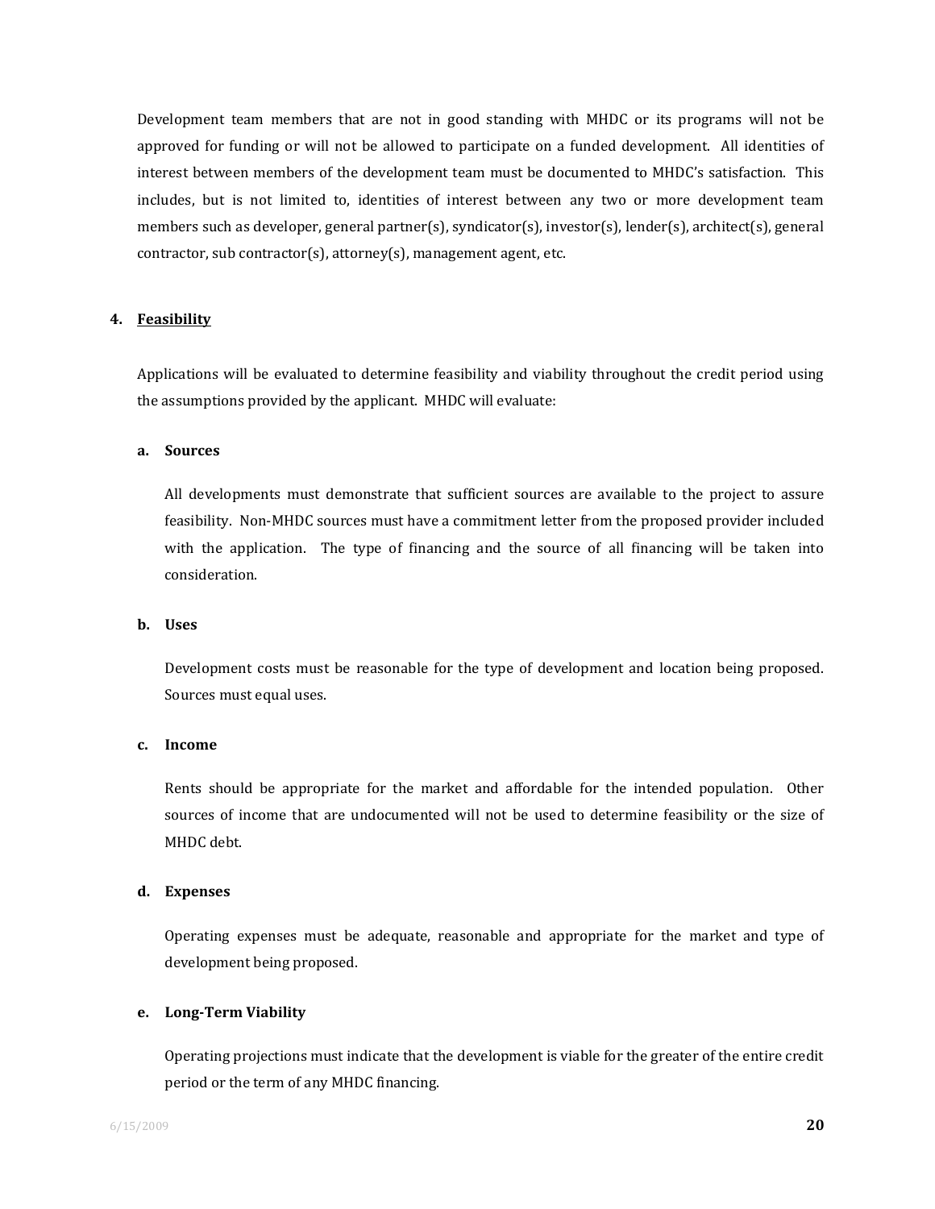Development team members that are not in good standing with MHDC or its programs will not be approved for funding or will not be allowed to participate on a funded development. All identities of interest between members of the development team must be documented to MHDC's satisfaction. This includes, but is not limited to, identities of interest between any two or more development team members such as developer, general partner(s), syndicator(s), investor(s), lender(s), architect(s), general contractor, sub contractor(s), attorney(s), management agent, etc.

## 4. <u>Feasibility</u>

Applications will be evaluated to determine feasibility and viability throughout the credit period using the assumptions provided by the applicant. MHDC will evaluate:

### a. Sources

All developments must demonstrate that sufficient sources are available to the project to assure feasibility. Non-MHDC sources must have a commitment letter from the proposed provider included with the application. The type of financing and the source of all financing will be taken into consideration.

### b. Uses

Development costs must be reasonable for the type of development and location being proposed. Sources must equal uses.

### c. Income

Rents should be appropriate for the market and affordable for the intended population. Other sources of income that are undocumented will not be used to determine feasibility or the size of MHDC debt.

### d. Expenses

Operating expenses must be adequate, reasonable and appropriate for the market and type of development being proposed.

### e. Long-Term Viability

Operating projections must indicate that the development is viable for the greater of the entire credit period or the term of any MHDC financing.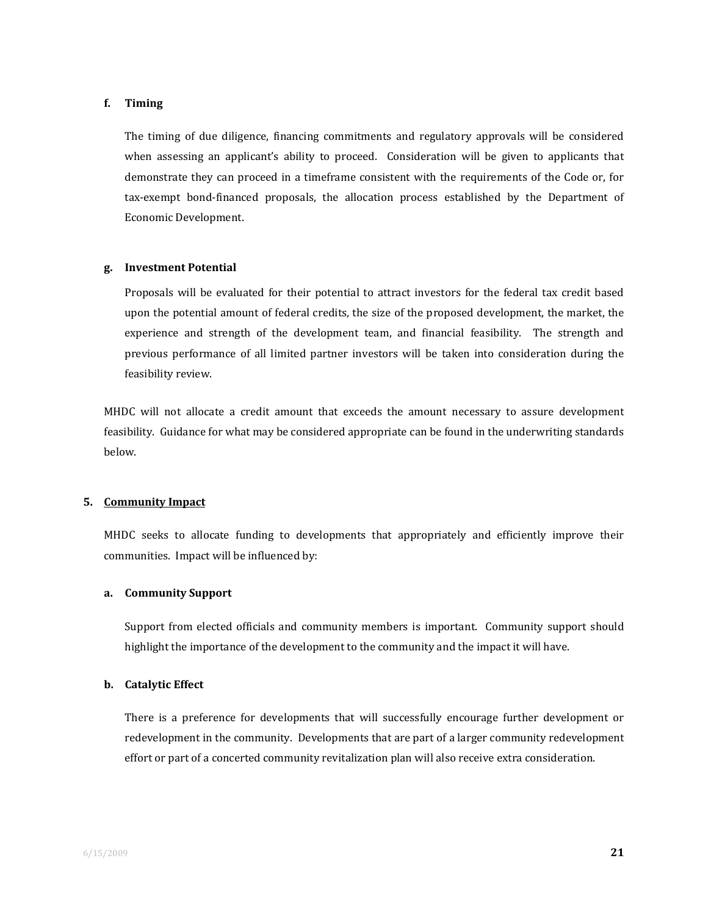#### f. Timing

The timing of due diligence, financing commitments and regulatory approvals will be considered when assessing an applicant's ability to proceed. Consideration will be given to applicants that demonstrate they can proceed in a timeframe consistent with the requirements of the Code or, for tax-exempt bond-financed proposals, the allocation process established by the Department of Economic Development.

#### g. Investment Potential

Proposals will be evaluated for their potential to attract investors for the federal tax credit based upon the potential amount of federal credits, the size of the proposed development, the market, the experience and strength of the development team, and financial feasibility. The strength and previous performance of all limited partner investors will be taken into consideration during the feasibility review.

MHDC will not allocate a credit amount that exceeds the amount necessary to assure development feasibility. Guidance for what may be considered appropriate can be found in the underwriting standards below.

### 5. Community Impact

MHDC seeks to allocate funding to developments that appropriately and efficiently improve their communities. Impact will be influenced by:

#### a. Community Support

Support from elected officials and community members is important. Community support should highlight the importance of the development to the community and the impact it will have.

#### b. Catalytic Effect

There is a preference for developments that will successfully encourage further development or redevelopment in the community. Developments that are part of a larger community redevelopment effort or part of a concerted community revitalization plan will also receive extra consideration.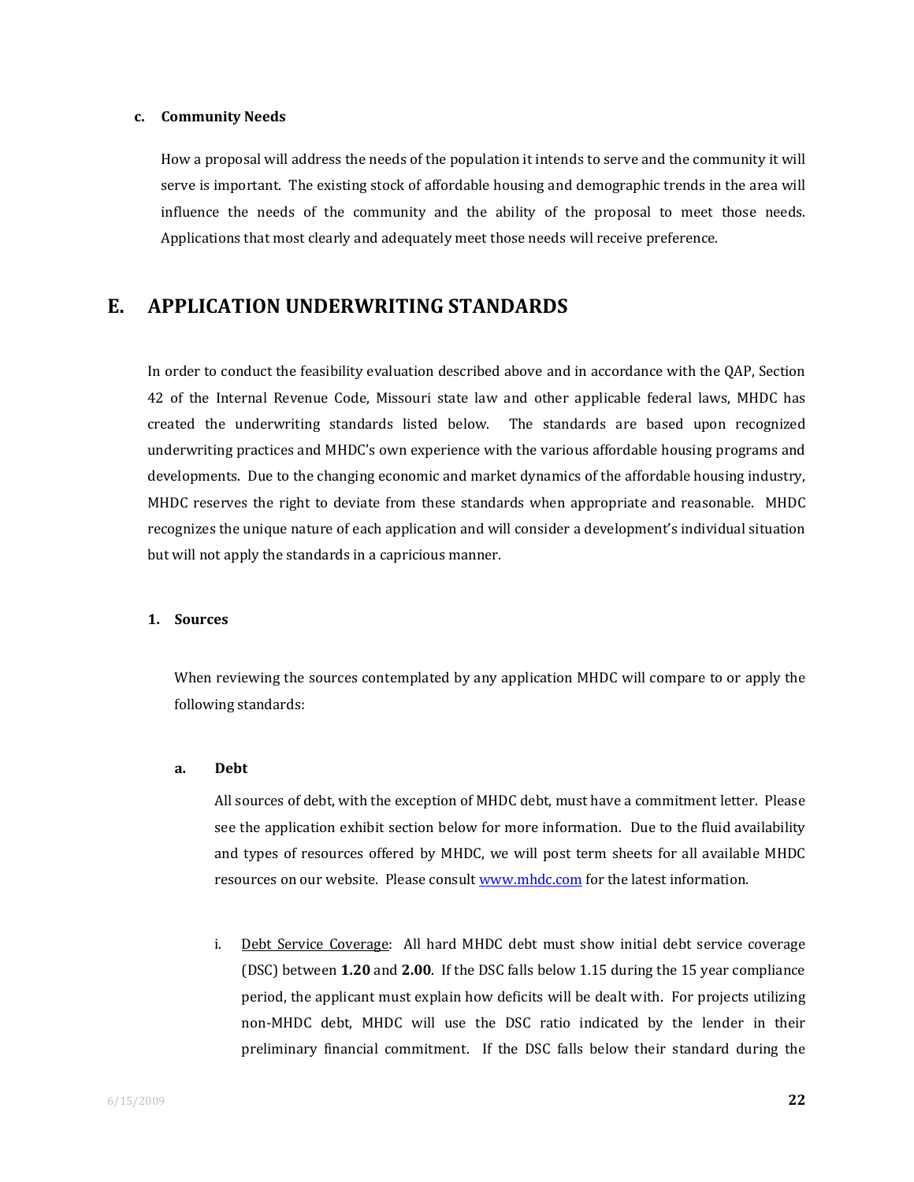**c. Community Needs**

How a proposal will address the needs of the population it intends to serve and the community it will serve is important. The existing stock of affordable housing and demographic trends in the area will influence the needs of the community and the ability of the proposal to meet those needs. Applications that most clearly and adequately meet those needs will receive preference.

## E. APPLICATION UNDERWRITING STANDARDS

In order to conduct the feasibility evaluation described above and in accordance with the QAP, Section 42 of the Internal Revenue Code, Missouri state law and other applicable federal laws, MHDC has created the underwriting standards listed below. The standards are based upon recognized underwriting practices and MHDC's own experience with the various affordable housing programs and developments. Due to the changing economic and market dynamics of the affordable housing industry, MHDC reserves the right to deviate from these standards when appropriate and reasonable. MHDC recognizes the unique nature of each application and will consider a development's individual situation but will not apply the standards in a capricious manner.

### 1. Sources

When reviewing the sources contemplated by any application MHDC will compare to or apply the following standards:

#### a. Debt

All sources of debt, with the exception of MHDC debt, must have a commitment letter. Please see the application exhibit section below for more information. Due to the fluid availability and types of resources offered by MHDC, we will post term sheets for all available MHDC resources on our website. Please consult [www.mhdc.com](http://www.mhdc.com) for the latest information.

i. Debt Service Coverage: All hard MHDC debt must show initial debt service coverage (DSC) between **1.20** and **2.00**. If the DSC falls below 1.15 during the 15 year compliance period, the applicant must explain how deficits will be dealt with. For projects utilizing non-MHDC debt, MHDC will use the DSC ratio indicated by the lender in their preliminary financial commitment. If the DSC falls below their standard during the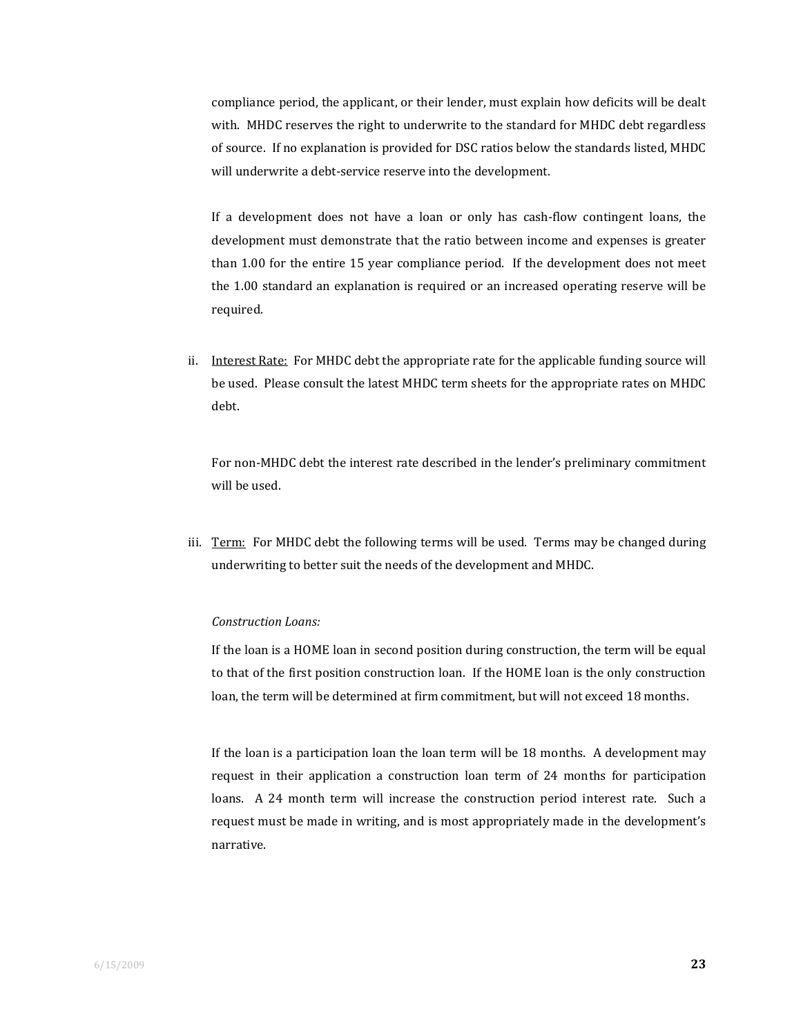compliance period, the applicant, or their lender, must explain how deficits will be dealt with. MHDC reserves the right to underwrite to the standard for MHDC debt regardless of source. If no explanation is provided for DSC ratios below the standards listed, MHDC will underwrite a debt-service reserve into the development.

If a development does not have a loan or only has cash-flow contingent loans, the development must demonstrate that the ratio between income and expenses is greater than 1.00 for the entire 15 year compliance period. If the development does not meet the 1.00 standard an explanation is required or an increased operating reserve will be required.

ii. Interest Rate: For MHDC debt the appropriate rate for the applicable funding source will be used. Please consult the latest MHDC term sheets for the appropriate rates on MHDC debt.

For non-MHDC debt the interest rate described in the lender's preliminary commitment will be used.

iii. Term: For MHDC debt the following terms will be used. Terms may be changed during underwriting to better suit the needs of the development and MHDC.

*Construction Loans:*

If the loan is a HOME loan in second position during construction, the term will be equal to that of the first position construction loan. If the HOME loan is the only construction loan, the term will be determined at firm commitment, but will not exceed 18 months.

If the loan is a participation loan the loan term will be 18 months. A development may request in their application a construction loan term of 24 months for participation loans. A 24 month term will increase the construction period interest rate. Such a request must be made in writing, and is most appropriately made in the development's narrative.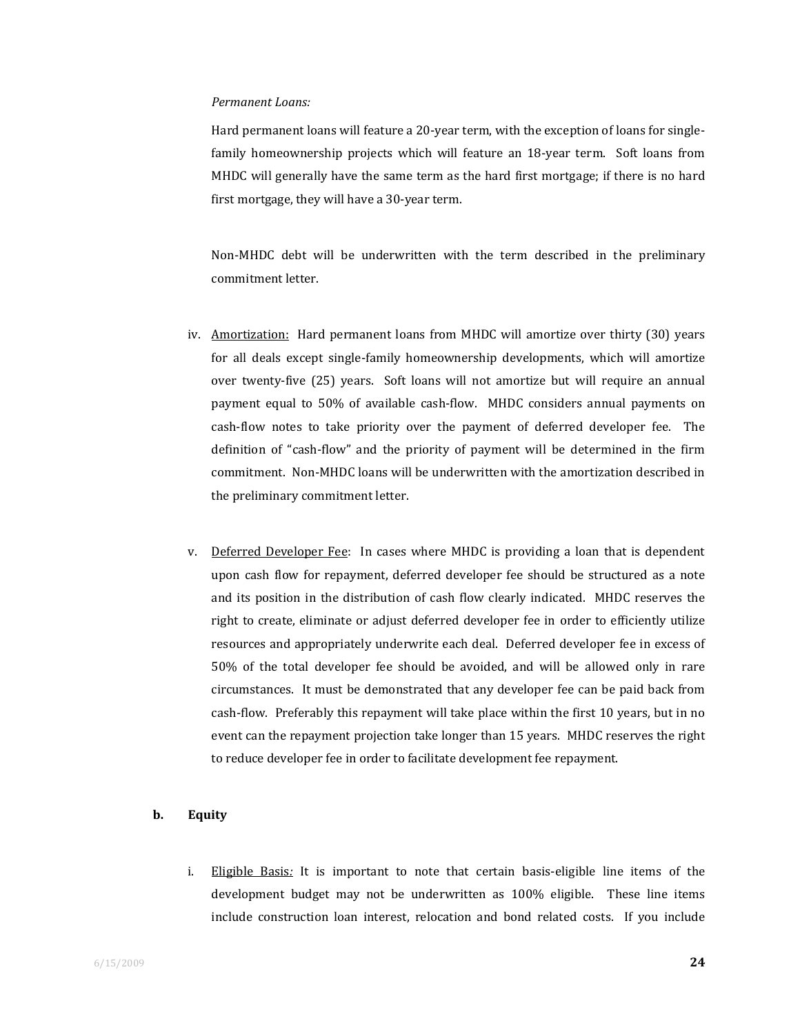*Permanent Loans:*

Hard permanent loans will feature a 20-year term, with the exception of loans for single-family homeownership projects which will feature an 18-year term. Soft loans from MHDC will generally have the same term as the hard first mortgage; if there is no hard first mortgage, they will have a 30-year term.

Non-MHDC debt will be underwritten with the term described in the preliminary commitment letter.

iv. Amortization: Hard permanent loans from MHDC will amortize over thirty (30) years for all deals except single-family homeownership developments, which will amortize over twenty-five (25) years. Soft loans will not amortize but will require an annual payment equal to 50% of available cash-flow. MHDC considers annual payments on cash-flow notes to take priority over the payment of deferred developer fee. The definition of "cash-flow" and the priority of payment will be determined in the firm commitment. Non-MHDC loans will be underwritten with the amortization described in the preliminary commitment letter.

v. Deferred Developer Fee: In cases where MHDC is providing a loan that is dependent upon cash flow for repayment, deferred developer fee should be structured as a note and its position in the distribution of cash flow clearly indicated. MHDC reserves the right to create, eliminate or adjust deferred developer fee in order to efficiently utilize resources and appropriately underwrite each deal. Deferred developer fee in excess of 50% of the total developer fee should be avoided, and will be allowed only in rare circumstances. It must be demonstrated that any developer fee can be paid back from cash-flow. Preferably this repayment will take place within the first 10 years, but in no event can the repayment projection take longer than 15 years. MHDC reserves the right to reduce developer fee in order to facilitate development fee repayment.

**b. Equity**

i. Eligible Basis*:* It is important to note that certain basis-eligible line items of the development budget may not be underwritten as 100% eligible. These line items include construction loan interest, relocation and bond related costs. If you include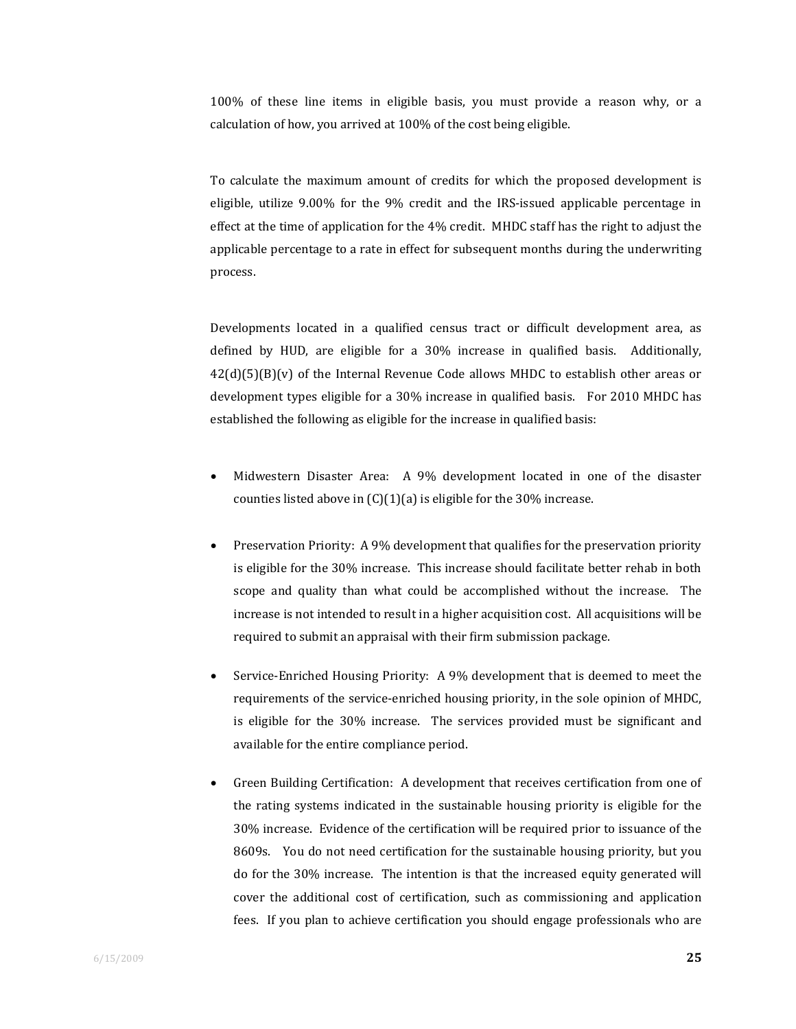100% of these line items in eligible basis, you must provide a reason why, or a calculation of how, you arrived at 100% of the cost being eligible.

To calculate the maximum amount of credits for which the proposed development is eligible, utilize 9.00% for the 9% credit and the IRS-issued applicable percentage in effect at the time of application for the 4% credit. MHDC staff has the right to adjust the applicable percentage to a rate in effect for subsequent months during the underwriting process.

Developments located in a qualified census tract or difficult development area, as defined by HUD, are eligible for a 30% increase in qualified basis. Additionally, 42(d)(5)(B)(v) of the Internal Revenue Code allows MHDC to establish other areas or development types eligible for a 30% increase in qualified basis. For 2010 MHDC has established the following as eligible for the increase in qualified basis:

- Midwestern Disaster Area: A 9% development located in one of the disaster counties listed above in (C)(1)(a) is eligible for the 30% increase.
- Preservation Priority: A 9% development that qualifies for the preservation priority is eligible for the 30% increase. This increase should facilitate better rehab in both scope and quality than what could be accomplished without the increase. The increase is not intended to result in a higher acquisition cost. All acquisitions will be required to submit an appraisal with their firm submission package.
- Service-Enriched Housing Priority: A 9% development that is deemed to meet the requirements of the service-enriched housing priority, in the sole opinion of MHDC, is eligible for the 30% increase. The services provided must be significant and available for the entire compliance period.
- Green Building Certification: A development that receives certification from one of the rating systems indicated in the sustainable housing priority is eligible for the 30% increase. Evidence of the certification will be required prior to issuance of the 8609s. You do not need certification for the sustainable housing priority, but you do for the 30% increase. The intention is that the increased equity generated will cover the additional cost of certification, such as commissioning and application fees. If you plan to achieve certification you should engage professionals who are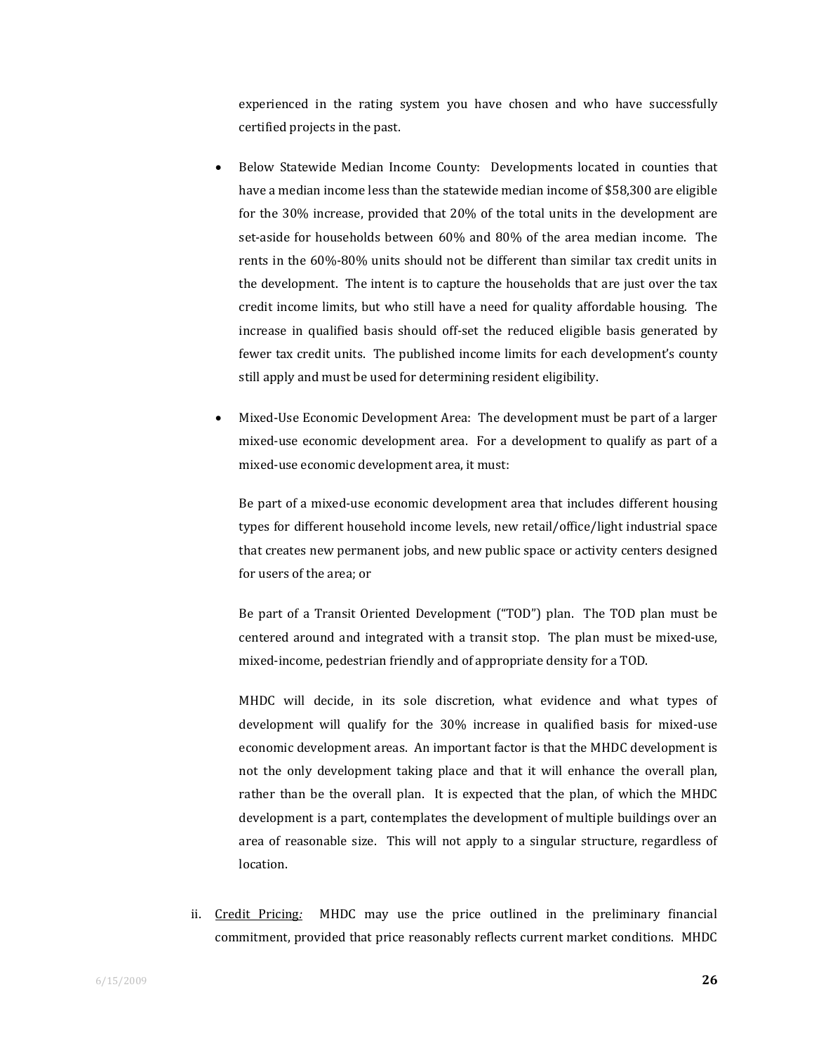experienced in the rating system you have chosen and who have successfully certified projects in the past.

- Below Statewide Median Income County: Developments located in counties that have a median income less than the statewide median income of $58,300 are eligible for the 30% increase, provided that 20% of the total units in the development are set-aside for households between 60% and 80% of the area median income. The rents in the 60%-80% units should not be different than similar tax credit units in the development. The intent is to capture the households that are just over the tax credit income limits, but who still have a need for quality affordable housing. The increase in qualified basis should off-set the reduced eligible basis generated by fewer tax credit units. The published income limits for each development's county still apply and must be used for determining resident eligibility.

- Mixed-Use Economic Development Area: The development must be part of a larger mixed-use economic development area. For a development to qualify as part of a mixed-use economic development area, it must:

  Be part of a mixed-use economic development area that includes different housing types for different household income levels, new retail/office/light industrial space that creates new permanent jobs, and new public space or activity centers designed for users of the area; or

  Be part of a Transit Oriented Development ("TOD") plan. The TOD plan must be centered around and integrated with a transit stop. The plan must be mixed-use, mixed-income, pedestrian friendly and of appropriate density for a TOD.

  MHDC will decide, in its sole discretion, what evidence and what types of development will qualify for the 30% increase in qualified basis for mixed-use economic development areas. An important factor is that the MHDC development is not the only development taking place and that it will enhance the overall plan, rather than be the overall plan. It is expected that the plan, of which the MHDC development is a part, contemplates the development of multiple buildings over an area of reasonable size. This will not apply to a singular structure, regardless of location.

ii. <u>Credit Pricing</u>*:* MHDC may use the price outlined in the preliminary financial commitment, provided that price reasonably reflects current market conditions. MHDC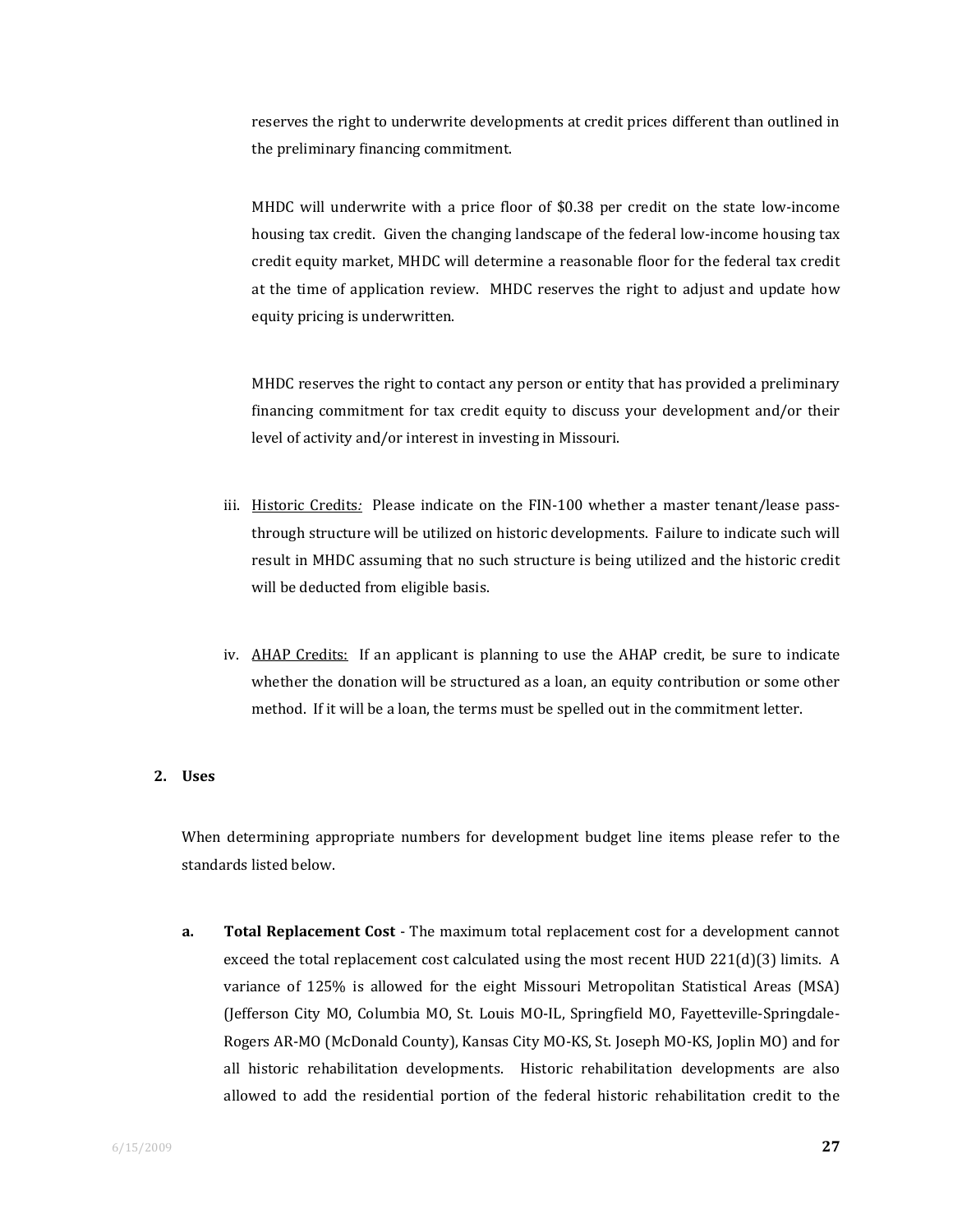reserves the right to underwrite developments at credit prices different than outlined in the preliminary financing commitment.

MHDC will underwrite with a price floor of $0.38 per credit on the state low-income housing tax credit. Given the changing landscape of the federal low-income housing tax credit equity market, MHDC will determine a reasonable floor for the federal tax credit at the time of application review. MHDC reserves the right to adjust and update how equity pricing is underwritten.

MHDC reserves the right to contact any person or entity that has provided a preliminary financing commitment for tax credit equity to discuss your development and/or their level of activity and/or interest in investing in Missouri.

iii. Historic Credits*:* Please indicate on the FIN-100 whether a master tenant/lease pass-through structure will be utilized on historic developments. Failure to indicate such will result in MHDC assuming that no such structure is being utilized and the historic credit will be deducted from eligible basis.

iv. AHAP Credits: If an applicant is planning to use the AHAP credit, be sure to indicate whether the donation will be structured as a loan, an equity contribution or some other method. If it will be a loan, the terms must be spelled out in the commitment letter.

**2. Uses**

When determining appropriate numbers for development budget line items please refer to the standards listed below.

**a. Total Replacement Cost** - The maximum total replacement cost for a development cannot exceed the total replacement cost calculated using the most recent HUD 221(d)(3) limits. A variance of 125% is allowed for the eight Missouri Metropolitan Statistical Areas (MSA) (Jefferson City MO, Columbia MO, St. Louis MO-IL, Springfield MO, Fayetteville-Springdale-Rogers AR-MO (McDonald County), Kansas City MO-KS, St. Joseph MO-KS, Joplin MO) and for all historic rehabilitation developments. Historic rehabilitation developments are also allowed to add the residential portion of the federal historic rehabilitation credit to the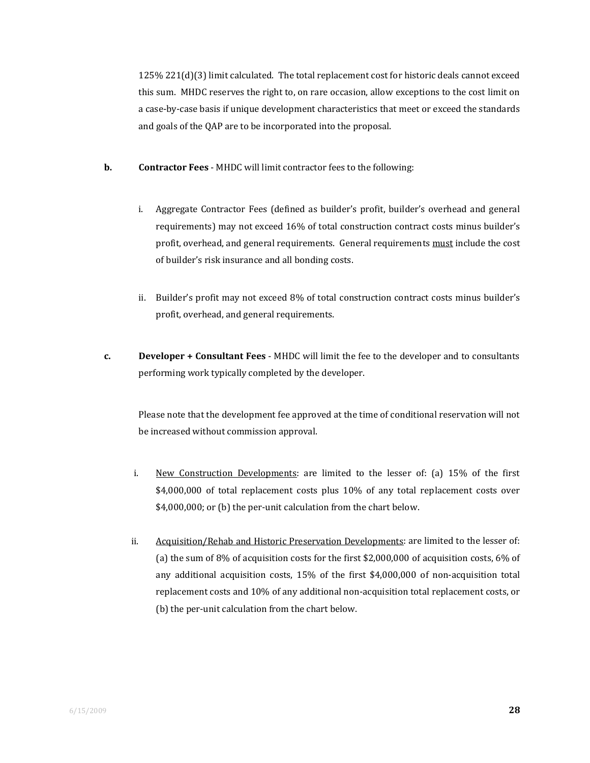125% 221(d)(3) limit calculated. The total replacement cost for historic deals cannot exceed this sum. MHDC reserves the right to, on rare occasion, allow exceptions to the cost limit on a case-by-case basis if unique development characteristics that meet or exceed the standards and goals of the QAP are to be incorporated into the proposal.

**b. Contractor Fees** - MHDC will limit contractor fees to the following:

i. Aggregate Contractor Fees (defined as builder's profit, builder's overhead and general requirements) may not exceed 16% of total construction contract costs minus builder's profit, overhead, and general requirements. General requirements <u>must</u> include the cost of builder's risk insurance and all bonding costs.

ii. Builder's profit may not exceed 8% of total construction contract costs minus builder's profit, overhead, and general requirements.

**c. Developer + Consultant Fees** - MHDC will limit the fee to the developer and to consultants performing work typically completed by the developer.

Please note that the development fee approved at the time of conditional reservation will not be increased without commission approval.

i. <u>New Construction Developments</u>: are limited to the lesser of: (a) 15% of the first $4,000,000 of total replacement costs plus 10% of any total replacement costs over $4,000,000; or (b) the per-unit calculation from the chart below.

ii. <u>Acquisition/Rehab and Historic Preservation Developments</u>: are limited to the lesser of: (a) the sum of 8% of acquisition costs for the first $2,000,000 of acquisition costs, 6% of any additional acquisition costs, 15% of the first $4,000,000 of non-acquisition total replacement costs and 10% of any additional non-acquisition total replacement costs, or (b) the per-unit calculation from the chart below.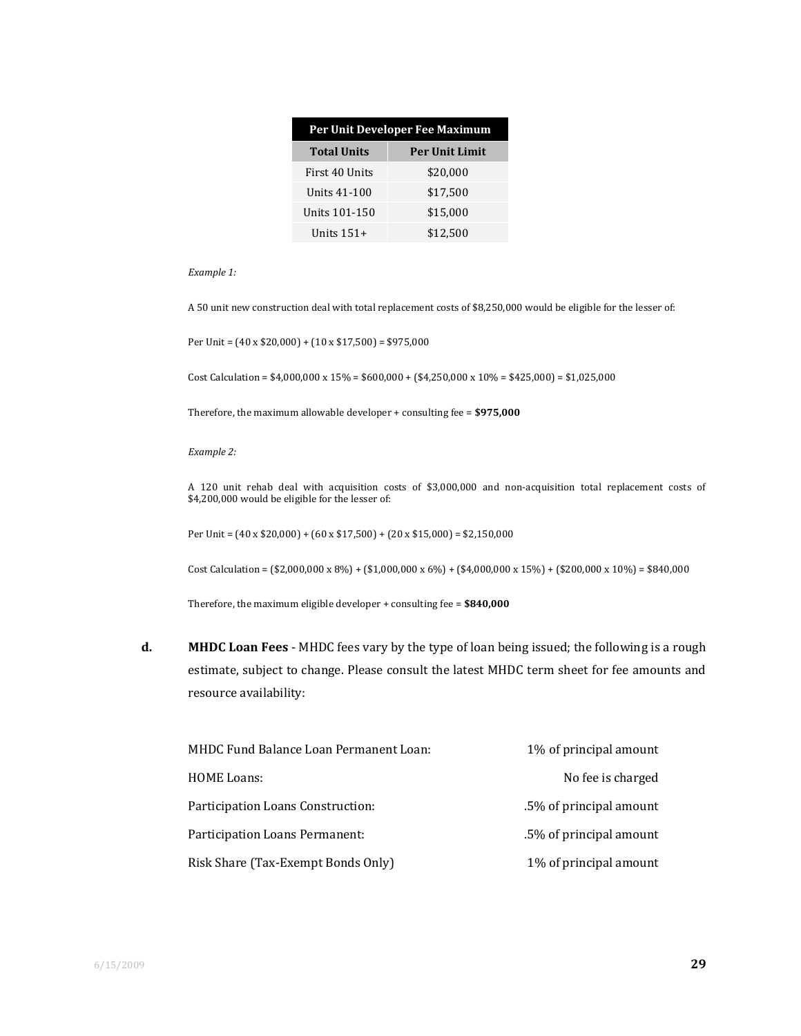| Per Unit Developer Fee Maximum | |
|---|---|
| **Total Units** | **Per Unit Limit** |
| First 40 Units | $20,000 |
| Units 41-100 | $17,500 |
| Units 101-150 | $15,000 |
| Units 151+ | $12,500 |

*Example 1:*

A 50 unit new construction deal with total replacement costs of $8,250,000 would be eligible for the lesser of:

Per Unit = (40 x $20,000) + (10 x $17,500) = $975,000

Cost Calculation = $4,000,000 x 15% = $600,000 + ($4,250,000 x 10% = $425,000) = $1,025,000

Therefore, the maximum allowable developer + consulting fee = **$975,000**

*Example 2:*

A 120 unit rehab deal with acquisition costs of $3,000,000 and non-acquisition total replacement costs of $4,200,000 would be eligible for the lesser of:

Per Unit = (40 x $20,000) + (60 x $17,500) + (20 x $15,000) = $2,150,000

Cost Calculation = ($2,000,000 x 8%) + ($1,000,000 x 6%) + ($4,000,000 x 15%) + ($200,000 x 10%) = $840,000

Therefore, the maximum eligible developer + consulting fee = **$840,000**

**d.** **MHDC Loan Fees** - MHDC fees vary by the type of loan being issued; the following is a rough estimate, subject to change. Please consult the latest MHDC term sheet for fee amounts and resource availability:

| | |
|---|---|
| MHDC Fund Balance Loan Permanent Loan: | 1% of principal amount |
| HOME Loans: | No fee is charged |
| Participation Loans Construction: | .5% of principal amount |
| Participation Loans Permanent: | .5% of principal amount |
| Risk Share (Tax-Exempt Bonds Only) | 1% of principal amount |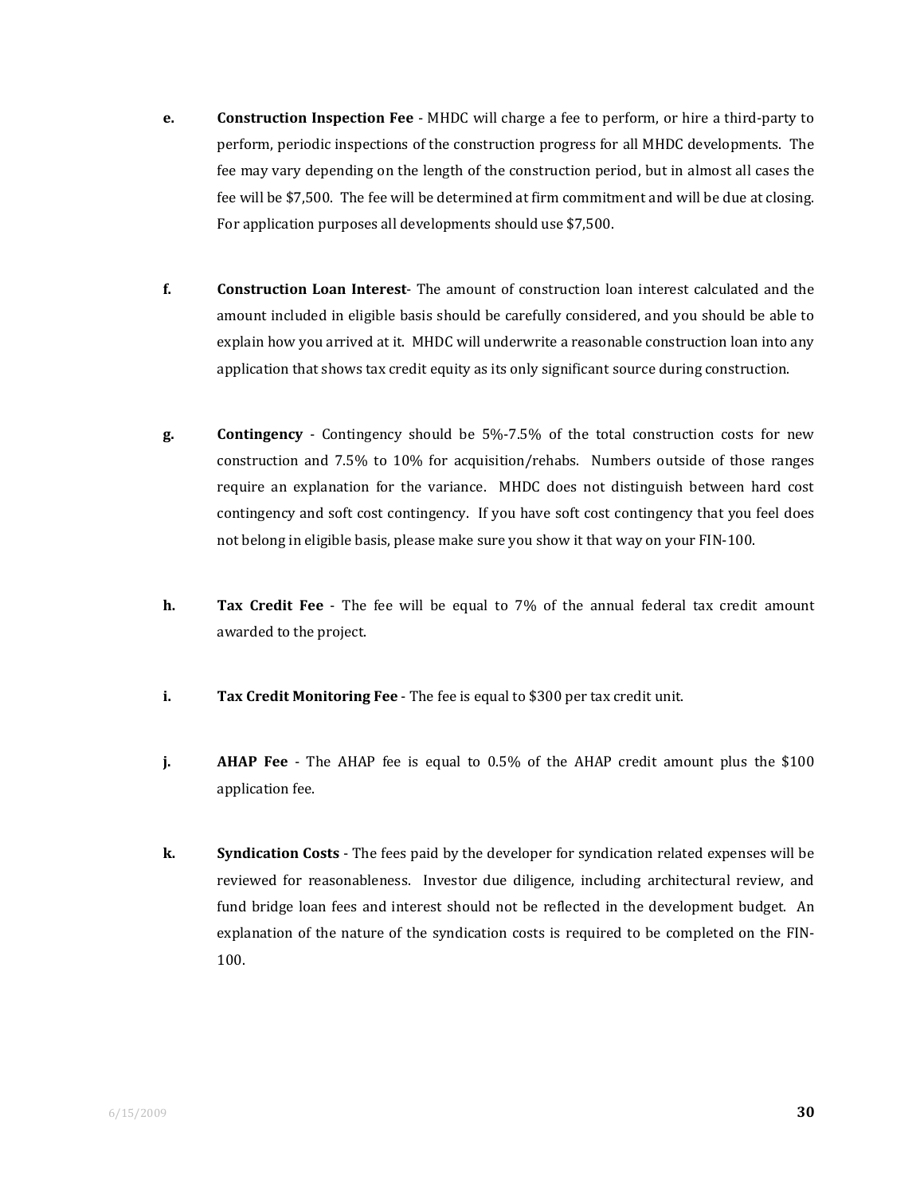**e.** **Construction Inspection Fee** - MHDC will charge a fee to perform, or hire a third-party to perform, periodic inspections of the construction progress for all MHDC developments. The fee may vary depending on the length of the construction period, but in almost all cases the fee will be $7,500. The fee will be determined at firm commitment and will be due at closing. For application purposes all developments should use $7,500.

**f.** **Construction Loan Interest**- The amount of construction loan interest calculated and the amount included in eligible basis should be carefully considered, and you should be able to explain how you arrived at it. MHDC will underwrite a reasonable construction loan into any application that shows tax credit equity as its only significant source during construction.

**g.** **Contingency** - Contingency should be 5%-7.5% of the total construction costs for new construction and 7.5% to 10% for acquisition/rehabs. Numbers outside of those ranges require an explanation for the variance. MHDC does not distinguish between hard cost contingency and soft cost contingency. If you have soft cost contingency that you feel does not belong in eligible basis, please make sure you show it that way on your FIN-100.

**h.** **Tax Credit Fee** - The fee will be equal to 7% of the annual federal tax credit amount awarded to the project.

**i.** **Tax Credit Monitoring Fee** - The fee is equal to $300 per tax credit unit.

**j.** **AHAP Fee** - The AHAP fee is equal to 0.5% of the AHAP credit amount plus the $100 application fee.

**k.** **Syndication Costs** - The fees paid by the developer for syndication related expenses will be reviewed for reasonableness. Investor due diligence, including architectural review, and fund bridge loan fees and interest should not be reflected in the development budget. An explanation of the nature of the syndication costs is required to be completed on the FIN-100.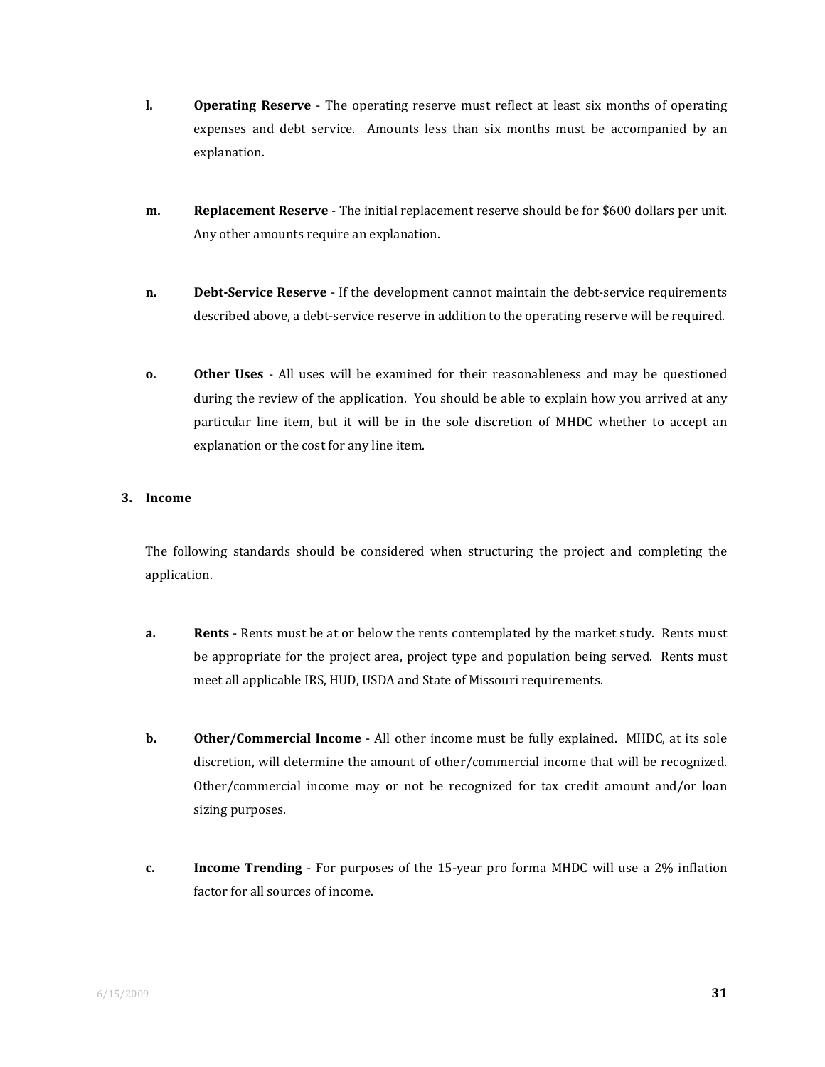l. **Operating Reserve** - The operating reserve must reflect at least six months of operating expenses and debt service. Amounts less than six months must be accompanied by an explanation.

m. **Replacement Reserve** - The initial replacement reserve should be for $600 dollars per unit. Any other amounts require an explanation.

n. **Debt-Service Reserve** - If the development cannot maintain the debt-service requirements described above, a debt-service reserve in addition to the operating reserve will be required.

o. **Other Uses** - All uses will be examined for their reasonableness and may be questioned during the review of the application. You should be able to explain how you arrived at any particular line item, but it will be in the sole discretion of MHDC whether to accept an explanation or the cost for any line item.

**3. Income**

The following standards should be considered when structuring the project and completing the application.

a. **Rents** - Rents must be at or below the rents contemplated by the market study. Rents must be appropriate for the project area, project type and population being served. Rents must meet all applicable IRS, HUD, USDA and State of Missouri requirements.

b. **Other/Commercial Income** - All other income must be fully explained. MHDC, at its sole discretion, will determine the amount of other/commercial income that will be recognized. Other/commercial income may or not be recognized for tax credit amount and/or loan sizing purposes.

c. **Income Trending** - For purposes of the 15-year pro forma MHDC will use a 2% inflation factor for all sources of income.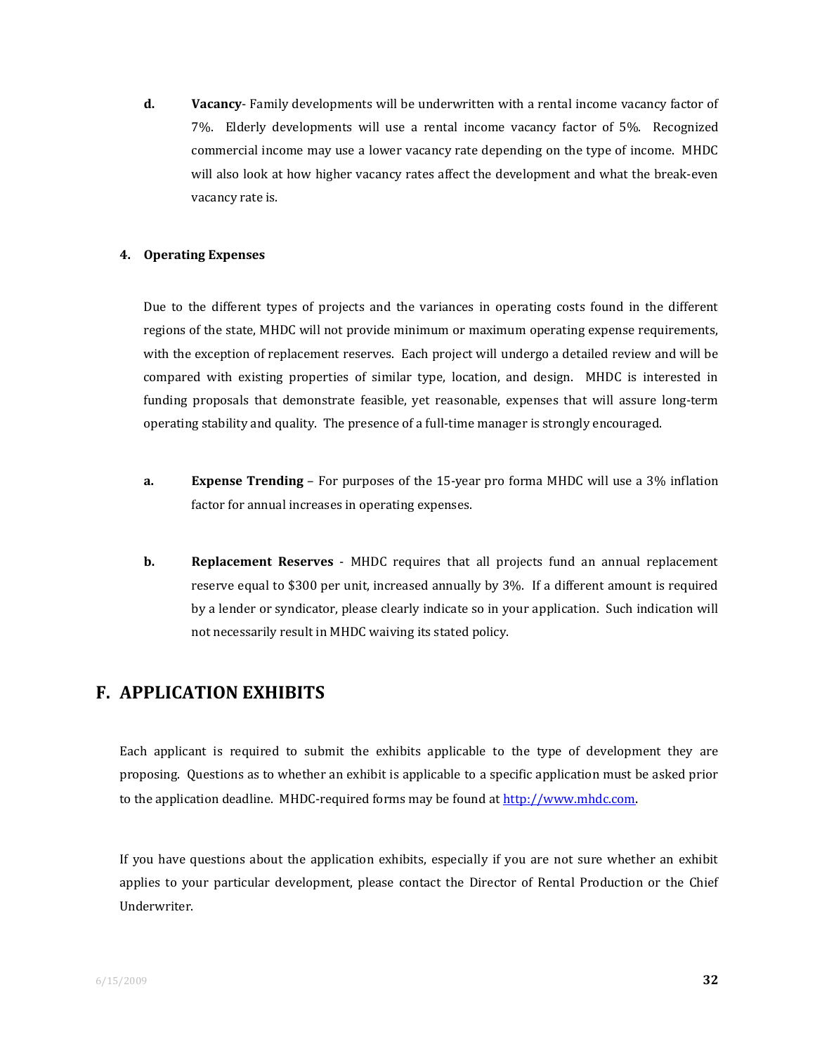**d.** **Vacancy**- Family developments will be underwritten with a rental income vacancy factor of 7%. Elderly developments will use a rental income vacancy factor of 5%. Recognized commercial income may use a lower vacancy rate depending on the type of income. MHDC will also look at how higher vacancy rates affect the development and what the break-even vacancy rate is.

### 4. Operating Expenses

Due to the different types of projects and the variances in operating costs found in the different regions of the state, MHDC will not provide minimum or maximum operating expense requirements, with the exception of replacement reserves. Each project will undergo a detailed review and will be compared with existing properties of similar type, location, and design. MHDC is interested in funding proposals that demonstrate feasible, yet reasonable, expenses that will assure long-term operating stability and quality. The presence of a full-time manager is strongly encouraged.

**a.** **Expense Trending** – For purposes of the 15-year pro forma MHDC will use a 3% inflation factor for annual increases in operating expenses.

**b.** **Replacement Reserves** - MHDC requires that all projects fund an annual replacement reserve equal to $300 per unit, increased annually by 3%. If a different amount is required by a lender or syndicator, please clearly indicate so in your application. Such indication will not necessarily result in MHDC waiving its stated policy.

## F. APPLICATION EXHIBITS

Each applicant is required to submit the exhibits applicable to the type of development they are proposing. Questions as to whether an exhibit is applicable to a specific application must be asked prior to the application deadline. MHDC-required forms may be found at http://www.mhdc.com.

If you have questions about the application exhibits, especially if you are not sure whether an exhibit applies to your particular development, please contact the Director of Rental Production or the Chief Underwriter.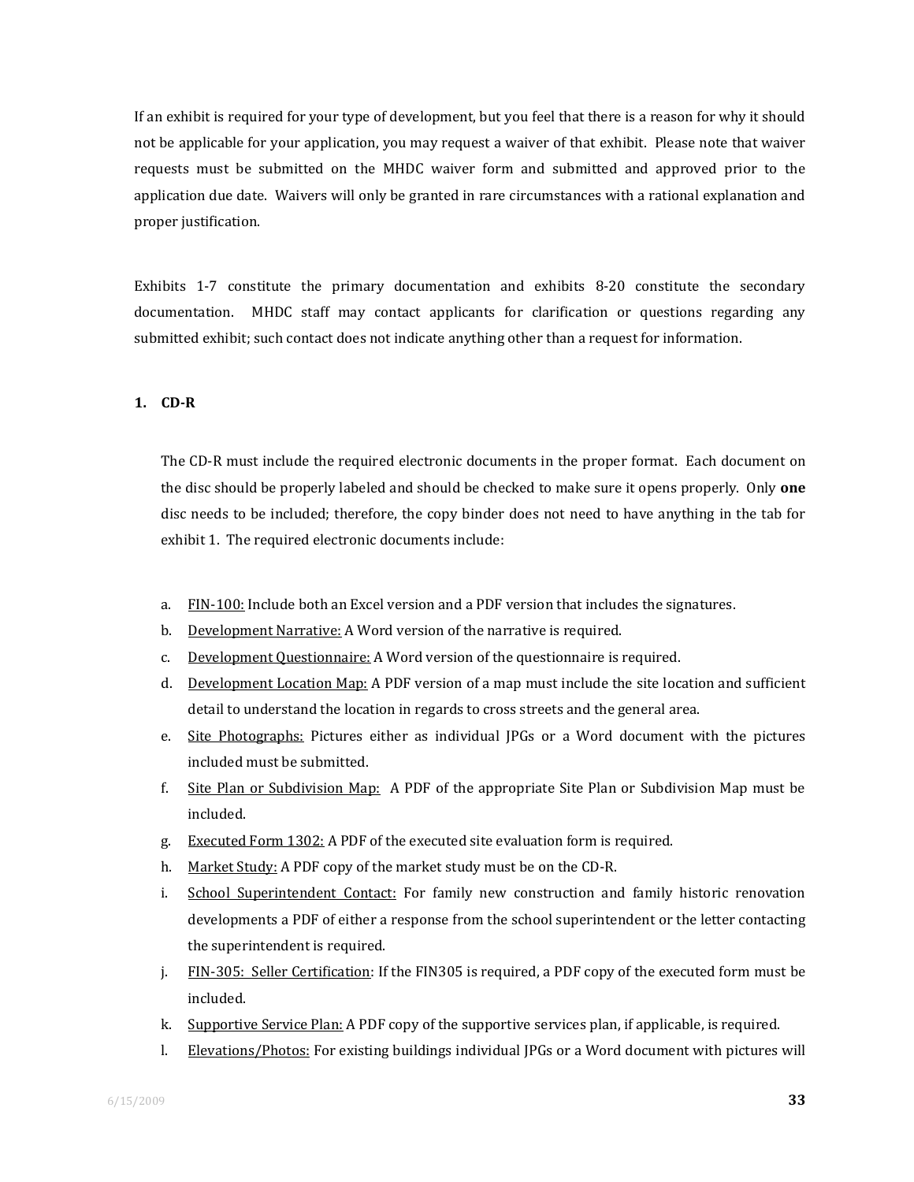If an exhibit is required for your type of development, but you feel that there is a reason for why it should not be applicable for your application, you may request a waiver of that exhibit. Please note that waiver requests must be submitted on the MHDC waiver form and submitted and approved prior to the application due date. Waivers will only be granted in rare circumstances with a rational explanation and proper justification.

Exhibits 1-7 constitute the primary documentation and exhibits 8-20 constitute the secondary documentation. MHDC staff may contact applicants for clarification or questions regarding any submitted exhibit; such contact does not indicate anything other than a request for information.

**1. CD-R**

The CD-R must include the required electronic documents in the proper format. Each document on the disc should be properly labeled and should be checked to make sure it opens properly. Only **one** disc needs to be included; therefore, the copy binder does not need to have anything in the tab for exhibit 1. The required electronic documents include:

a. <u>FIN-100:</u> Include both an Excel version and a PDF version that includes the signatures.
b. <u>Development Narrative:</u> A Word version of the narrative is required.
c. <u>Development Questionnaire:</u> A Word version of the questionnaire is required.
d. <u>Development Location Map:</u> A PDF version of a map must include the site location and sufficient detail to understand the location in regards to cross streets and the general area.
e. <u>Site Photographs:</u> Pictures either as individual JPGs or a Word document with the pictures included must be submitted.
f. <u>Site Plan or Subdivision Map:</u> A PDF of the appropriate Site Plan or Subdivision Map must be included.
g. <u>Executed Form 1302:</u> A PDF of the executed site evaluation form is required.
h. <u>Market Study:</u> A PDF copy of the market study must be on the CD-R.
i. <u>School Superintendent Contact:</u> For family new construction and family historic renovation developments a PDF of either a response from the school superintendent or the letter contacting the superintendent is required.
j. <u>FIN-305: Seller Certification</u>: If the FIN305 is required, a PDF copy of the executed form must be included.
k. <u>Supportive Service Plan:</u> A PDF copy of the supportive services plan, if applicable, is required.
l. <u>Elevations/Photos:</u> For existing buildings individual JPGs or a Word document with pictures will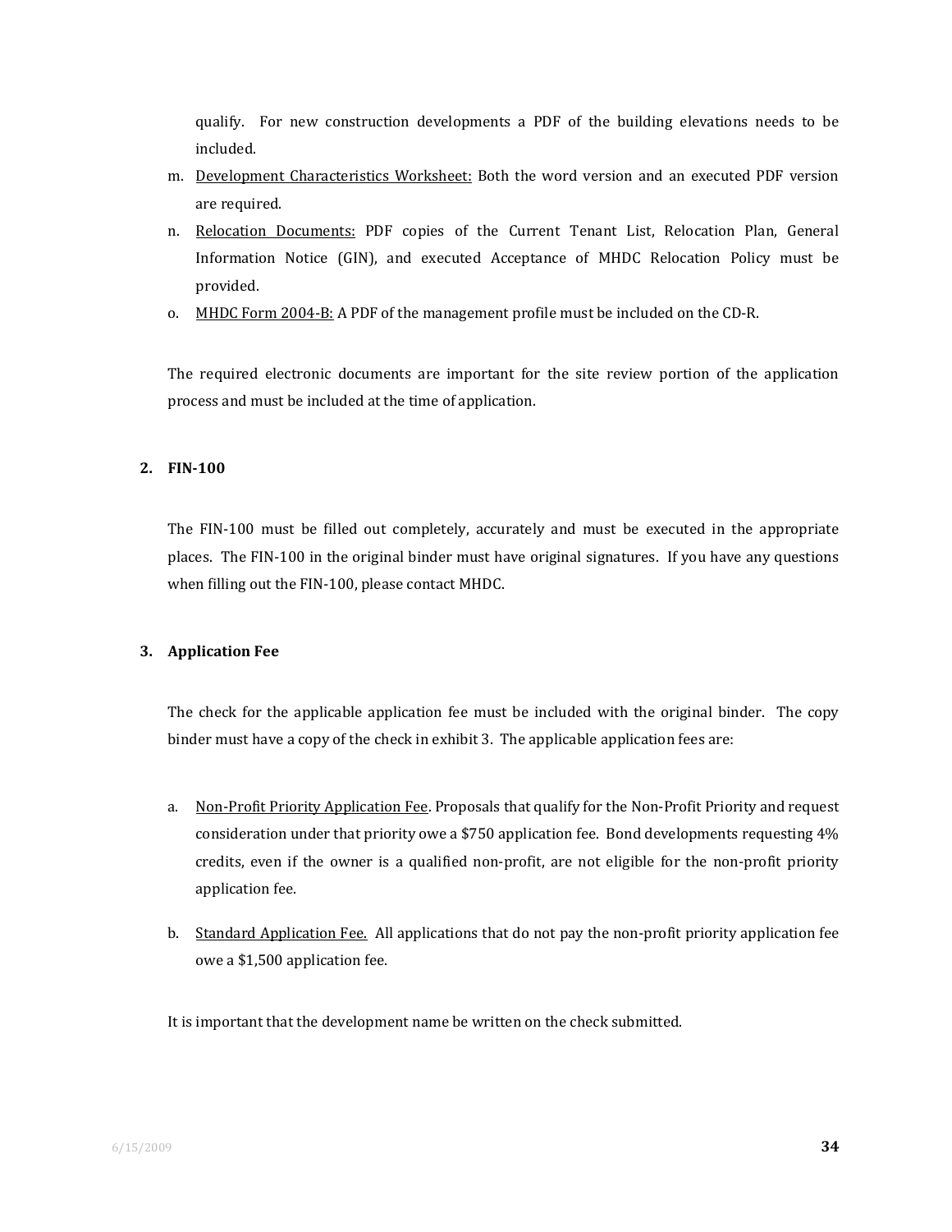qualify. For new construction developments a PDF of the building elevations needs to be included.

m. <u>Development Characteristics Worksheet:</u> Both the word version and an executed PDF version are required.

n. <u>Relocation Documents:</u> PDF copies of the Current Tenant List, Relocation Plan, General Information Notice (GIN), and executed Acceptance of MHDC Relocation Policy must be provided.

o. <u>MHDC Form 2004-B:</u> A PDF of the management profile must be included on the CD-R.

The required electronic documents are important for the site review portion of the application process and must be included at the time of application.

## 2. FIN-100

The FIN-100 must be filled out completely, accurately and must be executed in the appropriate places. The FIN-100 in the original binder must have original signatures. If you have any questions when filling out the FIN-100, please contact MHDC.

## 3. Application Fee

The check for the applicable application fee must be included with the original binder. The copy binder must have a copy of the check in exhibit 3. The applicable application fees are:

a. <u>Non-Profit Priority Application Fee</u>. Proposals that qualify for the Non-Profit Priority and request consideration under that priority owe a $750 application fee. Bond developments requesting 4% credits, even if the owner is a qualified non-profit, are not eligible for the non-profit priority application fee.

b. <u>Standard Application Fee.</u> All applications that do not pay the non-profit priority application fee owe a $1,500 application fee.

It is important that the development name be written on the check submitted.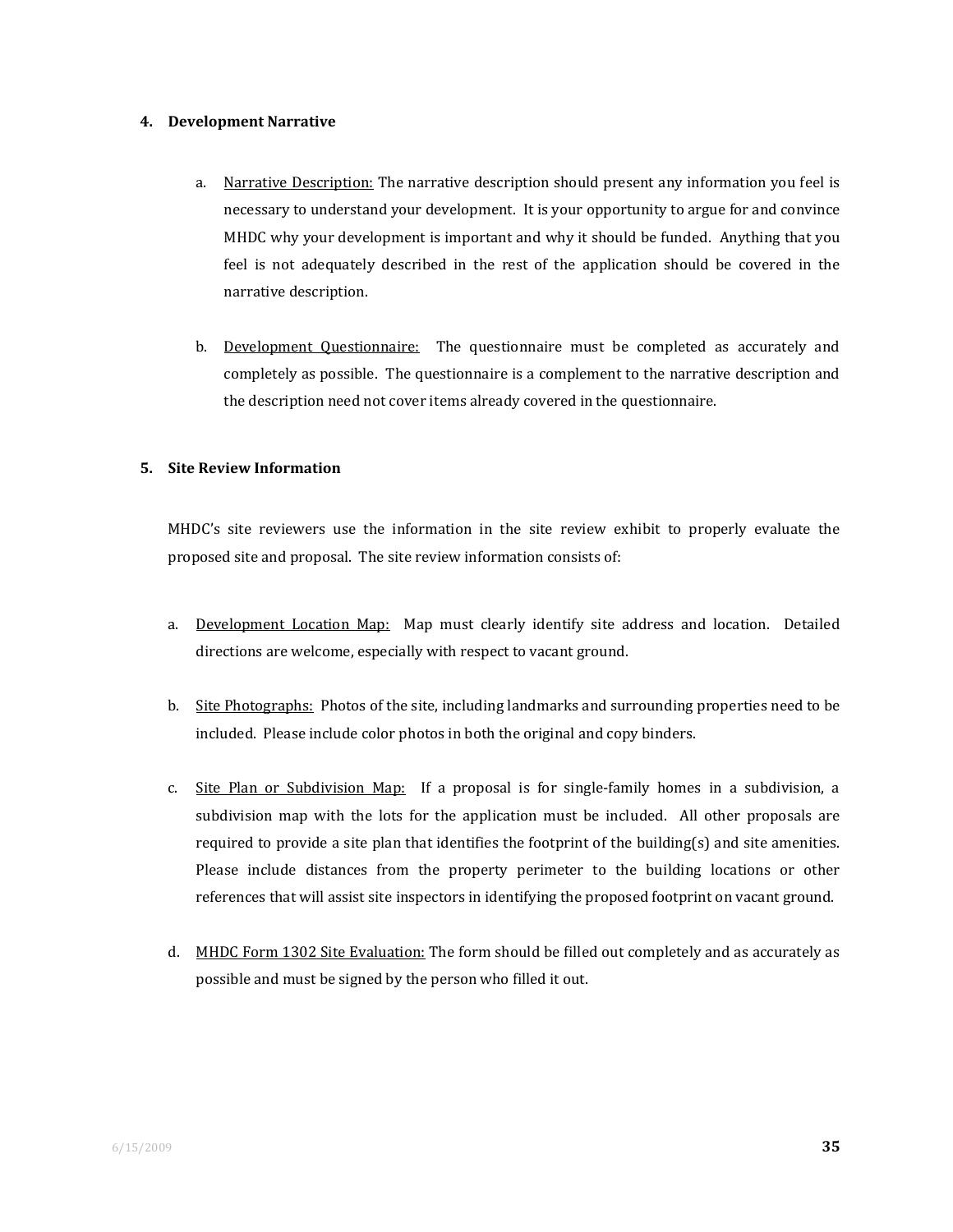### 4. Development Narrative

a. Narrative Description: The narrative description should present any information you feel is necessary to understand your development. It is your opportunity to argue for and convince MHDC why your development is important and why it should be funded. Anything that you feel is not adequately described in the rest of the application should be covered in the narrative description.

b. Development Questionnaire: The questionnaire must be completed as accurately and completely as possible. The questionnaire is a complement to the narrative description and the description need not cover items already covered in the questionnaire.

### 5. Site Review Information

MHDC's site reviewers use the information in the site review exhibit to properly evaluate the proposed site and proposal. The site review information consists of:

a. Development Location Map: Map must clearly identify site address and location. Detailed directions are welcome, especially with respect to vacant ground.

b. Site Photographs: Photos of the site, including landmarks and surrounding properties need to be included. Please include color photos in both the original and copy binders.

c. Site Plan or Subdivision Map: If a proposal is for single-family homes in a subdivision, a subdivision map with the lots for the application must be included. All other proposals are required to provide a site plan that identifies the footprint of the building(s) and site amenities. Please include distances from the property perimeter to the building locations or other references that will assist site inspectors in identifying the proposed footprint on vacant ground.

d. MHDC Form 1302 Site Evaluation: The form should be filled out completely and as accurately as possible and must be signed by the person who filled it out.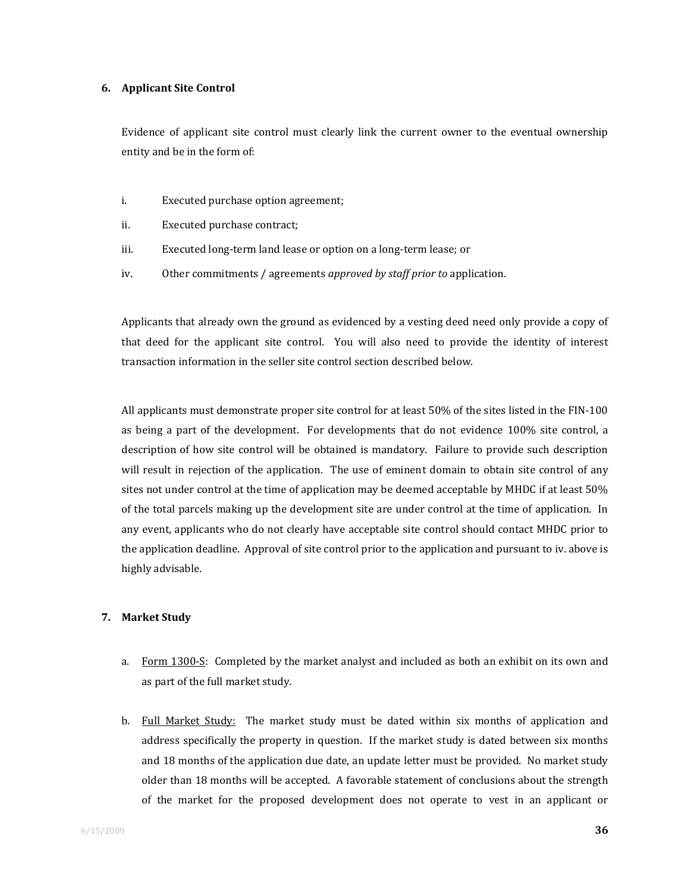### 6. Applicant Site Control

Evidence of applicant site control must clearly link the current owner to the eventual ownership entity and be in the form of:

i. Executed purchase option agreement;

ii. Executed purchase contract;

iii. Executed long-term land lease or option on a long-term lease; or

iv. Other commitments / agreements *approved by staff prior to* application.

Applicants that already own the ground as evidenced by a vesting deed need only provide a copy of that deed for the applicant site control. You will also need to provide the identity of interest transaction information in the seller site control section described below.

All applicants must demonstrate proper site control for at least 50% of the sites listed in the FIN-100 as being a part of the development. For developments that do not evidence 100% site control, a description of how site control will be obtained is mandatory. Failure to provide such description will result in rejection of the application. The use of eminent domain to obtain site control of any sites not under control at the time of application may be deemed acceptable by MHDC if at least 50% of the total parcels making up the development site are under control at the time of application. In any event, applicants who do not clearly have acceptable site control should contact MHDC prior to the application deadline. Approval of site control prior to the application and pursuant to iv. above is highly advisable.

### 7. Market Study

a. Form 1300-S: Completed by the market analyst and included as both an exhibit on its own and as part of the full market study.

b. Full Market Study: The market study must be dated within six months of application and address specifically the property in question. If the market study is dated between six months and 18 months of the application due date, an update letter must be provided. No market study older than 18 months will be accepted. A favorable statement of conclusions about the strength of the market for the proposed development does not operate to vest in an applicant or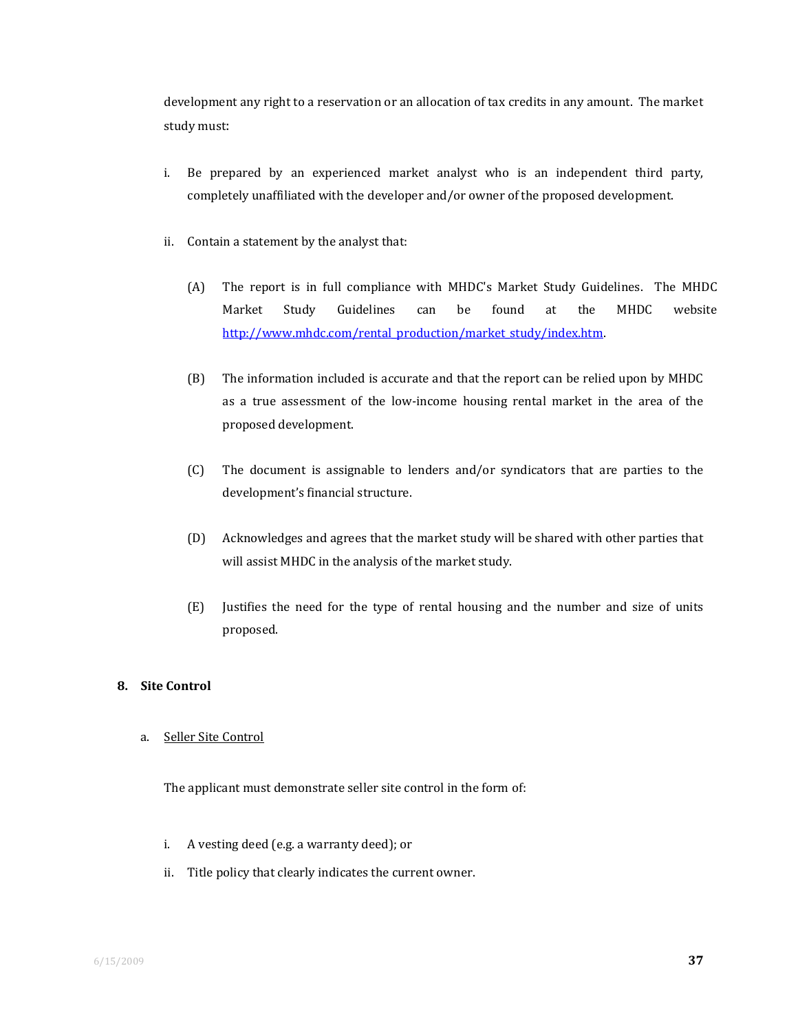development any right to a reservation or an allocation of tax credits in any amount. The market study must:

i. Be prepared by an experienced market analyst who is an independent third party, completely unaffiliated with the developer and/or owner of the proposed development.

ii. Contain a statement by the analyst that:

   (A) The report is in full compliance with MHDC's Market Study Guidelines. The MHDC Market Study Guidelines can be found at the MHDC website [http://www.mhdc.com/rental_production/market_study/index.htm](http://www.mhdc.com/rental_production/market_study/index.htm).

   (B) The information included is accurate and that the report can be relied upon by MHDC as a true assessment of the low-income housing rental market in the area of the proposed development.

   (C) The document is assignable to lenders and/or syndicators that are parties to the development's financial structure.

   (D) Acknowledges and agrees that the market study will be shared with other parties that will assist MHDC in the analysis of the market study.

   (E) Justifies the need for the type of rental housing and the number and size of units proposed.

## 8. Site Control

a. <u>Seller Site Control</u>

The applicant must demonstrate seller site control in the form of:

i. A vesting deed (e.g. a warranty deed); or

ii. Title policy that clearly indicates the current owner.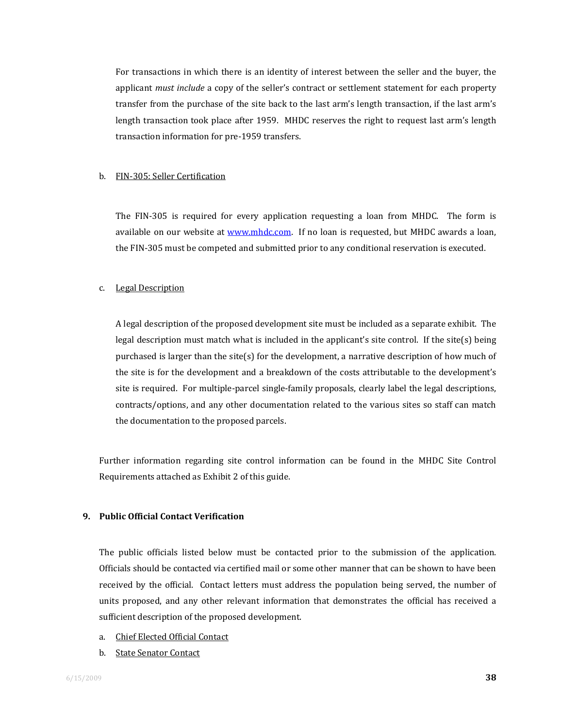For transactions in which there is an identity of interest between the seller and the buyer, the applicant *must include* a copy of the seller's contract or settlement statement for each property transfer from the purchase of the site back to the last arm's length transaction, if the last arm's length transaction took place after 1959. MHDC reserves the right to request last arm's length transaction information for pre-1959 transfers.

b. FIN-305: Seller Certification

The FIN-305 is required for every application requesting a loan from MHDC. The form is available on our website at [www.mhdc.com](www.mhdc.com). If no loan is requested, but MHDC awards a loan, the FIN-305 must be competed and submitted prior to any conditional reservation is executed.

c. Legal Description

A legal description of the proposed development site must be included as a separate exhibit. The legal description must match what is included in the applicant's site control. If the site(s) being purchased is larger than the site(s) for the development, a narrative description of how much of the site is for the development and a breakdown of the costs attributable to the development's site is required. For multiple-parcel single-family proposals, clearly label the legal descriptions, contracts/options, and any other documentation related to the various sites so staff can match the documentation to the proposed parcels.

Further information regarding site control information can be found in the MHDC Site Control Requirements attached as Exhibit 2 of this guide.

**9. Public Official Contact Verification**

The public officials listed below must be contacted prior to the submission of the application. Officials should be contacted via certified mail or some other manner that can be shown to have been received by the official. Contact letters must address the population being served, the number of units proposed, and any other relevant information that demonstrates the official has received a sufficient description of the proposed development.

a. Chief Elected Official Contact

b. State Senator Contact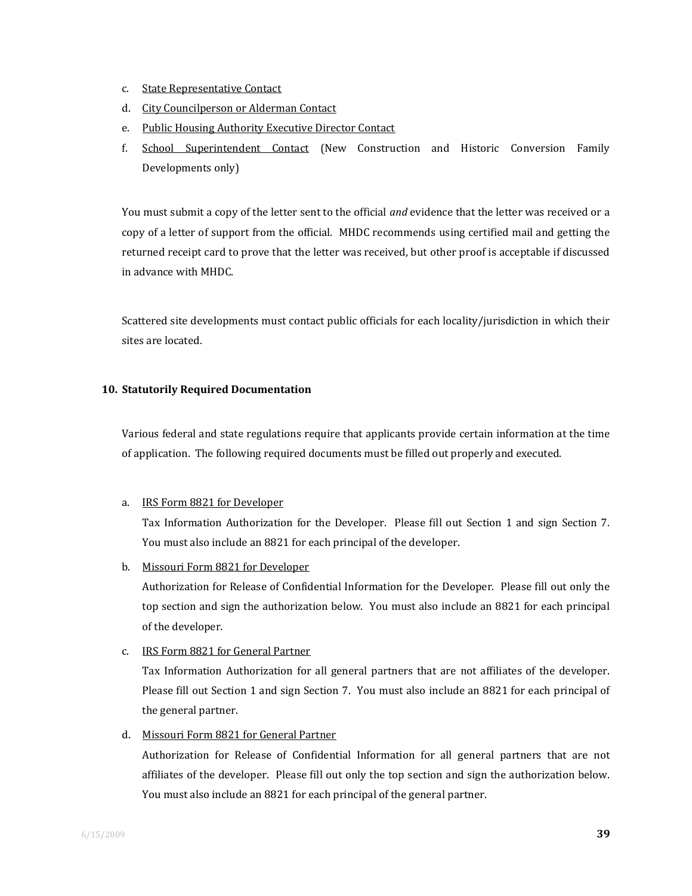c. <u>State Representative Contact</u>

d. <u>City Councilperson or Alderman Contact</u>

e. <u>Public Housing Authority Executive Director Contact</u>

f. <u>School Superintendent Contact</u> (New Construction and Historic Conversion Family Developments only)

You must submit a copy of the letter sent to the official *and* evidence that the letter was received or a copy of a letter of support from the official. MHDC recommends using certified mail and getting the returned receipt card to prove that the letter was received, but other proof is acceptable if discussed in advance with MHDC.

Scattered site developments must contact public officials for each locality/jurisdiction in which their sites are located.

**10. Statutorily Required Documentation**

Various federal and state regulations require that applicants provide certain information at the time of application. The following required documents must be filled out properly and executed.

a. <u>IRS Form 8821 for Developer</u>
   Tax Information Authorization for the Developer. Please fill out Section 1 and sign Section 7. You must also include an 8821 for each principal of the developer.

b. <u>Missouri Form 8821 for Developer</u>
   Authorization for Release of Confidential Information for the Developer. Please fill out only the top section and sign the authorization below. You must also include an 8821 for each principal of the developer.

c. <u>IRS Form 8821 for General Partner</u>
   Tax Information Authorization for all general partners that are not affiliates of the developer. Please fill out Section 1 and sign Section 7. You must also include an 8821 for each principal of the general partner.

d. <u>Missouri Form 8821 for General Partner</u>
   Authorization for Release of Confidential Information for all general partners that are not affiliates of the developer. Please fill out only the top section and sign the authorization below. You must also include an 8821 for each principal of the general partner.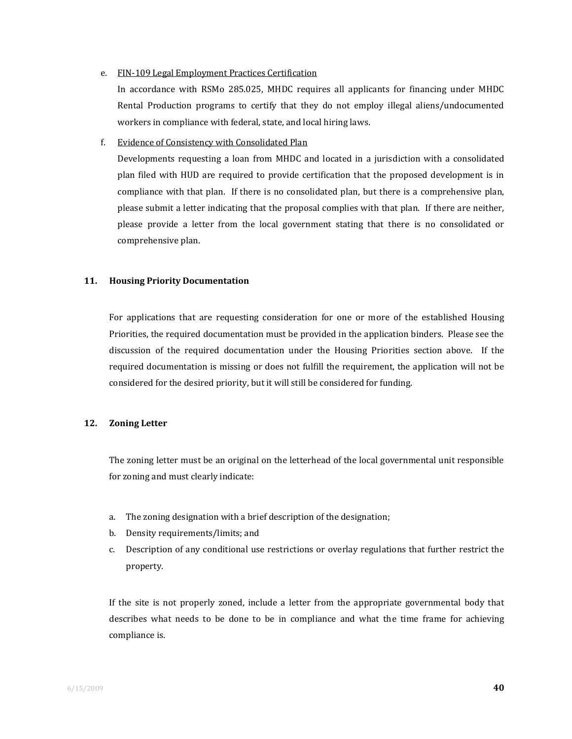e. <u>FIN-109 Legal Employment Practices Certification</u>

   In accordance with RSMo 285.025, MHDC requires all applicants for financing under MHDC Rental Production programs to certify that they do not employ illegal aliens/undocumented workers in compliance with federal, state, and local hiring laws.

f. <u>Evidence of Consistency with Consolidated Plan</u>

   Developments requesting a loan from MHDC and located in a jurisdiction with a consolidated plan filed with HUD are required to provide certification that the proposed development is in compliance with that plan. If there is no consolidated plan, but there is a comprehensive plan, please submit a letter indicating that the proposal complies with that plan. If there are neither, please provide a letter from the local government stating that there is no consolidated or comprehensive plan.

### 11. Housing Priority Documentation

For applications that are requesting consideration for one or more of the established Housing Priorities, the required documentation must be provided in the application binders. Please see the discussion of the required documentation under the Housing Priorities section above. If the required documentation is missing or does not fulfill the requirement, the application will not be considered for the desired priority, but it will still be considered for funding.

### 12. Zoning Letter

The zoning letter must be an original on the letterhead of the local governmental unit responsible for zoning and must clearly indicate:

a. The zoning designation with a brief description of the designation;
b. Density requirements/limits; and
c. Description of any conditional use restrictions or overlay regulations that further restrict the property.

If the site is not properly zoned, include a letter from the appropriate governmental body that describes what needs to be done to be in compliance and what the time frame for achieving compliance is.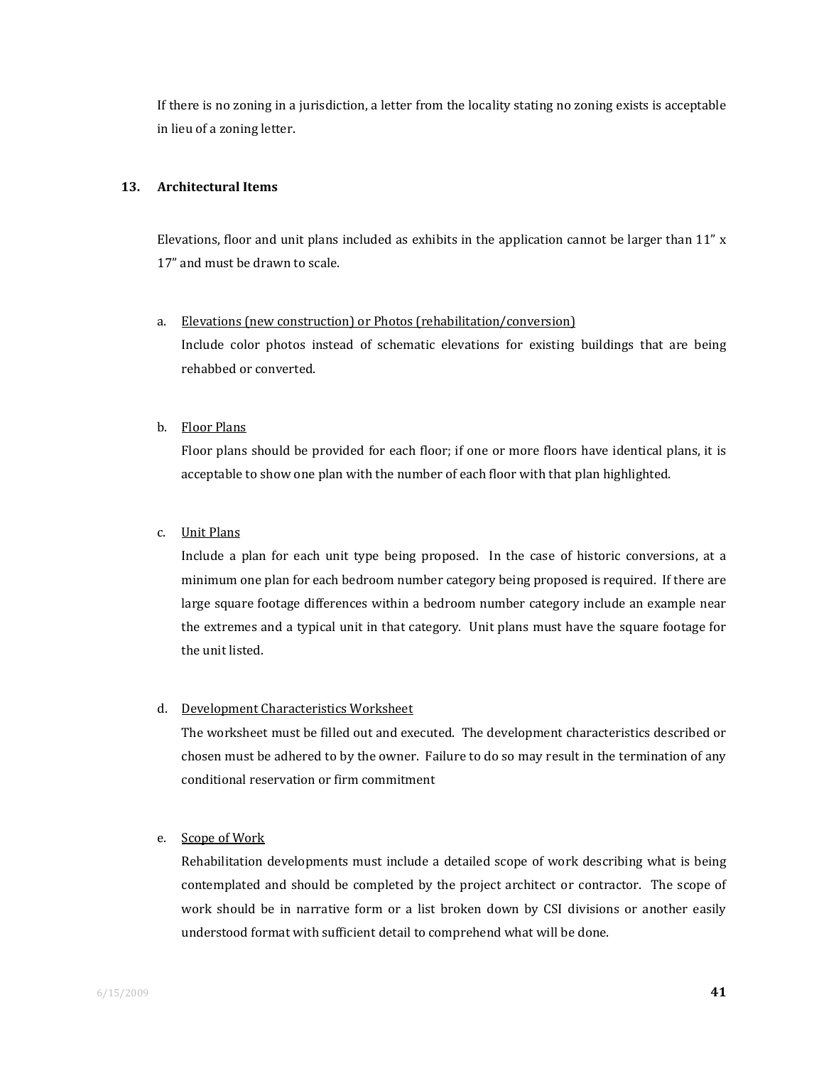If there is no zoning in a jurisdiction, a letter from the locality stating no zoning exists is acceptable in lieu of a zoning letter.

## 13. Architectural Items

Elevations, floor and unit plans included as exhibits in the application cannot be larger than 11" x 17" and must be drawn to scale.

a. Elevations (new construction) or Photos (rehabilitation/conversion)

Include color photos instead of schematic elevations for existing buildings that are being rehabbed or converted.

b. Floor Plans

Floor plans should be provided for each floor; if one or more floors have identical plans, it is acceptable to show one plan with the number of each floor with that plan highlighted.

c. Unit Plans

Include a plan for each unit type being proposed. In the case of historic conversions, at a minimum one plan for each bedroom number category being proposed is required. If there are large square footage differences within a bedroom number category include an example near the extremes and a typical unit in that category. Unit plans must have the square footage for the unit listed.

d. Development Characteristics Worksheet

The worksheet must be filled out and executed. The development characteristics described or chosen must be adhered to by the owner. Failure to do so may result in the termination of any conditional reservation or firm commitment

e. Scope of Work

Rehabilitation developments must include a detailed scope of work describing what is being contemplated and should be completed by the project architect or contractor. The scope of work should be in narrative form or a list broken down by CSI divisions or another easily understood format with sufficient detail to comprehend what will be done.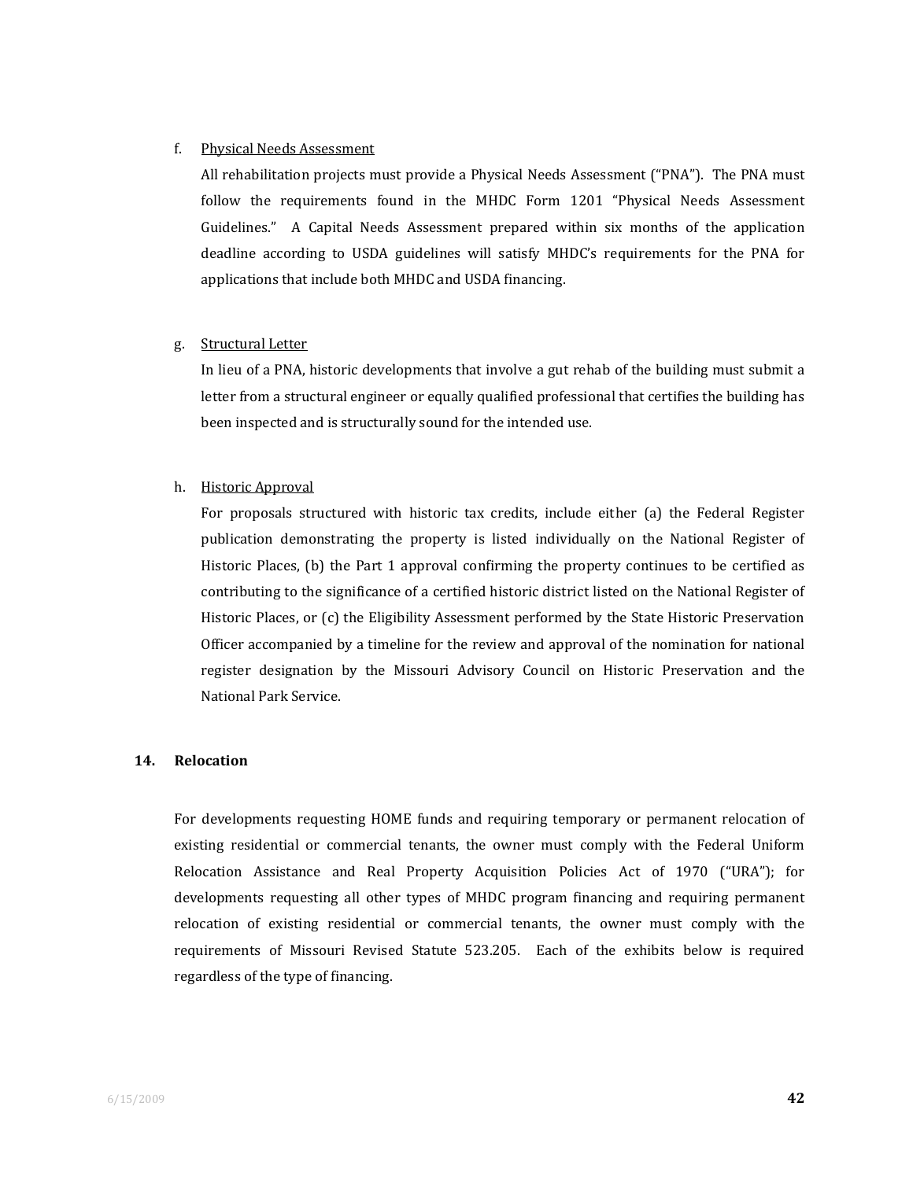f. <u>Physical Needs Assessment</u>

All rehabilitation projects must provide a Physical Needs Assessment ("PNA"). The PNA must follow the requirements found in the MHDC Form 1201 "Physical Needs Assessment Guidelines." A Capital Needs Assessment prepared within six months of the application deadline according to USDA guidelines will satisfy MHDC's requirements for the PNA for applications that include both MHDC and USDA financing.

g. <u>Structural Letter</u>

In lieu of a PNA, historic developments that involve a gut rehab of the building must submit a letter from a structural engineer or equally qualified professional that certifies the building has been inspected and is structurally sound for the intended use.

h. <u>Historic Approval</u>

For proposals structured with historic tax credits, include either (a) the Federal Register publication demonstrating the property is listed individually on the National Register of Historic Places, (b) the Part 1 approval confirming the property continues to be certified as contributing to the significance of a certified historic district listed on the National Register of Historic Places, or (c) the Eligibility Assessment performed by the State Historic Preservation Officer accompanied by a timeline for the review and approval of the nomination for national register designation by the Missouri Advisory Council on Historic Preservation and the National Park Service.

## 14. Relocation

For developments requesting HOME funds and requiring temporary or permanent relocation of existing residential or commercial tenants, the owner must comply with the Federal Uniform Relocation Assistance and Real Property Acquisition Policies Act of 1970 ("URA"); for developments requesting all other types of MHDC program financing and requiring permanent relocation of existing residential or commercial tenants, the owner must comply with the requirements of Missouri Revised Statute 523.205. Each of the exhibits below is required regardless of the type of financing.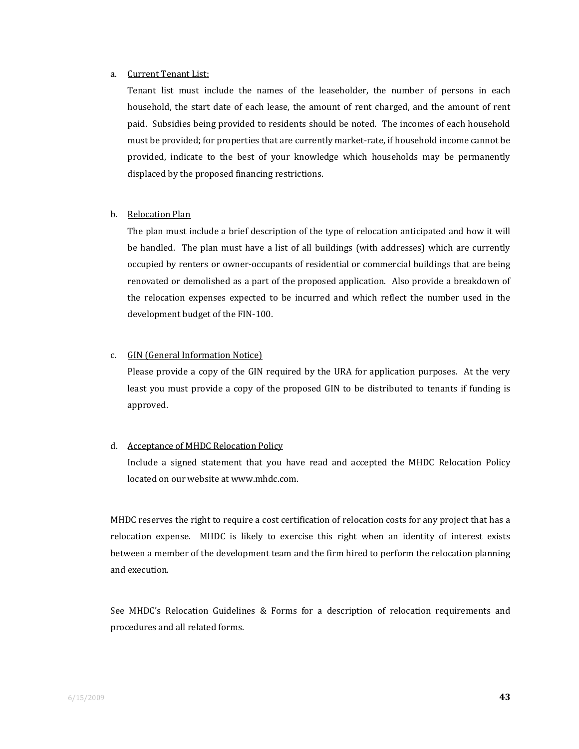a. <u>Current Tenant List:</u>

   Tenant list must include the names of the leaseholder, the number of persons in each household, the start date of each lease, the amount of rent charged, and the amount of rent paid. Subsidies being provided to residents should be noted. The incomes of each household must be provided; for properties that are currently market-rate, if household income cannot be provided, indicate to the best of your knowledge which households may be permanently displaced by the proposed financing restrictions.

b. <u>Relocation Plan</u>

   The plan must include a brief description of the type of relocation anticipated and how it will be handled. The plan must have a list of all buildings (with addresses) which are currently occupied by renters or owner-occupants of residential or commercial buildings that are being renovated or demolished as a part of the proposed application. Also provide a breakdown of the relocation expenses expected to be incurred and which reflect the number used in the development budget of the FIN-100.

c. <u>GIN (General Information Notice)</u>

   Please provide a copy of the GIN required by the URA for application purposes. At the very least you must provide a copy of the proposed GIN to be distributed to tenants if funding is approved.

d. <u>Acceptance of MHDC Relocation Policy</u>

   Include a signed statement that you have read and accepted the MHDC Relocation Policy located on our website at www.mhdc.com.

MHDC reserves the right to require a cost certification of relocation costs for any project that has a relocation expense. MHDC is likely to exercise this right when an identity of interest exists between a member of the development team and the firm hired to perform the relocation planning and execution.

See MHDC's Relocation Guidelines & Forms for a description of relocation requirements and procedures and all related forms.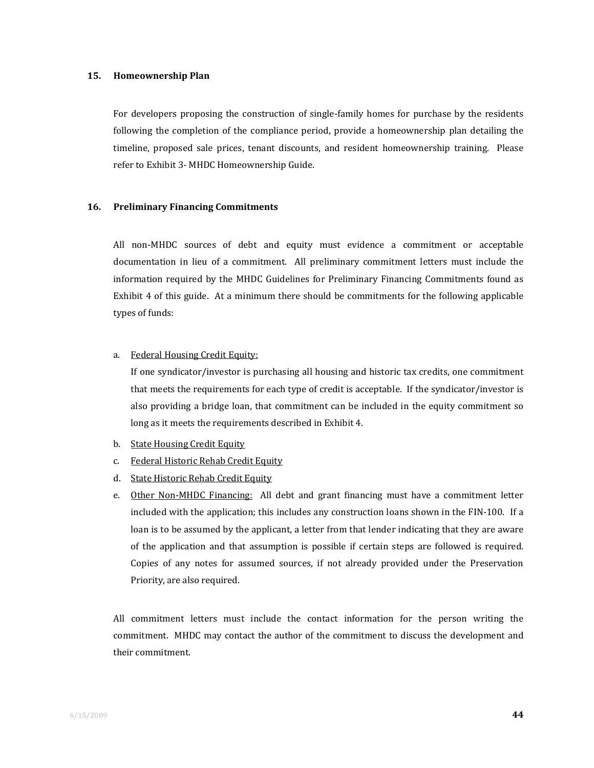### 15. Homeownership Plan

For developers proposing the construction of single-family homes for purchase by the residents following the completion of the compliance period, provide a homeownership plan detailing the timeline, proposed sale prices, tenant discounts, and resident homeownership training. Please refer to Exhibit 3- MHDC Homeownership Guide.

### 16. Preliminary Financing Commitments

All non-MHDC sources of debt and equity must evidence a commitment or acceptable documentation in lieu of a commitment. All preliminary commitment letters must include the information required by the MHDC Guidelines for Preliminary Financing Commitments found as Exhibit 4 of this guide. At a minimum there should be commitments for the following applicable types of funds:

a. Federal Housing Credit Equity:
   If one syndicator/investor is purchasing all housing and historic tax credits, one commitment that meets the requirements for each type of credit is acceptable. If the syndicator/investor is also providing a bridge loan, that commitment can be included in the equity commitment so long as it meets the requirements described in Exhibit 4.
b. State Housing Credit Equity
c. Federal Historic Rehab Credit Equity
d. State Historic Rehab Credit Equity
e. Other Non-MHDC Financing: All debt and grant financing must have a commitment letter included with the application; this includes any construction loans shown in the FIN-100. If a loan is to be assumed by the applicant, a letter from that lender indicating that they are aware of the application and that assumption is possible if certain steps are followed is required. Copies of any notes for assumed sources, if not already provided under the Preservation Priority, are also required.

All commitment letters must include the contact information for the person writing the commitment. MHDC may contact the author of the commitment to discuss the development and their commitment.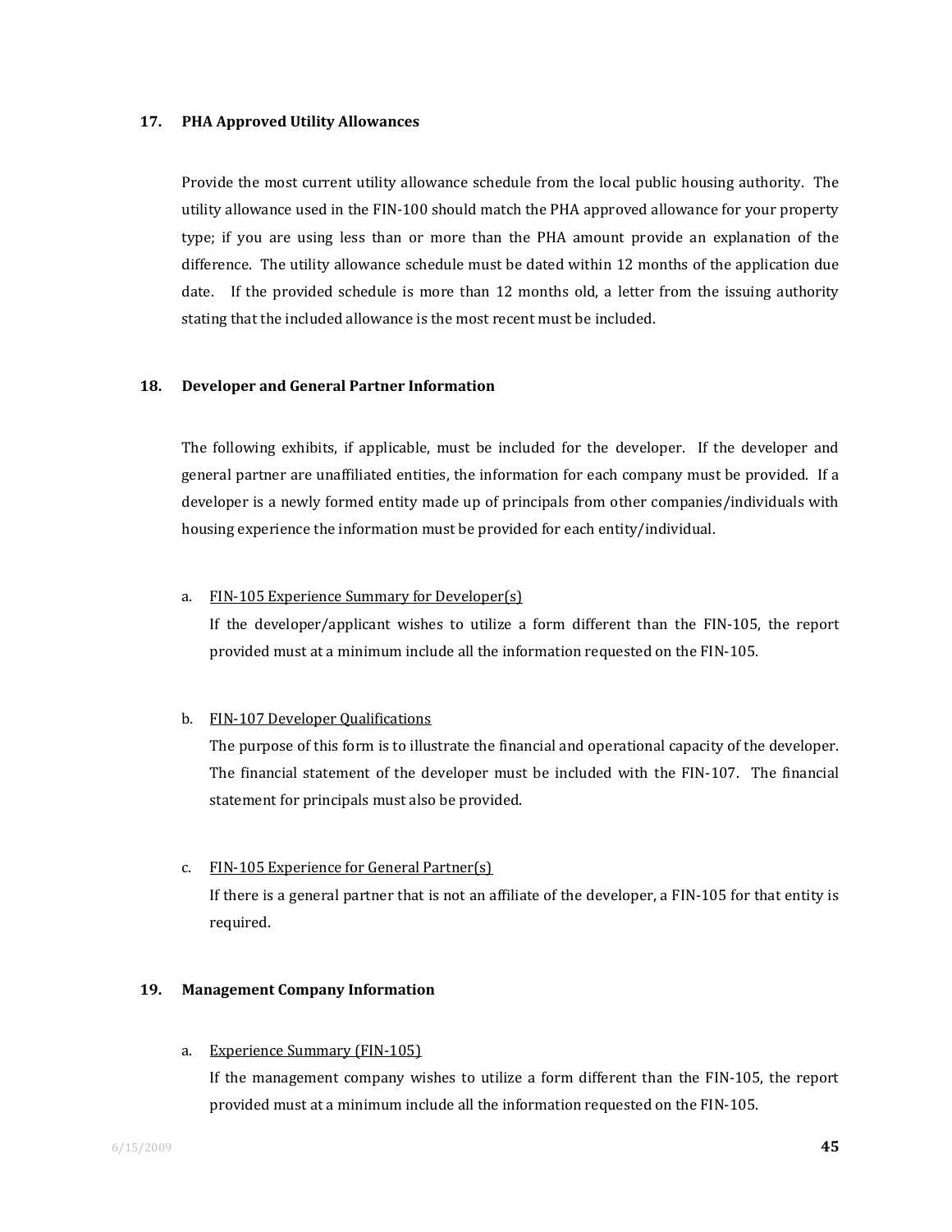**17. PHA Approved Utility Allowances**

Provide the most current utility allowance schedule from the local public housing authority. The utility allowance used in the FIN-100 should match the PHA approved allowance for your property type; if you are using less than or more than the PHA amount provide an explanation of the difference. The utility allowance schedule must be dated within 12 months of the application due date. If the provided schedule is more than 12 months old, a letter from the issuing authority stating that the included allowance is the most recent must be included.

**18. Developer and General Partner Information**

The following exhibits, if applicable, must be included for the developer. If the developer and general partner are unaffiliated entities, the information for each company must be provided. If a developer is a newly formed entity made up of principals from other companies/individuals with housing experience the information must be provided for each entity/individual.

a. FIN-105 Experience Summary for Developer(s)
   If the developer/applicant wishes to utilize a form different than the FIN-105, the report provided must at a minimum include all the information requested on the FIN-105.

b. FIN-107 Developer Qualifications
   The purpose of this form is to illustrate the financial and operational capacity of the developer. The financial statement of the developer must be included with the FIN-107. The financial statement for principals must also be provided.

c. FIN-105 Experience for General Partner(s)
   If there is a general partner that is not an affiliate of the developer, a FIN-105 for that entity is required.

**19. Management Company Information**

a. Experience Summary (FIN-105)
   If the management company wishes to utilize a form different than the FIN-105, the report provided must at a minimum include all the information requested on the FIN-105.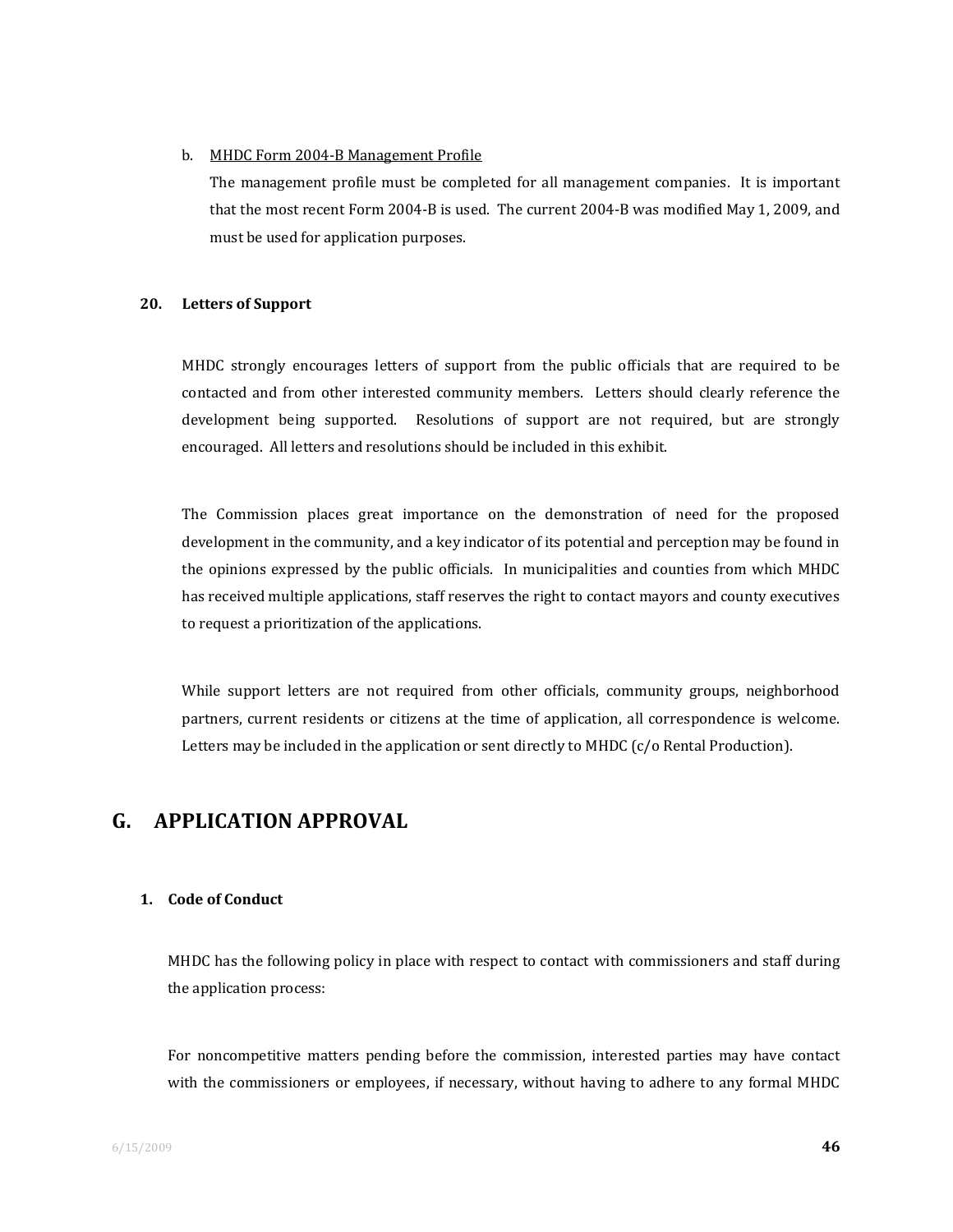b. <u>MHDC Form 2004-B Management Profile</u>

The management profile must be completed for all management companies. It is important that the most recent Form 2004-B is used. The current 2004-B was modified May 1, 2009, and must be used for application purposes.

**20. Letters of Support**

MHDC strongly encourages letters of support from the public officials that are required to be contacted and from other interested community members. Letters should clearly reference the development being supported. Resolutions of support are not required, but are strongly encouraged. All letters and resolutions should be included in this exhibit.

The Commission places great importance on the demonstration of need for the proposed development in the community, and a key indicator of its potential and perception may be found in the opinions expressed by the public officials. In municipalities and counties from which MHDC has received multiple applications, staff reserves the right to contact mayors and county executives to request a prioritization of the applications.

While support letters are not required from other officials, community groups, neighborhood partners, current residents or citizens at the time of application, all correspondence is welcome. Letters may be included in the application or sent directly to MHDC (c/o Rental Production).

## G. APPLICATION APPROVAL

**1. Code of Conduct**

MHDC has the following policy in place with respect to contact with commissioners and staff during the application process:

For noncompetitive matters pending before the commission, interested parties may have contact with the commissioners or employees, if necessary, without having to adhere to any formal MHDC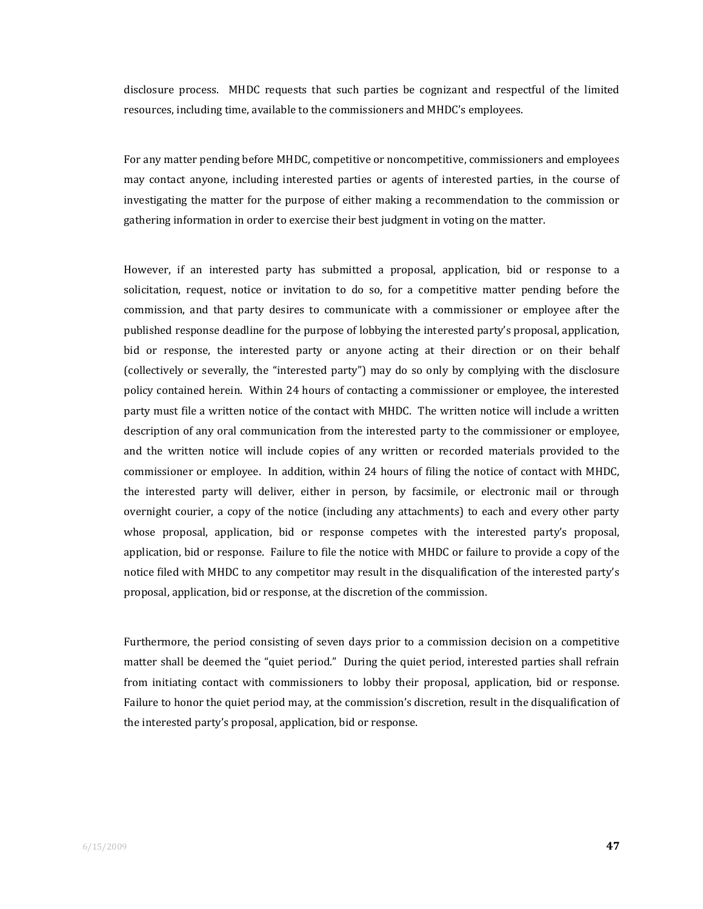disclosure process. MHDC requests that such parties be cognizant and respectful of the limited resources, including time, available to the commissioners and MHDC's employees.

For any matter pending before MHDC, competitive or noncompetitive, commissioners and employees may contact anyone, including interested parties or agents of interested parties, in the course of investigating the matter for the purpose of either making a recommendation to the commission or gathering information in order to exercise their best judgment in voting on the matter.

However, if an interested party has submitted a proposal, application, bid or response to a solicitation, request, notice or invitation to do so, for a competitive matter pending before the commission, and that party desires to communicate with a commissioner or employee after the published response deadline for the purpose of lobbying the interested party's proposal, application, bid or response, the interested party or anyone acting at their direction or on their behalf (collectively or severally, the "interested party") may do so only by complying with the disclosure policy contained herein. Within 24 hours of contacting a commissioner or employee, the interested party must file a written notice of the contact with MHDC. The written notice will include a written description of any oral communication from the interested party to the commissioner or employee, and the written notice will include copies of any written or recorded materials provided to the commissioner or employee. In addition, within 24 hours of filing the notice of contact with MHDC, the interested party will deliver, either in person, by facsimile, or electronic mail or through overnight courier, a copy of the notice (including any attachments) to each and every other party whose proposal, application, bid or response competes with the interested party's proposal, application, bid or response. Failure to file the notice with MHDC or failure to provide a copy of the notice filed with MHDC to any competitor may result in the disqualification of the interested party's proposal, application, bid or response, at the discretion of the commission.

Furthermore, the period consisting of seven days prior to a commission decision on a competitive matter shall be deemed the "quiet period." During the quiet period, interested parties shall refrain from initiating contact with commissioners to lobby their proposal, application, bid or response. Failure to honor the quiet period may, at the commission's discretion, result in the disqualification of the interested party's proposal, application, bid or response.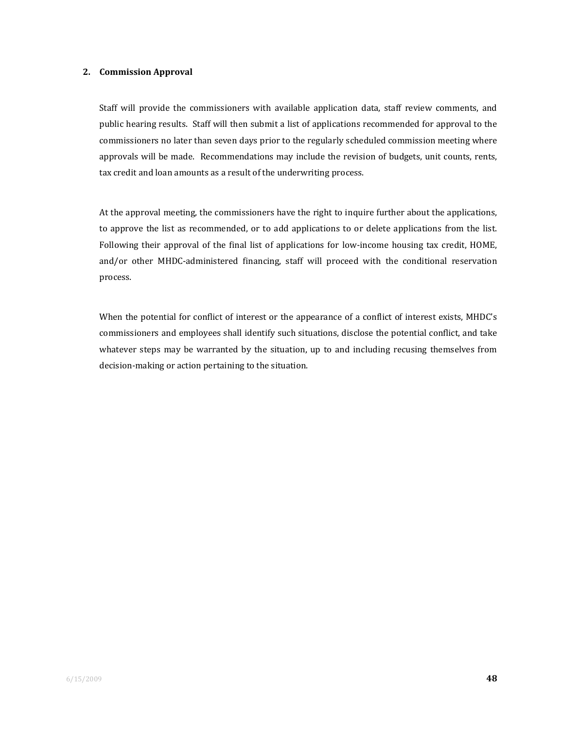## 2. Commission Approval

Staff will provide the commissioners with available application data, staff review comments, and public hearing results. Staff will then submit a list of applications recommended for approval to the commissioners no later than seven days prior to the regularly scheduled commission meeting where approvals will be made. Recommendations may include the revision of budgets, unit counts, rents, tax credit and loan amounts as a result of the underwriting process.

At the approval meeting, the commissioners have the right to inquire further about the applications, to approve the list as recommended, or to add applications to or delete applications from the list. Following their approval of the final list of applications for low-income housing tax credit, HOME, and/or other MHDC-administered financing, staff will proceed with the conditional reservation process.

When the potential for conflict of interest or the appearance of a conflict of interest exists, MHDC's commissioners and employees shall identify such situations, disclose the potential conflict, and take whatever steps may be warranted by the situation, up to and including recusing themselves from decision-making or action pertaining to the situation.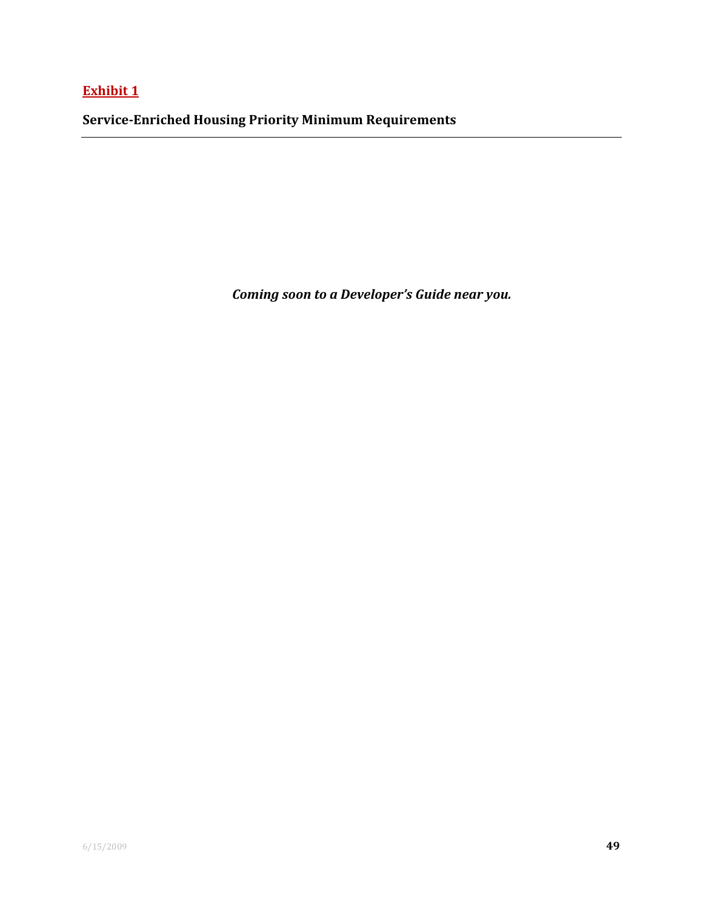## Exhibit 1

### Service-Enriched Housing Priority Minimum Requirements

---

***Coming soon to a Developer's Guide near you.***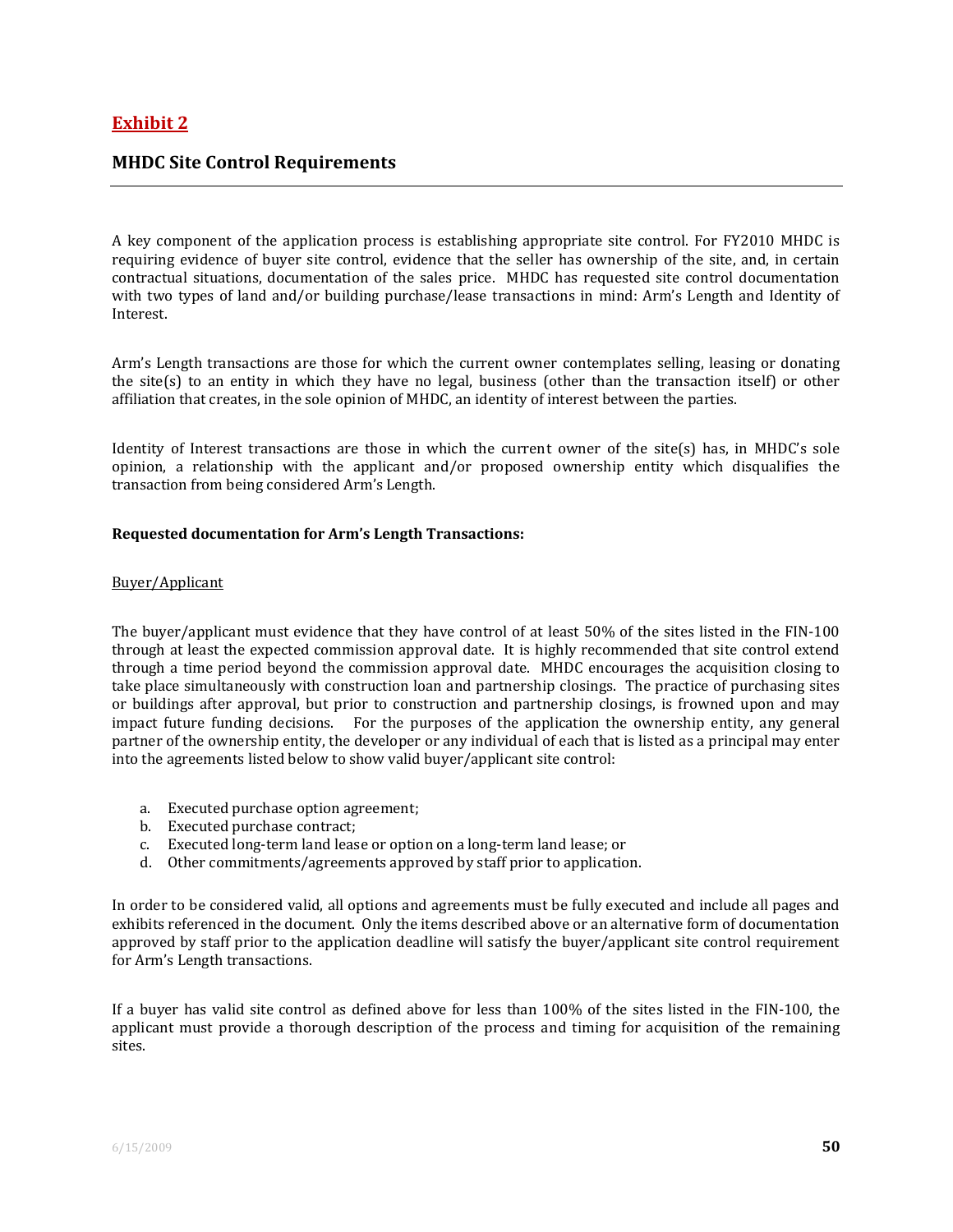## Exhibit 2

## MHDC Site Control Requirements

---

A key component of the application process is establishing appropriate site control. For FY2010 MHDC is requiring evidence of buyer site control, evidence that the seller has ownership of the site, and, in certain contractual situations, documentation of the sales price. MHDC has requested site control documentation with two types of land and/or building purchase/lease transactions in mind: Arm's Length and Identity of Interest.

Arm's Length transactions are those for which the current owner contemplates selling, leasing or donating the site(s) to an entity in which they have no legal, business (other than the transaction itself) or other affiliation that creates, in the sole opinion of MHDC, an identity of interest between the parties.

Identity of Interest transactions are those in which the current owner of the site(s) has, in MHDC's sole opinion, a relationship with the applicant and/or proposed ownership entity which disqualifies the transaction from being considered Arm's Length.

**Requested documentation for Arm's Length Transactions:**

Buyer/Applicant

The buyer/applicant must evidence that they have control of at least 50% of the sites listed in the FIN-100 through at least the expected commission approval date. It is highly recommended that site control extend through a time period beyond the commission approval date. MHDC encourages the acquisition closing to take place simultaneously with construction loan and partnership closings. The practice of purchasing sites or buildings after approval, but prior to construction and partnership closings, is frowned upon and may impact future funding decisions. For the purposes of the application the ownership entity, any general partner of the ownership entity, the developer or any individual of each that is listed as a principal may enter into the agreements listed below to show valid buyer/applicant site control:

a. Executed purchase option agreement;
b. Executed purchase contract;
c. Executed long-term land lease or option on a long-term land lease; or
d. Other commitments/agreements approved by staff prior to application.

In order to be considered valid, all options and agreements must be fully executed and include all pages and exhibits referenced in the document. Only the items described above or an alternative form of documentation approved by staff prior to the application deadline will satisfy the buyer/applicant site control requirement for Arm's Length transactions.

If a buyer has valid site control as defined above for less than 100% of the sites listed in the FIN-100, the applicant must provide a thorough description of the process and timing for acquisition of the remaining sites.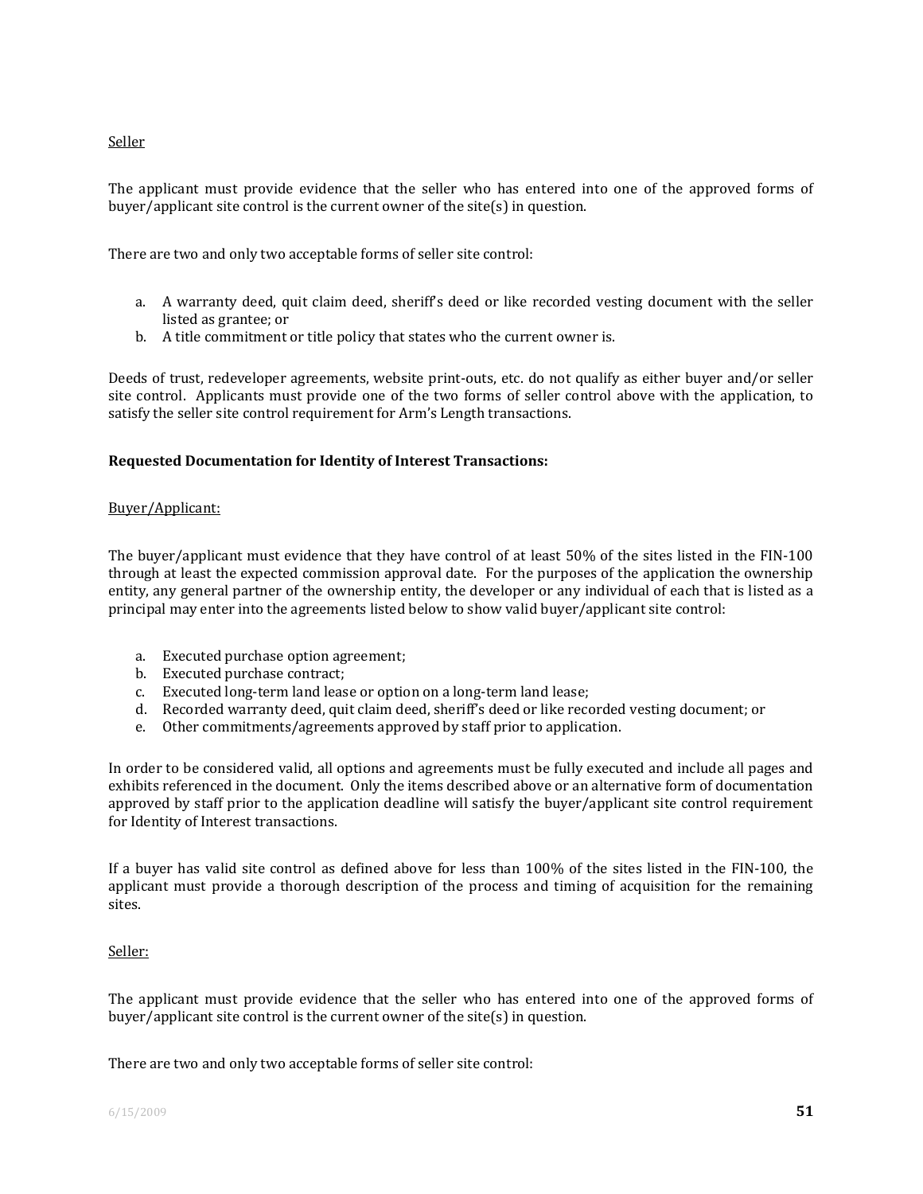Seller

The applicant must provide evidence that the seller who has entered into one of the approved forms of buyer/applicant site control is the current owner of the site(s) in question.

There are two and only two acceptable forms of seller site control:

a. A warranty deed, quit claim deed, sheriff's deed or like recorded vesting document with the seller listed as grantee; or
b. A title commitment or title policy that states who the current owner is.

Deeds of trust, redeveloper agreements, website print-outs, etc. do not qualify as either buyer and/or seller site control. Applicants must provide one of the two forms of seller control above with the application, to satisfy the seller site control requirement for Arm's Length transactions.

**Requested Documentation for Identity of Interest Transactions:**

Buyer/Applicant:

The buyer/applicant must evidence that they have control of at least 50% of the sites listed in the FIN-100 through at least the expected commission approval date. For the purposes of the application the ownership entity, any general partner of the ownership entity, the developer or any individual of each that is listed as a principal may enter into the agreements listed below to show valid buyer/applicant site control:

a. Executed purchase option agreement;
b. Executed purchase contract;
c. Executed long-term land lease or option on a long-term land lease;
d. Recorded warranty deed, quit claim deed, sheriff's deed or like recorded vesting document; or
e. Other commitments/agreements approved by staff prior to application.

In order to be considered valid, all options and agreements must be fully executed and include all pages and exhibits referenced in the document. Only the items described above or an alternative form of documentation approved by staff prior to the application deadline will satisfy the buyer/applicant site control requirement for Identity of Interest transactions.

If a buyer has valid site control as defined above for less than 100% of the sites listed in the FIN-100, the applicant must provide a thorough description of the process and timing of acquisition for the remaining sites.

Seller:

The applicant must provide evidence that the seller who has entered into one of the approved forms of buyer/applicant site control is the current owner of the site(s) in question.

There are two and only two acceptable forms of seller site control: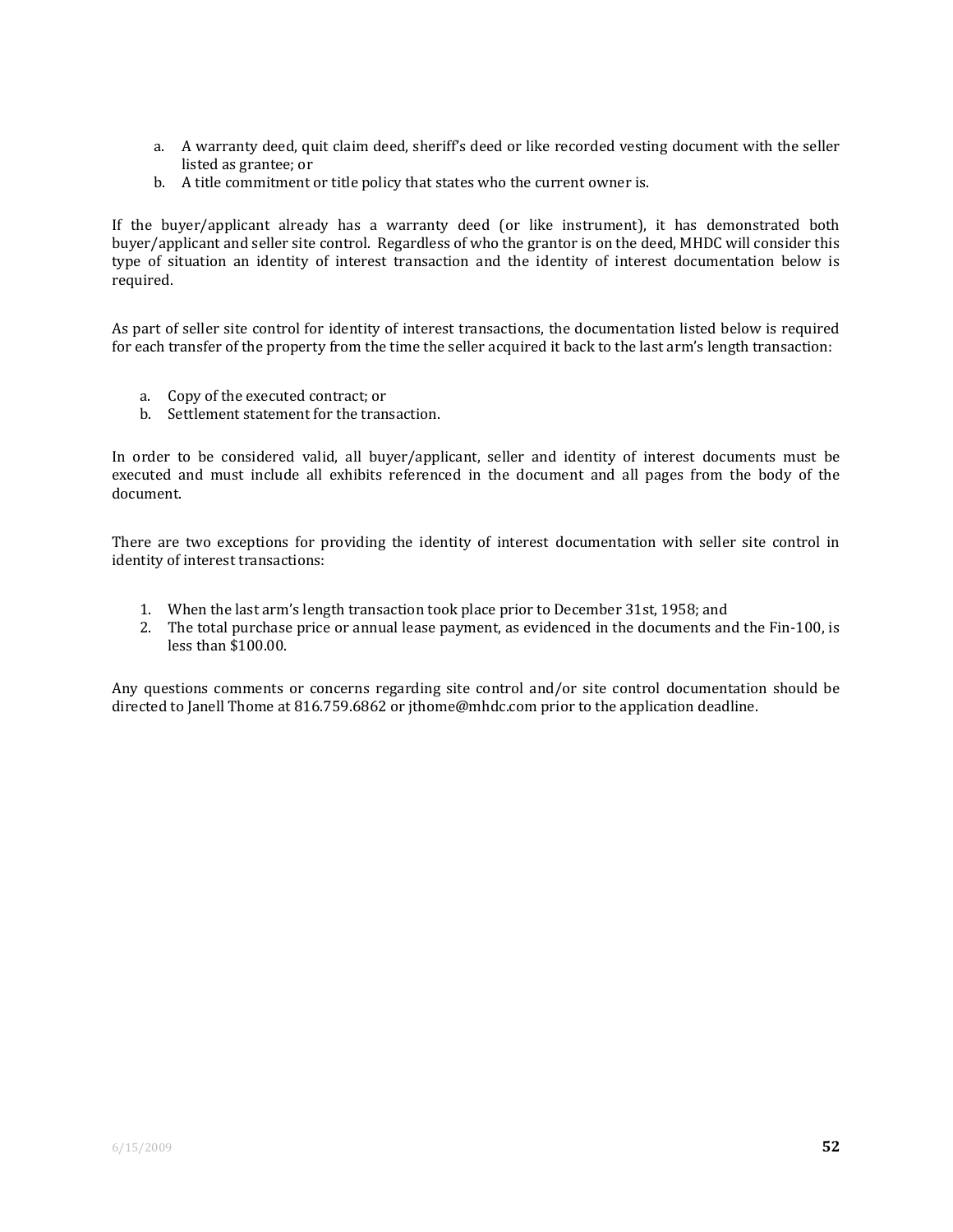a. A warranty deed, quit claim deed, sheriff's deed or like recorded vesting document with the seller listed as grantee; or
b. A title commitment or title policy that states who the current owner is.

If the buyer/applicant already has a warranty deed (or like instrument), it has demonstrated both buyer/applicant and seller site control. Regardless of who the grantor is on the deed, MHDC will consider this type of situation an identity of interest transaction and the identity of interest documentation below is required.

As part of seller site control for identity of interest transactions, the documentation listed below is required for each transfer of the property from the time the seller acquired it back to the last arm's length transaction:

a. Copy of the executed contract; or
b. Settlement statement for the transaction.

In order to be considered valid, all buyer/applicant, seller and identity of interest documents must be executed and must include all exhibits referenced in the document and all pages from the body of the document.

There are two exceptions for providing the identity of interest documentation with seller site control in identity of interest transactions:

1. When the last arm's length transaction took place prior to December 31st, 1958; and
2. The total purchase price or annual lease payment, as evidenced in the documents and the Fin-100, is less than $100.00.

Any questions comments or concerns regarding site control and/or site control documentation should be directed to Janell Thome at 816.759.6862 or jthome@mhdc.com prior to the application deadline.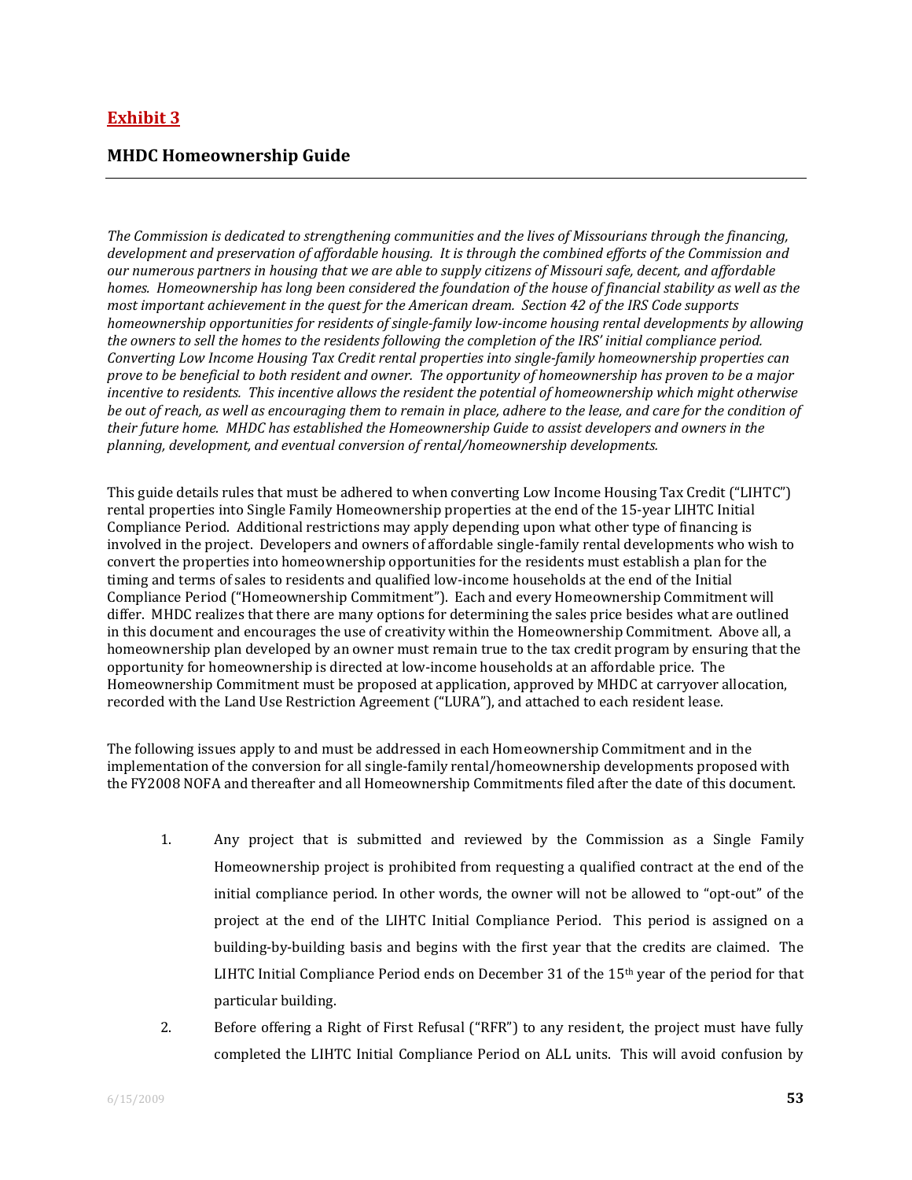## Exhibit 3

## MHDC Homeownership Guide

*The Commission is dedicated to strengthening communities and the lives of Missourians through the financing, development and preservation of affordable housing. It is through the combined efforts of the Commission and our numerous partners in housing that we are able to supply citizens of Missouri safe, decent, and affordable homes. Homeownership has long been considered the foundation of the house of financial stability as well as the most important achievement in the quest for the American dream. Section 42 of the IRS Code supports homeownership opportunities for residents of single-family low-income housing rental developments by allowing the owners to sell the homes to the residents following the completion of the IRS' initial compliance period. Converting Low Income Housing Tax Credit rental properties into single-family homeownership properties can prove to be beneficial to both resident and owner. The opportunity of homeownership has proven to be a major incentive to residents. This incentive allows the resident the potential of homeownership which might otherwise be out of reach, as well as encouraging them to remain in place, adhere to the lease, and care for the condition of their future home. MHDC has established the Homeownership Guide to assist developers and owners in the planning, development, and eventual conversion of rental/homeownership developments.*

This guide details rules that must be adhered to when converting Low Income Housing Tax Credit ("LIHTC") rental properties into Single Family Homeownership properties at the end of the 15-year LIHTC Initial Compliance Period. Additional restrictions may apply depending upon what other type of financing is involved in the project. Developers and owners of affordable single-family rental developments who wish to convert the properties into homeownership opportunities for the residents must establish a plan for the timing and terms of sales to residents and qualified low-income households at the end of the Initial Compliance Period ("Homeownership Commitment"). Each and every Homeownership Commitment will differ. MHDC realizes that there are many options for determining the sales price besides what are outlined in this document and encourages the use of creativity within the Homeownership Commitment. Above all, a homeownership plan developed by an owner must remain true to the tax credit program by ensuring that the opportunity for homeownership is directed at low-income households at an affordable price. The Homeownership Commitment must be proposed at application, approved by MHDC at carryover allocation, recorded with the Land Use Restriction Agreement ("LURA"), and attached to each resident lease.

The following issues apply to and must be addressed in each Homeownership Commitment and in the implementation of the conversion for all single-family rental/homeownership developments proposed with the FY2008 NOFA and thereafter and all Homeownership Commitments filed after the date of this document.

1. Any project that is submitted and reviewed by the Commission as a Single Family Homeownership project is prohibited from requesting a qualified contract at the end of the initial compliance period. In other words, the owner will not be allowed to "opt-out" of the project at the end of the LIHTC Initial Compliance Period. This period is assigned on a building-by-building basis and begins with the first year that the credits are claimed. The LIHTC Initial Compliance Period ends on December 31 of the 15th year of the period for that particular building.
2. Before offering a Right of First Refusal ("RFR") to any resident, the project must have fully completed the LIHTC Initial Compliance Period on ALL units. This will avoid confusion by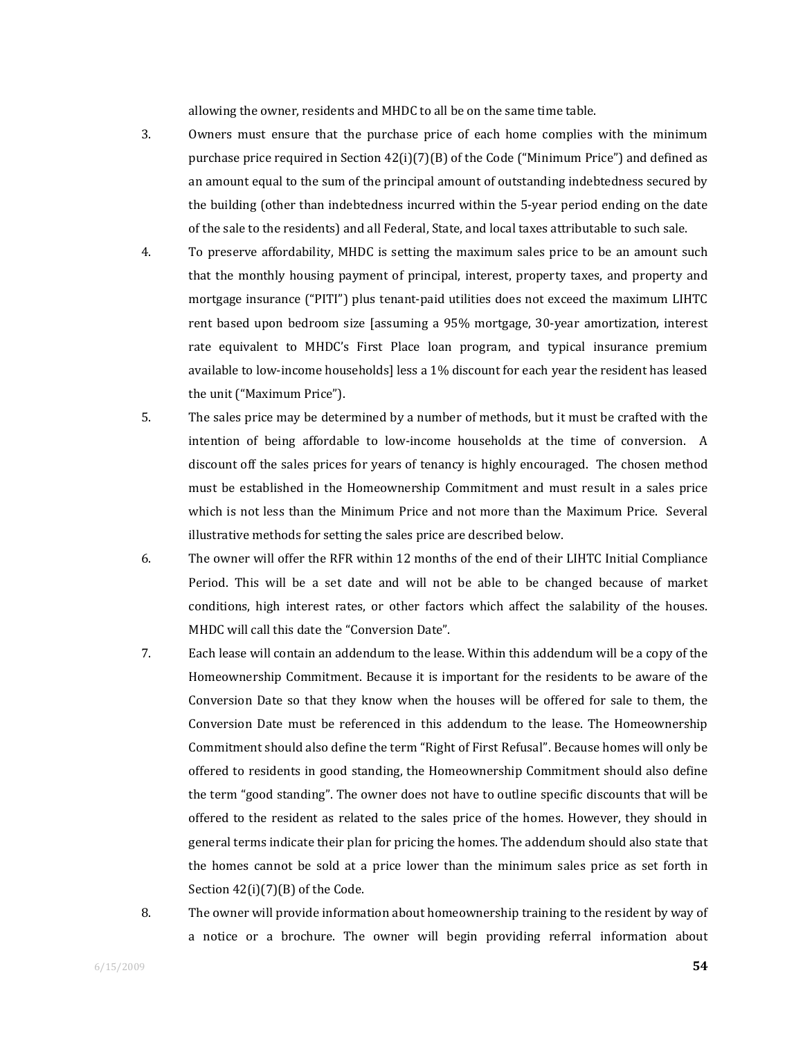allowing the owner, residents and MHDC to all be on the same time table.

3. Owners must ensure that the purchase price of each home complies with the minimum purchase price required in Section 42(i)(7)(B) of the Code ("Minimum Price") and defined as an amount equal to the sum of the principal amount of outstanding indebtedness secured by the building (other than indebtedness incurred within the 5-year period ending on the date of the sale to the residents) and all Federal, State, and local taxes attributable to such sale.

4. To preserve affordability, MHDC is setting the maximum sales price to be an amount such that the monthly housing payment of principal, interest, property taxes, and property and mortgage insurance ("PITI") plus tenant-paid utilities does not exceed the maximum LIHTC rent based upon bedroom size [assuming a 95% mortgage, 30-year amortization, interest rate equivalent to MHDC's First Place loan program, and typical insurance premium available to low-income households] less a 1% discount for each year the resident has leased the unit ("Maximum Price").

5. The sales price may be determined by a number of methods, but it must be crafted with the intention of being affordable to low-income households at the time of conversion. A discount off the sales prices for years of tenancy is highly encouraged. The chosen method must be established in the Homeownership Commitment and must result in a sales price which is not less than the Minimum Price and not more than the Maximum Price. Several illustrative methods for setting the sales price are described below.

6. The owner will offer the RFR within 12 months of the end of their LIHTC Initial Compliance Period. This will be a set date and will not be able to be changed because of market conditions, high interest rates, or other factors which affect the salability of the houses. MHDC will call this date the "Conversion Date".

7. Each lease will contain an addendum to the lease. Within this addendum will be a copy of the Homeownership Commitment. Because it is important for the residents to be aware of the Conversion Date so that they know when the houses will be offered for sale to them, the Conversion Date must be referenced in this addendum to the lease. The Homeownership Commitment should also define the term "Right of First Refusal". Because homes will only be offered to residents in good standing, the Homeownership Commitment should also define the term "good standing". The owner does not have to outline specific discounts that will be offered to the resident as related to the sales price of the homes. However, they should in general terms indicate their plan for pricing the homes. The addendum should also state that the homes cannot be sold at a price lower than the minimum sales price as set forth in Section 42(i)(7)(B) of the Code.

8. The owner will provide information about homeownership training to the resident by way of a notice or a brochure. The owner will begin providing referral information about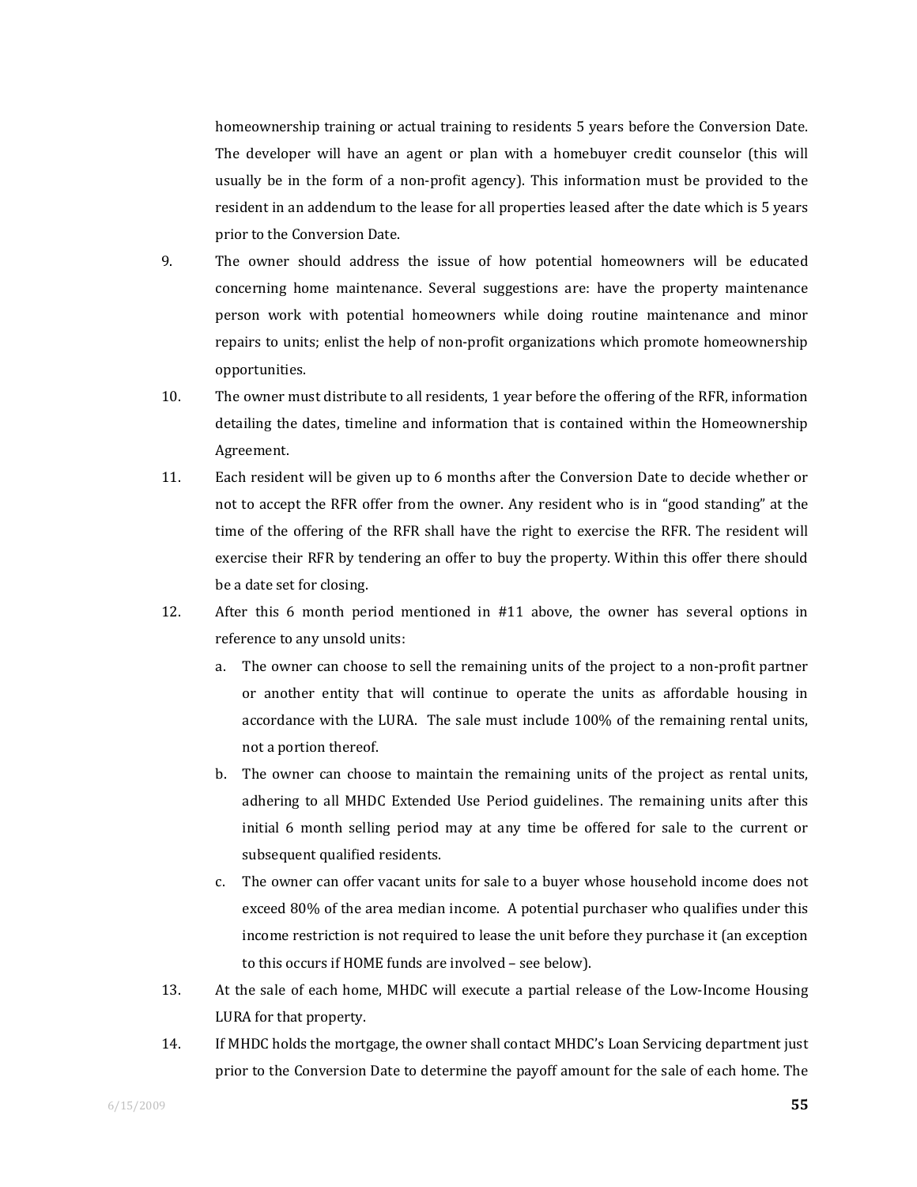homeownership training or actual training to residents 5 years before the Conversion Date. The developer will have an agent or plan with a homebuyer credit counselor (this will usually be in the form of a non-profit agency). This information must be provided to the resident in an addendum to the lease for all properties leased after the date which is 5 years prior to the Conversion Date.

9. The owner should address the issue of how potential homeowners will be educated concerning home maintenance. Several suggestions are: have the property maintenance person work with potential homeowners while doing routine maintenance and minor repairs to units; enlist the help of non-profit organizations which promote homeownership opportunities.

10. The owner must distribute to all residents, 1 year before the offering of the RFR, information detailing the dates, timeline and information that is contained within the Homeownership Agreement.

11. Each resident will be given up to 6 months after the Conversion Date to decide whether or not to accept the RFR offer from the owner. Any resident who is in "good standing" at the time of the offering of the RFR shall have the right to exercise the RFR. The resident will exercise their RFR by tendering an offer to buy the property. Within this offer there should be a date set for closing.

12. After this 6 month period mentioned in #11 above, the owner has several options in reference to any unsold units:
    a. The owner can choose to sell the remaining units of the project to a non-profit partner or another entity that will continue to operate the units as affordable housing in accordance with the LURA. The sale must include 100% of the remaining rental units, not a portion thereof.
    b. The owner can choose to maintain the remaining units of the project as rental units, adhering to all MHDC Extended Use Period guidelines. The remaining units after this initial 6 month selling period may at any time be offered for sale to the current or subsequent qualified residents.
    c. The owner can offer vacant units for sale to a buyer whose household income does not exceed 80% of the area median income. A potential purchaser who qualifies under this income restriction is not required to lease the unit before they purchase it (an exception to this occurs if HOME funds are involved – see below).

13. At the sale of each home, MHDC will execute a partial release of the Low-Income Housing LURA for that property.

14. If MHDC holds the mortgage, the owner shall contact MHDC's Loan Servicing department just prior to the Conversion Date to determine the payoff amount for the sale of each home. The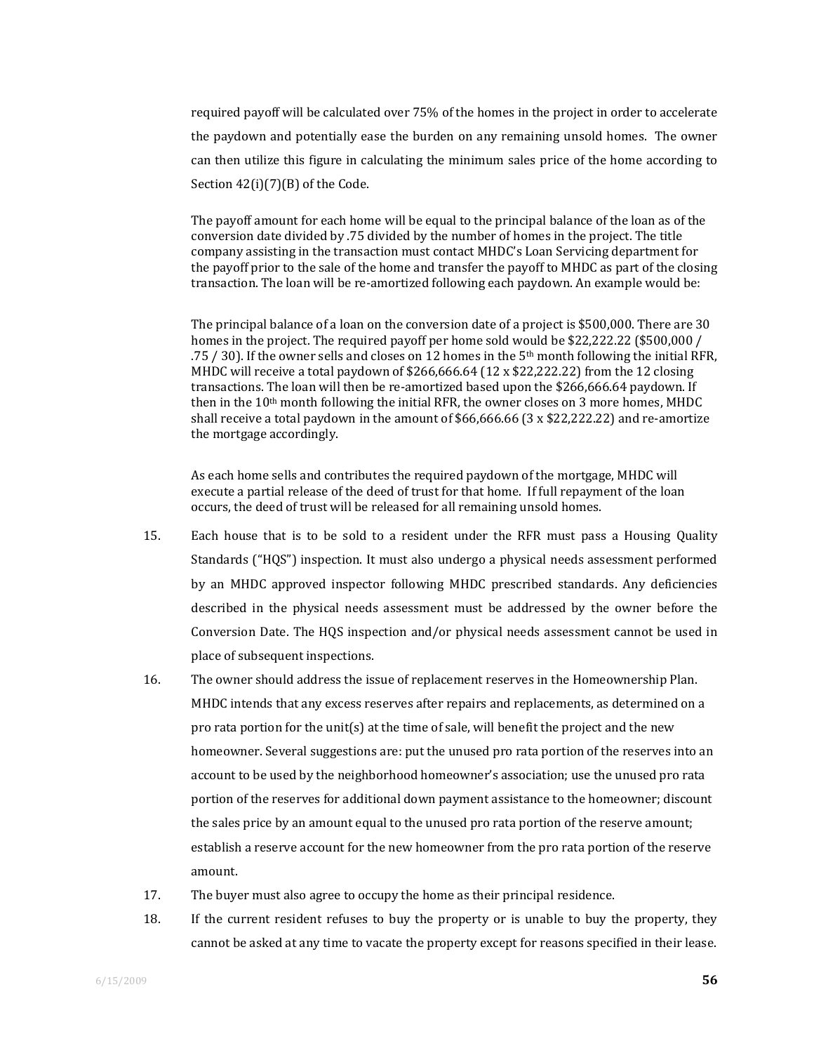required payoff will be calculated over 75% of the homes in the project in order to accelerate the paydown and potentially ease the burden on any remaining unsold homes. The owner can then utilize this figure in calculating the minimum sales price of the home according to Section 42(i)(7)(B) of the Code.

The payoff amount for each home will be equal to the principal balance of the loan as of the conversion date divided by .75 divided by the number of homes in the project. The title company assisting in the transaction must contact MHDC's Loan Servicing department for the payoff prior to the sale of the home and transfer the payoff to MHDC as part of the closing transaction. The loan will be re-amortized following each paydown. An example would be:

The principal balance of a loan on the conversion date of a project is $500,000. There are 30 homes in the project. The required payoff per home sold would be $22,222.22 ($500,000 / .75 / 30). If the owner sells and closes on 12 homes in the 5th month following the initial RFR, MHDC will receive a total paydown of $266,666.64 (12 x $22,222.22) from the 12 closing transactions. The loan will then be re-amortized based upon the $266,666.64 paydown. If then in the 10th month following the initial RFR, the owner closes on 3 more homes, MHDC shall receive a total paydown in the amount of $66,666.66 (3 x $22,222.22) and re-amortize the mortgage accordingly.

As each home sells and contributes the required paydown of the mortgage, MHDC will execute a partial release of the deed of trust for that home. If full repayment of the loan occurs, the deed of trust will be released for all remaining unsold homes.

15. Each house that is to be sold to a resident under the RFR must pass a Housing Quality Standards ("HQS") inspection. It must also undergo a physical needs assessment performed by an MHDC approved inspector following MHDC prescribed standards. Any deficiencies described in the physical needs assessment must be addressed by the owner before the Conversion Date. The HQS inspection and/or physical needs assessment cannot be used in place of subsequent inspections.
16. The owner should address the issue of replacement reserves in the Homeownership Plan. MHDC intends that any excess reserves after repairs and replacements, as determined on a pro rata portion for the unit(s) at the time of sale, will benefit the project and the new homeowner. Several suggestions are: put the unused pro rata portion of the reserves into an account to be used by the neighborhood homeowner's association; use the unused pro rata portion of the reserves for additional down payment assistance to the homeowner; discount the sales price by an amount equal to the unused pro rata portion of the reserve amount; establish a reserve account for the new homeowner from the pro rata portion of the reserve amount.
17. The buyer must also agree to occupy the home as their principal residence.
18. If the current resident refuses to buy the property or is unable to buy the property, they cannot be asked at any time to vacate the property except for reasons specified in their lease.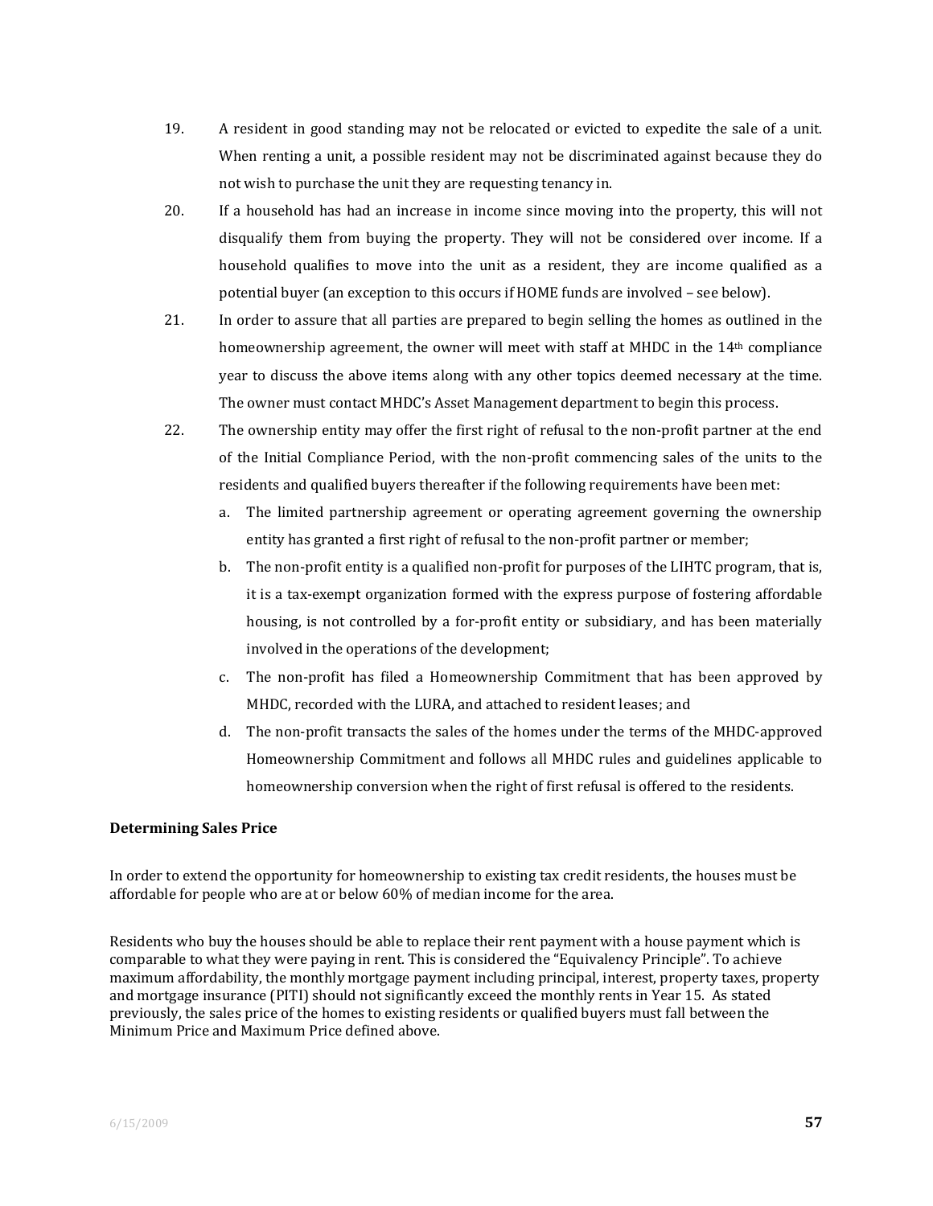19. A resident in good standing may not be relocated or evicted to expedite the sale of a unit. When renting a unit, a possible resident may not be discriminated against because they do not wish to purchase the unit they are requesting tenancy in.

20. If a household has had an increase in income since moving into the property, this will not disqualify them from buying the property. They will not be considered over income. If a household qualifies to move into the unit as a resident, they are income qualified as a potential buyer (an exception to this occurs if HOME funds are involved – see below).

21. In order to assure that all parties are prepared to begin selling the homes as outlined in the homeownership agreement, the owner will meet with staff at MHDC in the 14th compliance year to discuss the above items along with any other topics deemed necessary at the time. The owner must contact MHDC's Asset Management department to begin this process.

22. The ownership entity may offer the first right of refusal to the non-profit partner at the end of the Initial Compliance Period, with the non-profit commencing sales of the units to the residents and qualified buyers thereafter if the following requirements have been met:

    a. The limited partnership agreement or operating agreement governing the ownership entity has granted a first right of refusal to the non-profit partner or member;

    b. The non-profit entity is a qualified non-profit for purposes of the LIHTC program, that is, it is a tax-exempt organization formed with the express purpose of fostering affordable housing, is not controlled by a for-profit entity or subsidiary, and has been materially involved in the operations of the development;

    c. The non-profit has filed a Homeownership Commitment that has been approved by MHDC, recorded with the LURA, and attached to resident leases; and

    d. The non-profit transacts the sales of the homes under the terms of the MHDC-approved Homeownership Commitment and follows all MHDC rules and guidelines applicable to homeownership conversion when the right of first refusal is offered to the residents.

**Determining Sales Price**

In order to extend the opportunity for homeownership to existing tax credit residents, the houses must be affordable for people who are at or below 60% of median income for the area.

Residents who buy the houses should be able to replace their rent payment with a house payment which is comparable to what they were paying in rent. This is considered the "Equivalency Principle". To achieve maximum affordability, the monthly mortgage payment including principal, interest, property taxes, property and mortgage insurance (PITI) should not significantly exceed the monthly rents in Year 15. As stated previously, the sales price of the homes to existing residents or qualified buyers must fall between the Minimum Price and Maximum Price defined above.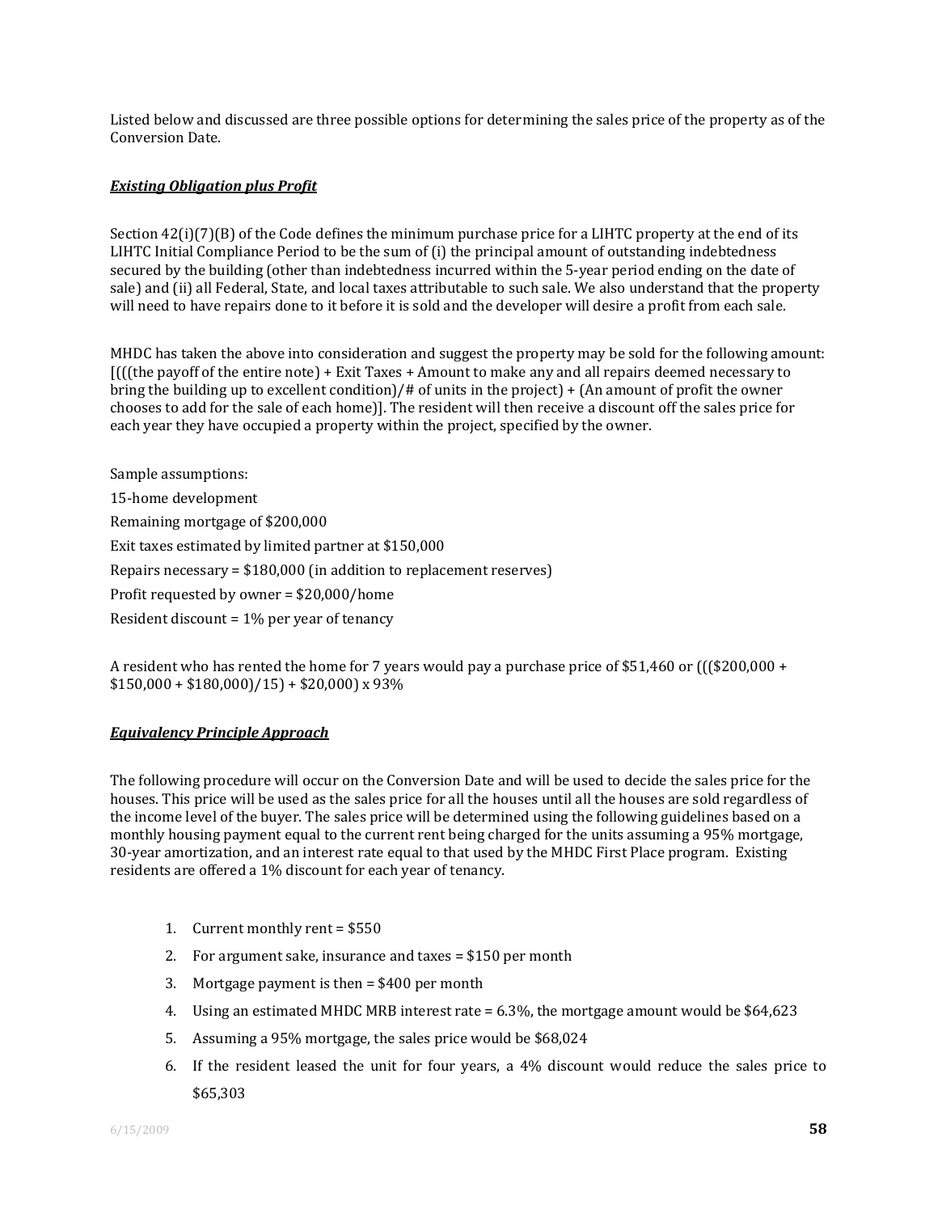Listed below and discussed are three possible options for determining the sales price of the property as of the Conversion Date.

***Existing Obligation plus Profit***

Section 42(i)(7)(B) of the Code defines the minimum purchase price for a LIHTC property at the end of its LIHTC Initial Compliance Period to be the sum of (i) the principal amount of outstanding indebtedness secured by the building (other than indebtedness incurred within the 5-year period ending on the date of sale) and (ii) all Federal, State, and local taxes attributable to such sale. We also understand that the property will need to have repairs done to it before it is sold and the developer will desire a profit from each sale.

MHDC has taken the above into consideration and suggest the property may be sold for the following amount: [(((the payoff of the entire note) + Exit Taxes + Amount to make any and all repairs deemed necessary to bring the building up to excellent condition)/# of units in the project) + (An amount of profit the owner chooses to add for the sale of each home)]. The resident will then receive a discount off the sales price for each year they have occupied a property within the project, specified by the owner.

Sample assumptions:

15-home development

Remaining mortgage of $200,000

Exit taxes estimated by limited partner at $150,000

Repairs necessary = $180,000 (in addition to replacement reserves)

Profit requested by owner = $20,000/home

Resident discount = 1% per year of tenancy

A resident who has rented the home for 7 years would pay a purchase price of $51,460 or ((($200,000 + $150,000 + $180,000)/15) + $20,000) x 93%

***Equivalency Principle Approach***

The following procedure will occur on the Conversion Date and will be used to decide the sales price for the houses. This price will be used as the sales price for all the houses until all the houses are sold regardless of the income level of the buyer. The sales price will be determined using the following guidelines based on a monthly housing payment equal to the current rent being charged for the units assuming a 95% mortgage, 30-year amortization, and an interest rate equal to that used by the MHDC First Place program. Existing residents are offered a 1% discount for each year of tenancy.

1. Current monthly rent = $550
2. For argument sake, insurance and taxes = $150 per month
3. Mortgage payment is then = $400 per month
4. Using an estimated MHDC MRB interest rate = 6.3%, the mortgage amount would be $64,623
5. Assuming a 95% mortgage, the sales price would be $68,024
6. If the resident leased the unit for four years, a 4% discount would reduce the sales price to $65,303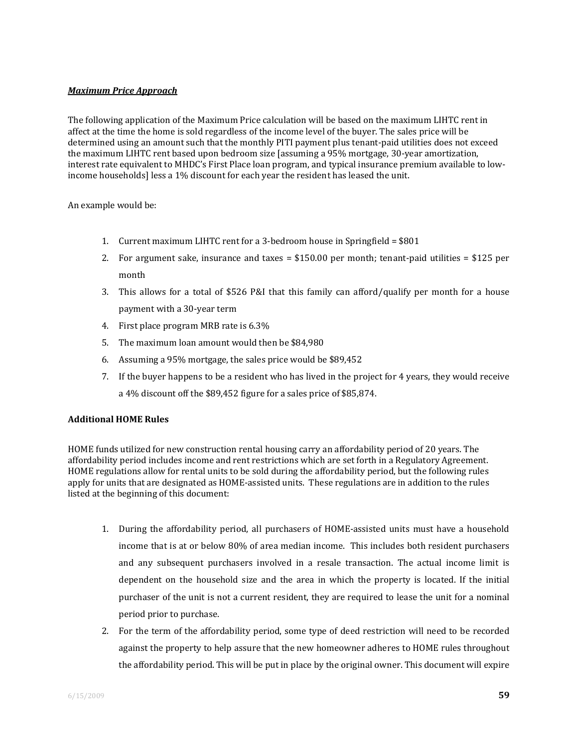***Maximum Price Approach***

The following application of the Maximum Price calculation will be based on the maximum LIHTC rent in affect at the time the home is sold regardless of the income level of the buyer. The sales price will be determined using an amount such that the monthly PITI payment plus tenant-paid utilities does not exceed the maximum LIHTC rent based upon bedroom size [assuming a 95% mortgage, 30-year amortization, interest rate equivalent to MHDC's First Place loan program, and typical insurance premium available to low-income households] less a 1% discount for each year the resident has leased the unit.

An example would be:

1. Current maximum LIHTC rent for a 3-bedroom house in Springfield = $801
2. For argument sake, insurance and taxes = $150.00 per month; tenant-paid utilities = $125 per month
3. This allows for a total of $526 P&I that this family can afford/qualify per month for a house payment with a 30-year term
4. First place program MRB rate is 6.3%
5. The maximum loan amount would then be $84,980
6. Assuming a 95% mortgage, the sales price would be $89,452
7. If the buyer happens to be a resident who has lived in the project for 4 years, they would receive a 4% discount off the $89,452 figure for a sales price of $85,874.

**Additional HOME Rules**

HOME funds utilized for new construction rental housing carry an affordability period of 20 years. The affordability period includes income and rent restrictions which are set forth in a Regulatory Agreement. HOME regulations allow for rental units to be sold during the affordability period, but the following rules apply for units that are designated as HOME-assisted units. These regulations are in addition to the rules listed at the beginning of this document:

1. During the affordability period, all purchasers of HOME-assisted units must have a household income that is at or below 80% of area median income. This includes both resident purchasers and any subsequent purchasers involved in a resale transaction. The actual income limit is dependent on the household size and the area in which the property is located. If the initial purchaser of the unit is not a current resident, they are required to lease the unit for a nominal period prior to purchase.
2. For the term of the affordability period, some type of deed restriction will need to be recorded against the property to help assure that the new homeowner adheres to HOME rules throughout the affordability period. This will be put in place by the original owner. This document will expire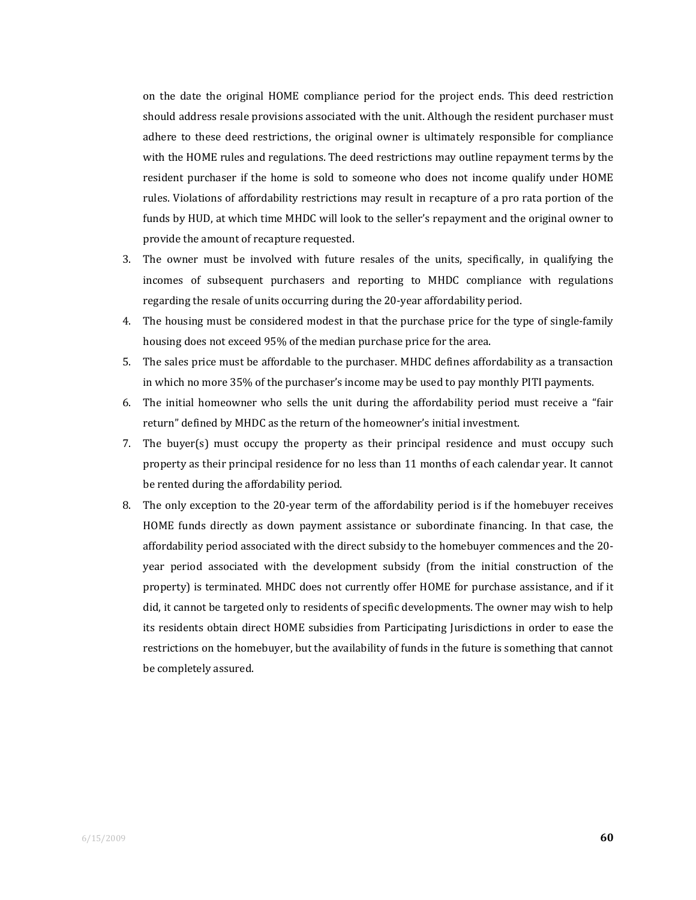on the date the original HOME compliance period for the project ends. This deed restriction should address resale provisions associated with the unit. Although the resident purchaser must adhere to these deed restrictions, the original owner is ultimately responsible for compliance with the HOME rules and regulations. The deed restrictions may outline repayment terms by the resident purchaser if the home is sold to someone who does not income qualify under HOME rules. Violations of affordability restrictions may result in recapture of a pro rata portion of the funds by HUD, at which time MHDC will look to the seller's repayment and the original owner to provide the amount of recapture requested.

3. The owner must be involved with future resales of the units, specifically, in qualifying the incomes of subsequent purchasers and reporting to MHDC compliance with regulations regarding the resale of units occurring during the 20-year affordability period.
4. The housing must be considered modest in that the purchase price for the type of single-family housing does not exceed 95% of the median purchase price for the area.
5. The sales price must be affordable to the purchaser. MHDC defines affordability as a transaction in which no more 35% of the purchaser's income may be used to pay monthly PITI payments.
6. The initial homeowner who sells the unit during the affordability period must receive a "fair return" defined by MHDC as the return of the homeowner's initial investment.
7. The buyer(s) must occupy the property as their principal residence and must occupy such property as their principal residence for no less than 11 months of each calendar year. It cannot be rented during the affordability period.
8. The only exception to the 20-year term of the affordability period is if the homebuyer receives HOME funds directly as down payment assistance or subordinate financing. In that case, the affordability period associated with the direct subsidy to the homebuyer commences and the 20-year period associated with the development subsidy (from the initial construction of the property) is terminated. MHDC does not currently offer HOME for purchase assistance, and if it did, it cannot be targeted only to residents of specific developments. The owner may wish to help its residents obtain direct HOME subsidies from Participating Jurisdictions in order to ease the restrictions on the homebuyer, but the availability of funds in the future is something that cannot be completely assured.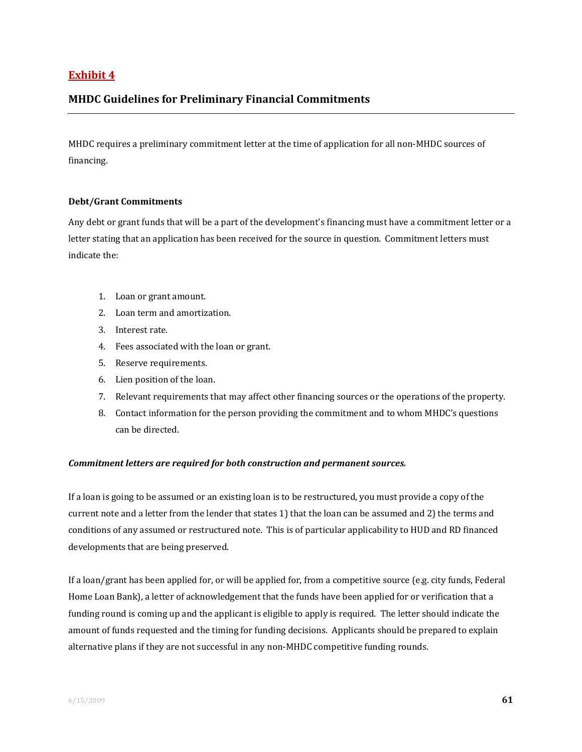## Exhibit 4

## MHDC Guidelines for Preliminary Financial Commitments

MHDC requires a preliminary commitment letter at the time of application for all non-MHDC sources of financing.

**Debt/Grant Commitments**

Any debt or grant funds that will be a part of the development's financing must have a commitment letter or a letter stating that an application has been received for the source in question. Commitment letters must indicate the:

1. Loan or grant amount.
2. Loan term and amortization.
3. Interest rate.
4. Fees associated with the loan or grant.
5. Reserve requirements.
6. Lien position of the loan.
7. Relevant requirements that may affect other financing sources or the operations of the property.
8. Contact information for the person providing the commitment and to whom MHDC's questions can be directed.

***Commitment letters are required for both construction and permanent sources.***

If a loan is going to be assumed or an existing loan is to be restructured, you must provide a copy of the current note and a letter from the lender that states 1) that the loan can be assumed and 2) the terms and conditions of any assumed or restructured note. This is of particular applicability to HUD and RD financed developments that are being preserved.

If a loan/grant has been applied for, or will be applied for, from a competitive source (e.g. city funds, Federal Home Loan Bank), a letter of acknowledgement that the funds have been applied for or verification that a funding round is coming up and the applicant is eligible to apply is required. The letter should indicate the amount of funds requested and the timing for funding decisions. Applicants should be prepared to explain alternative plans if they are not successful in any non-MHDC competitive funding rounds.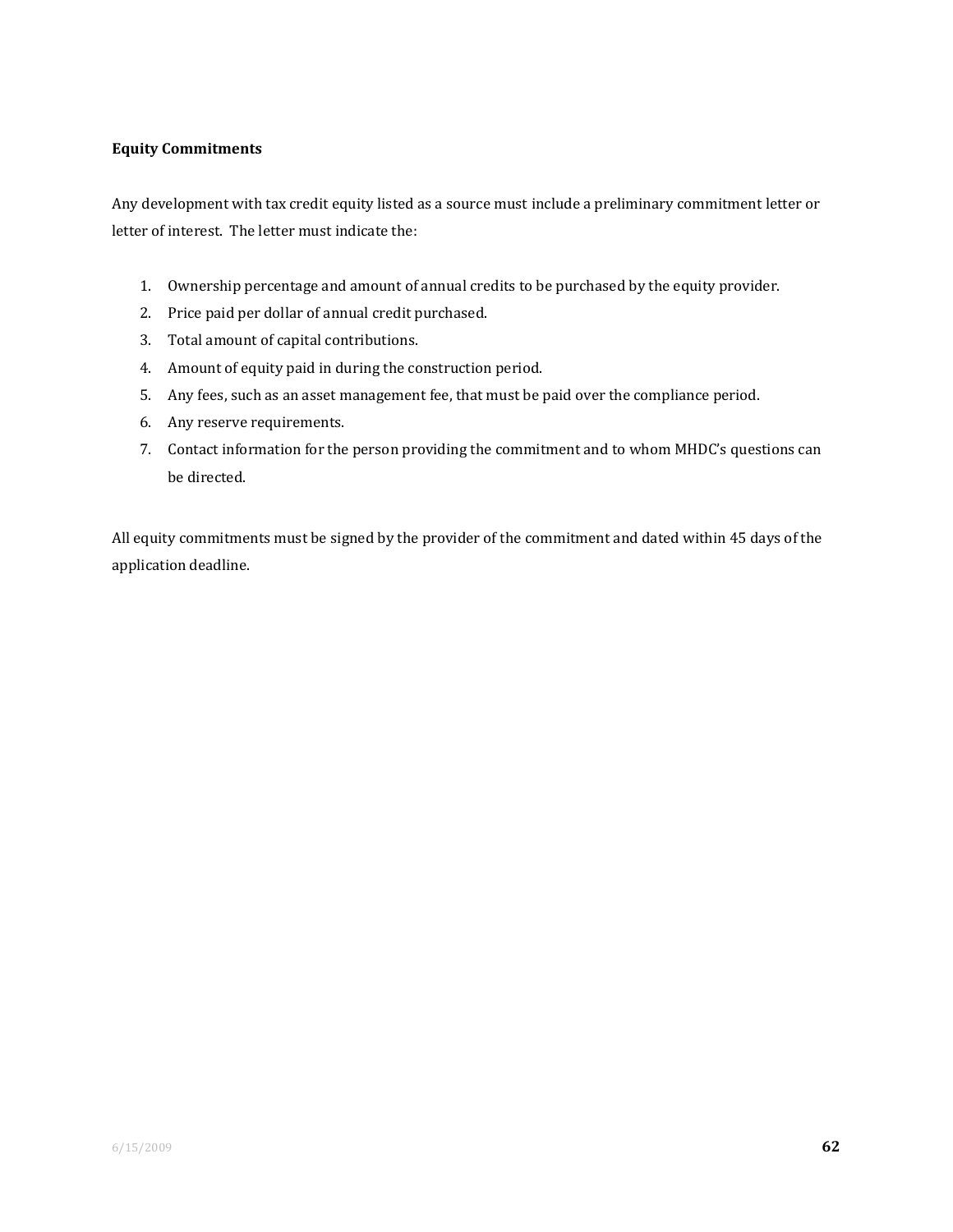### Equity Commitments

Any development with tax credit equity listed as a source must include a preliminary commitment letter or letter of interest. The letter must indicate the:

1. Ownership percentage and amount of annual credits to be purchased by the equity provider.
2. Price paid per dollar of annual credit purchased.
3. Total amount of capital contributions.
4. Amount of equity paid in during the construction period.
5. Any fees, such as an asset management fee, that must be paid over the compliance period.
6. Any reserve requirements.
7. Contact information for the person providing the commitment and to whom MHDC's questions can be directed.

All equity commitments must be signed by the provider of the commitment and dated within 45 days of the application deadline.